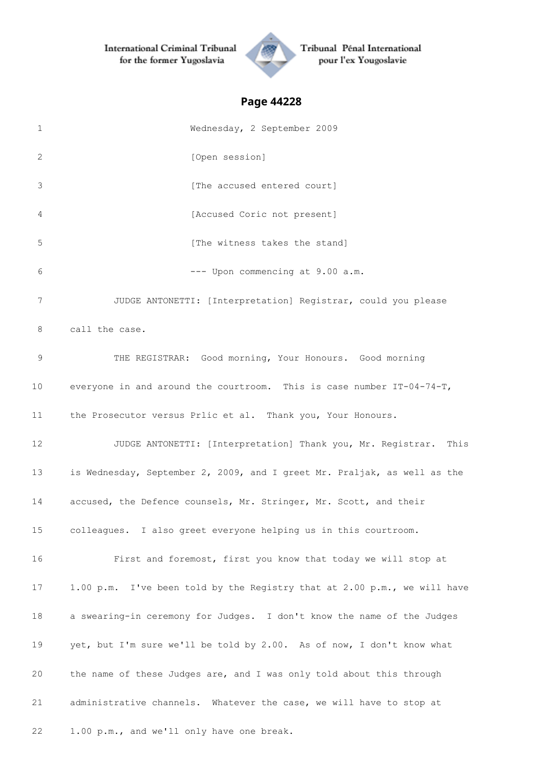## Page 44228

1 Wednesday, 2 September 2009

2 [Open session]

3 [The accused entered court]

4 [Accused Coric not present]

5 [The witness takes the stand]

6 --- Upon commencing at 9.00 a.m.

7 JUDGE ANTONETTI: [Interpretation] Registrar, could you please

8 call the case.

9 THE REGISTRAR: Good morning, Your Honours. Good morning

10 everyone in and around the courtroom. This is case number IT-04-74-T,

11 the Prosecutor versus Prlic et al. Thank you, Your Honours.

12 JUDGE ANTONETTI: [Interpretation] Thank you, Mr. Registrar. This

13 is Wednesday, September 2, 2009, and I greet Mr. Praljak, as well as the

14 accused, the Defence counsels, Mr. Stringer, Mr. Scott, and their

15 colleagues. I also greet everyone helping us in this courtroom.

16 First and foremost, first you know that today we will stop at

17 1.00 p.m. I've been told by the Registry that at 2.00 p.m., we will have

18 a swearing-in ceremony for Judges. I don't know the name of the Judges

19 yet, but I'm sure we'll be told by 2.00. As of now, I don't know what

20 the name of these Judges are, and I was only told about this through

21 administrative channels. Whatever the case, we will have to stop at

22 1.00 p.m., and we'll only have one break.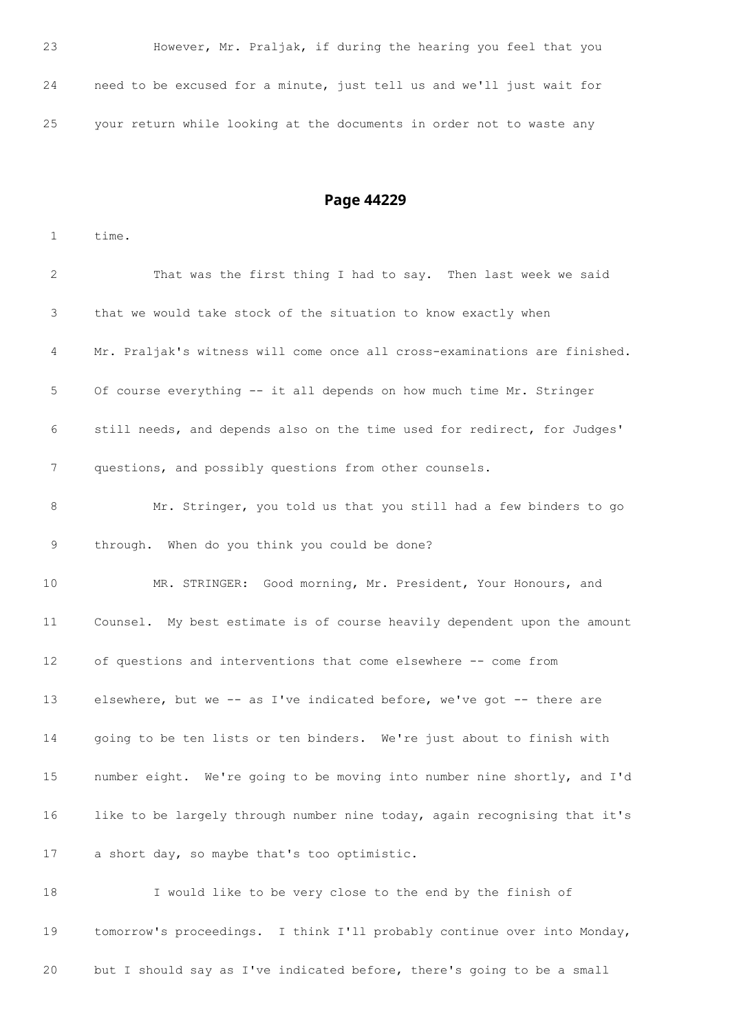23 However, Mr. Praljak, if during the hearing you feel that you

24 need to be excused for a minute, just tell us and we'll just wait for

25 your return while looking at the documents in order not to waste any

## Page 44229

1 time.

2 That was the first thing I had to say. Then last week we said

3 that we would take stock of the situation to know exactly when

4 Mr. Praljak's witness will come once all cross-examinations are finished.

5 Of course everything -- it all depends on how much time Mr. Stringer

6 still needs, and depends also on the time used for redirect, for Judges'

7 questions, and possibly questions from other counsels.

8 Mr. Stringer, you told us that you still had a few binders to go

9 through. When do you think you could be done?

10 MR. STRINGER: Good morning, Mr. President, Your Honours, and

11 Counsel. My best estimate is of course heavily dependent upon the amount

12 of questions and interventions that come elsewhere -- come from

13 elsewhere, but we -- as I've indicated before, we've got -- there are

14 going to be ten lists or ten binders. We're just about to finish with

15 number eight. We're going to be moving into number nine shortly, and I'd

16 like to be largely through number nine today, again recognising that it's

17 a short day, so maybe that's too optimistic.

18 I would like to be very close to the end by the finish of

19 tomorrow's proceedings. I think I'll probably continue over into Monday,

20 but I should say as I've indicated before, there's going to be a small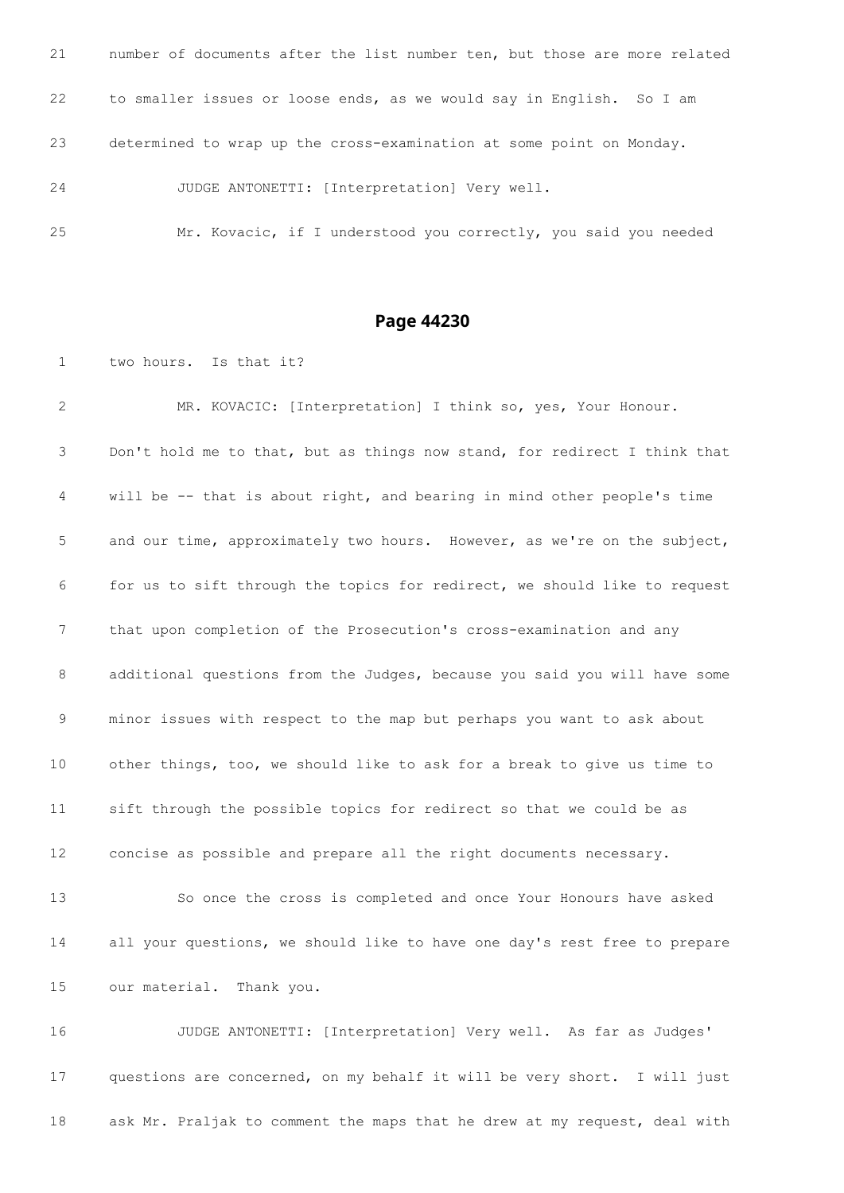21 number of documents after the list number ten, but those are more related

22 to smaller issues or loose ends, as we would say in English. So I am

23 determined to wrap up the cross-examination at some point on Monday.

24 JUDGE ANTONETTI: [Interpretation] Very well.

25 Mr. Kovacic, if I understood you correctly, you said you needed

## Page 44230

1 two hours. Is that it?

2 MR. KOVACIC: [Interpretation] I think so, yes, Your Honour.

3 Don't hold me to that, but as things now stand, for redirect I think that

4 will be -- that is about right, and bearing in mind other people's time

5 and our time, approximately two hours. However, as we're on the subject,

6 for us to sift through the topics for redirect, we should like to request

7 that upon completion of the Prosecution's cross-examination and any

8 additional questions from the Judges, because you said you will have some

9 minor issues with respect to the map but perhaps you want to ask about

10 other things, too, we should like to ask for a break to give us time to

11 sift through the possible topics for redirect so that we could be as

12 concise as possible and prepare all the right documents necessary.

13 So once the cross is completed and once Your Honours have asked

14 all your questions, we should like to have one day's rest free to prepare

15 our material. Thank you.

16 JUDGE ANTONETTI: [Interpretation] Very well. As far as Judges'

17 questions are concerned, on my behalf it will be very short. I will just

18 ask Mr. Praljak to comment the maps that he drew at my request, deal with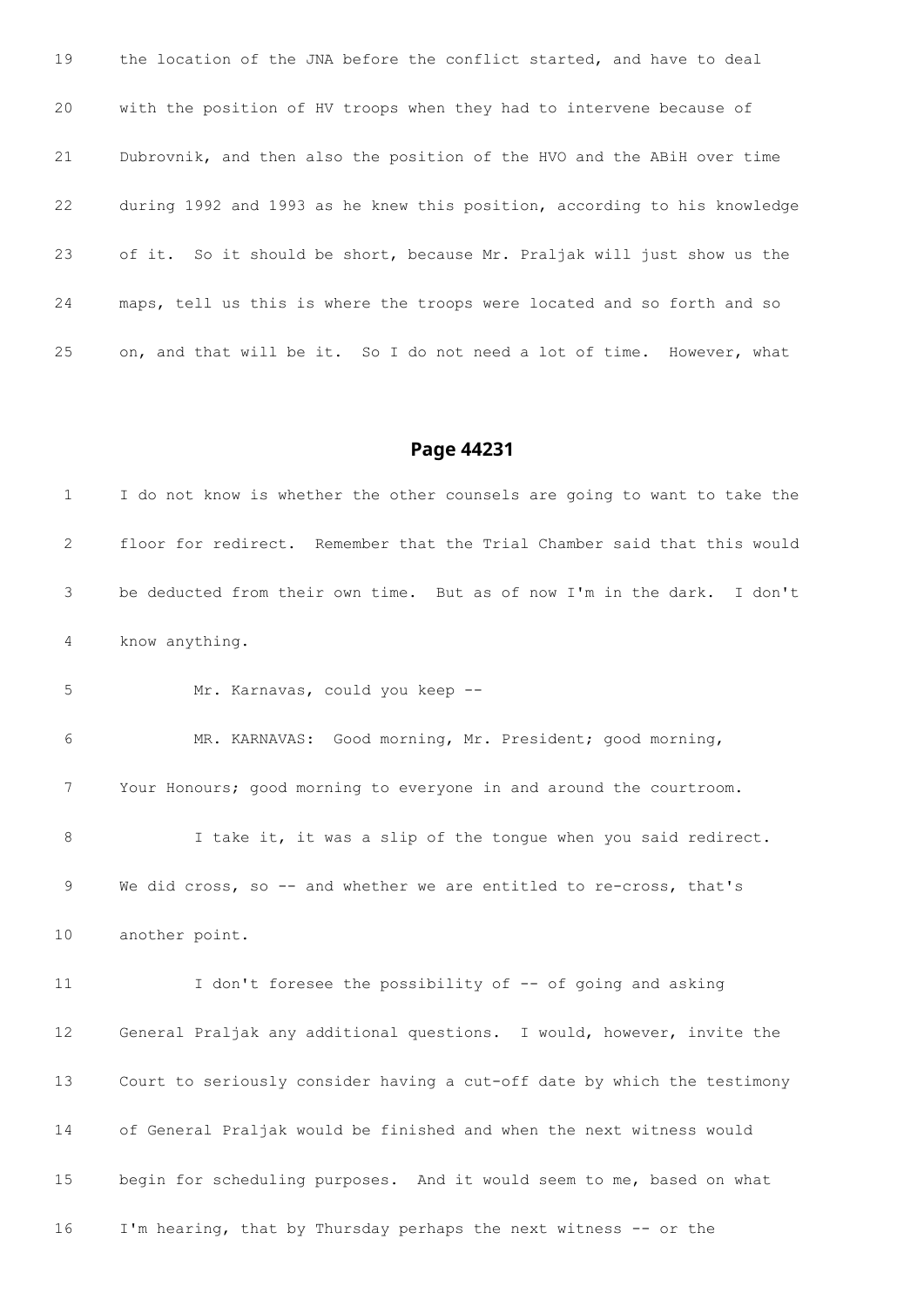19 the location of the JNA before the conflict started, and have to deal

20 with the position of HV troops when they had to intervene because of

21 Dubrovnik, and then also the position of the HVO and the ABiH over time

22 during 1992 and 1993 as he knew this position, according to his knowledge

23 of it. So it should be short, because Mr. Praljak will just show us the

24 maps, tell us this is where the troops were located and so forth and so

25 on, and that will be it. So I do not need a lot of time. However, what

## Page 44231

1 I do not know is whether the other counsels are going to want to take the

2 floor for redirect. Remember that the Trial Chamber said that this would

3 be deducted from their own time. But as of now I'm in the dark. I don't

4 know anything.

5 Mr. Karnavas, could you keep --

6 MR. KARNAVAS: Good morning, Mr. President; good morning,

7 Your Honours; good morning to everyone in and around the courtroom.

8 I take it, it was a slip of the tongue when you said redirect.

9 We did cross, so -- and whether we are entitled to re-cross, that's

10 another point.

11 I don't foresee the possibility of -- of going and asking

12 General Praljak any additional questions. I would, however, invite the

13 Court to seriously consider having a cut-off date by which the testimony

14 of General Praljak would be finished and when the next witness would

15 begin for scheduling purposes. And it would seem to me, based on what

16 I'm hearing, that by Thursday perhaps the next witness -- or the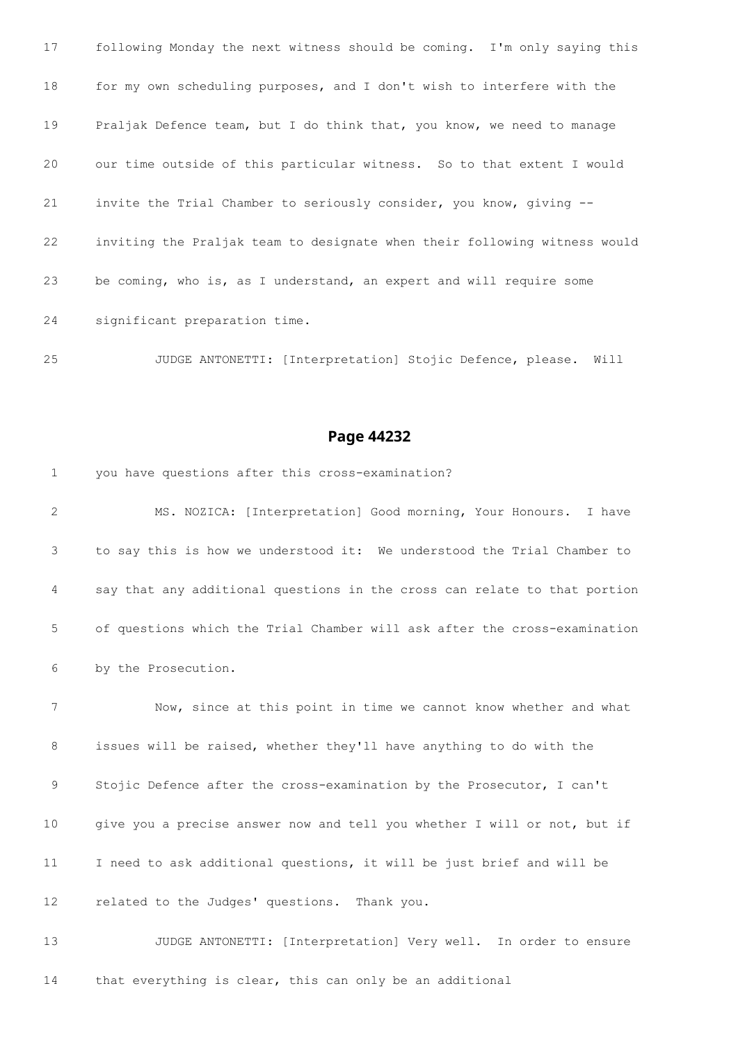17 following Monday the next witness should be coming. I'm only saying this

18 for my own scheduling purposes, and I don't wish to interfere with the

19 Praljak Defence team, but I do think that, you know, we need to manage

20 our time outside of this particular witness. So to that extent I would

21 invite the Trial Chamber to seriously consider, you know, giving --

22 inviting the Praljak team to designate when their following witness would

23 be coming, who is, as I understand, an expert and will require some

24 significant preparation time.

25 JUDGE ANTONETTI: [Interpretation] Stojic Defence, please. Will

## Page 44232

1 you have questions after this cross-examination?

2 MS. NOZICA: [Interpretation] Good morning, Your Honours. I have

3 to say this is how we understood it: We understood the Trial Chamber to

4 say that any additional questions in the cross can relate to that portion

5 of questions which the Trial Chamber will ask after the cross-examination

6 by the Prosecution.

7 Now, since at this point in time we cannot know whether and what

8 issues will be raised, whether they'll have anything to do with the

9 Stojic Defence after the cross-examination by the Prosecutor, I can't

10 give you a precise answer now and tell you whether I will or not, but if

11 I need to ask additional questions, it will be just brief and will be

12 related to the Judges' questions. Thank you.

13 JUDGE ANTONETTI: [Interpretation] Very well. In order to ensure

14 that everything is clear, this can only be an additional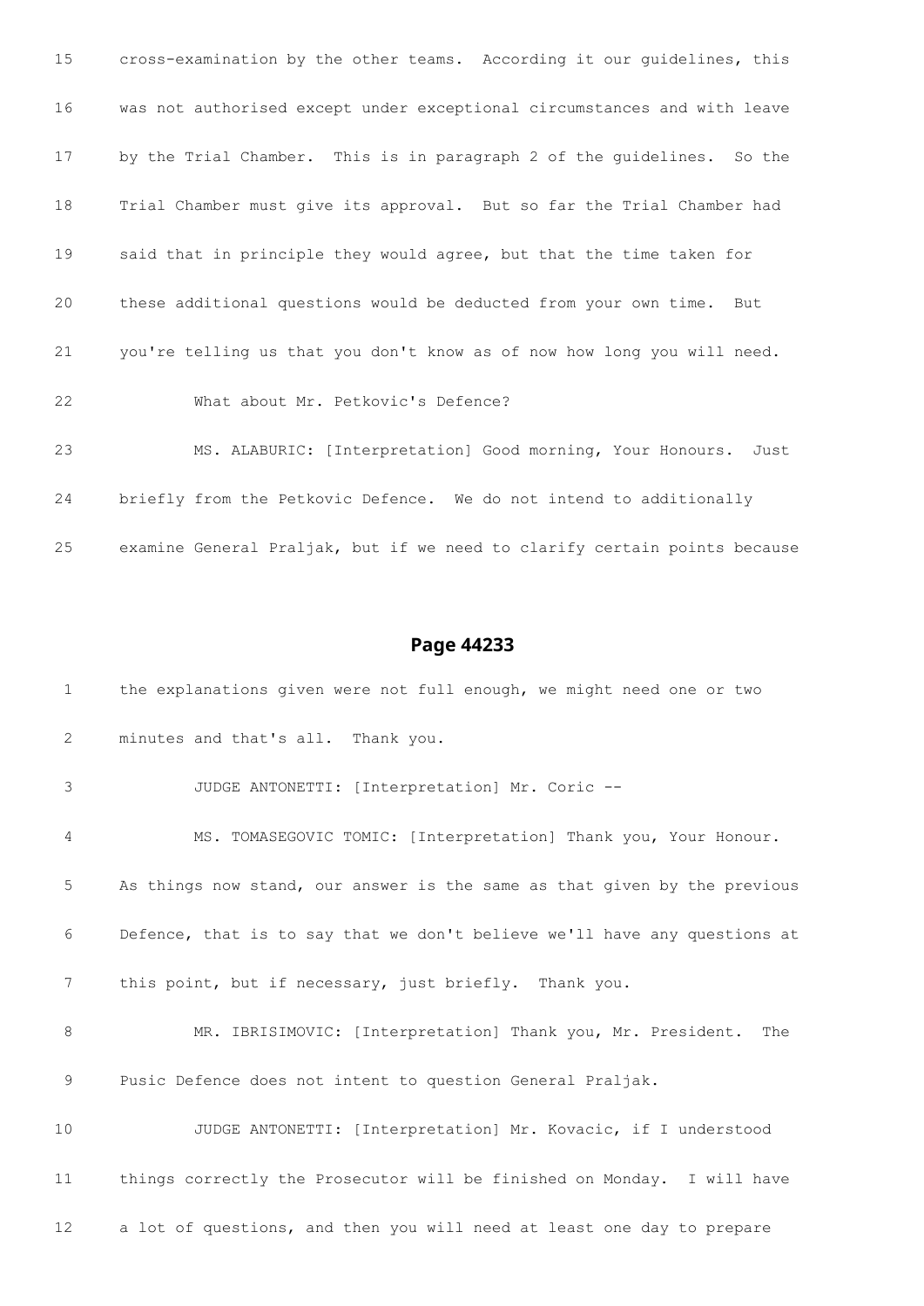15 cross-examination by the other teams. According it our guidelines, this

16 was not authorised except under exceptional circumstances and with leave

17 by the Trial Chamber. This is in paragraph 2 of the guidelines. So the

18 Trial Chamber must give its approval. But so far the Trial Chamber had

19 said that in principle they would agree, but that the time taken for

20 these additional questions would be deducted from your own time. But

21 you're telling us that you don't know as of now how long you will need.

22 What about Mr. Petkovic's Defence?

23 MS. ALABURIC: [Interpretation] Good morning, Your Honours. Just

24 briefly from the Petkovic Defence. We do not intend to additionally

25 examine General Praljak, but if we need to clarify certain points because

## Page 44233

1 the explanations given were not full enough, we might need one or two

2 minutes and that's all. Thank you.

3 JUDGE ANTONETTI: [Interpretation] Mr. Coric --

4 MS. TOMASEGOVIC TOMIC: [Interpretation] Thank you, Your Honour.

5 As things now stand, our answer is the same as that given by the previous

6 Defence, that is to say that we don't believe we'll have any questions at

7 this point, but if necessary, just briefly. Thank you.

8 MR. IBRISIMOVIC: [Interpretation] Thank you, Mr. President. The

9 Pusic Defence does not intent to question General Praljak.

10 JUDGE ANTONETTI: [Interpretation] Mr. Kovacic, if I understood

11 things correctly the Prosecutor will be finished on Monday. I will have

12 a lot of questions, and then you will need at least one day to prepare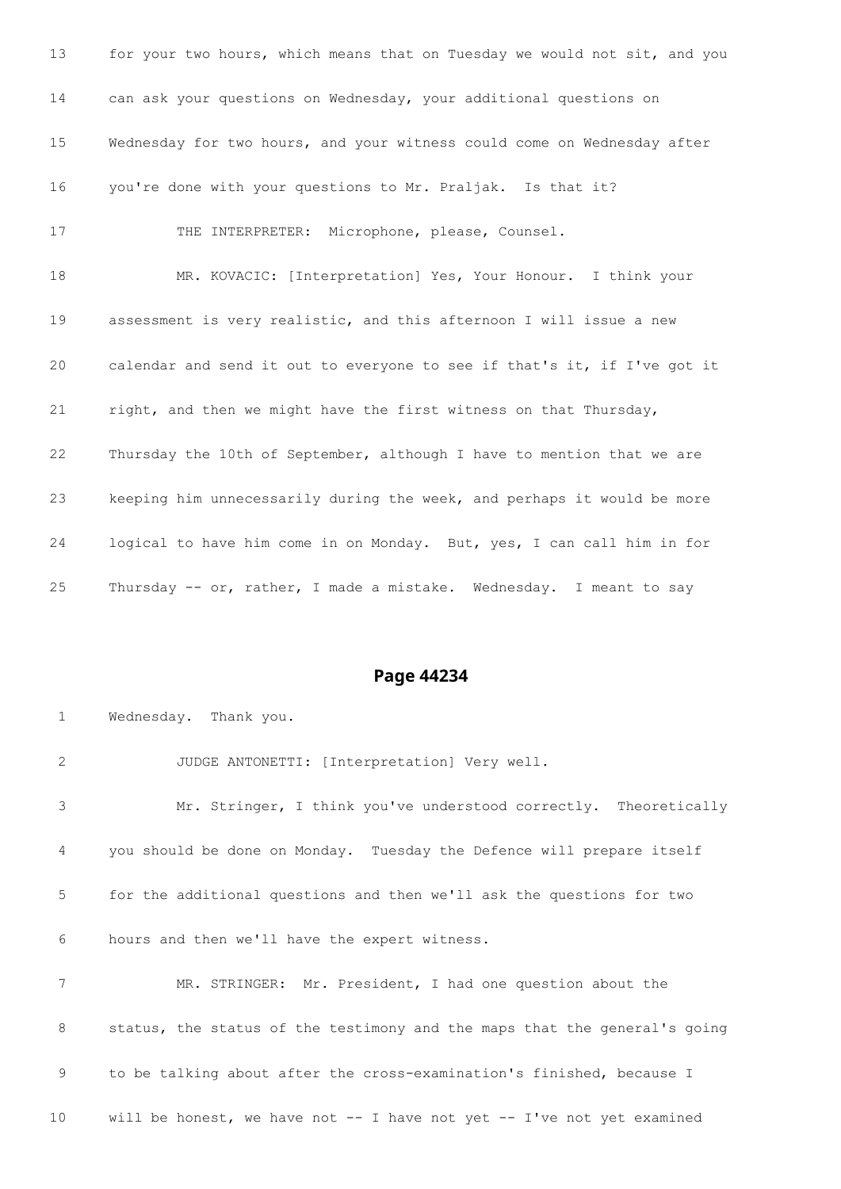13 for your two hours, which means that on Tuesday we would not sit, and you

14 can ask your questions on Wednesday, your additional questions on

15 Wednesday for two hours, and your witness could come on Wednesday after

16 you're done with your questions to Mr. Praljak. Is that it?

17 THE INTERPRETER: Microphone, please, Counsel.

18 MR. KOVACIC: [Interpretation] Yes, Your Honour. I think your

19 assessment is very realistic, and this afternoon I will issue a new

20 calendar and send it out to everyone to see if that's it, if I've got it

21 right, and then we might have the first witness on that Thursday,

22 Thursday the 10th of September, although I have to mention that we are

23 keeping him unnecessarily during the week, and perhaps it would be more

24 logical to have him come in on Monday. But, yes, I can call him in for

25 Thursday -- or, rather, I made a mistake. Wednesday. I meant to say

## Page 44234

1 Wednesday. Thank you.

2 JUDGE ANTONETTI: [Interpretation] Very well.

3 Mr. Stringer, I think you've understood correctly. Theoretically

4 you should be done on Monday. Tuesday the Defence will prepare itself

5 for the additional questions and then we'll ask the questions for two

6 hours and then we'll have the expert witness.

7 MR. STRINGER: Mr. President, I had one question about the

8 status, the status of the testimony and the maps that the general's going

9 to be talking about after the cross-examination's finished, because I

10 will be honest, we have not -- I have not yet -- I've not yet examined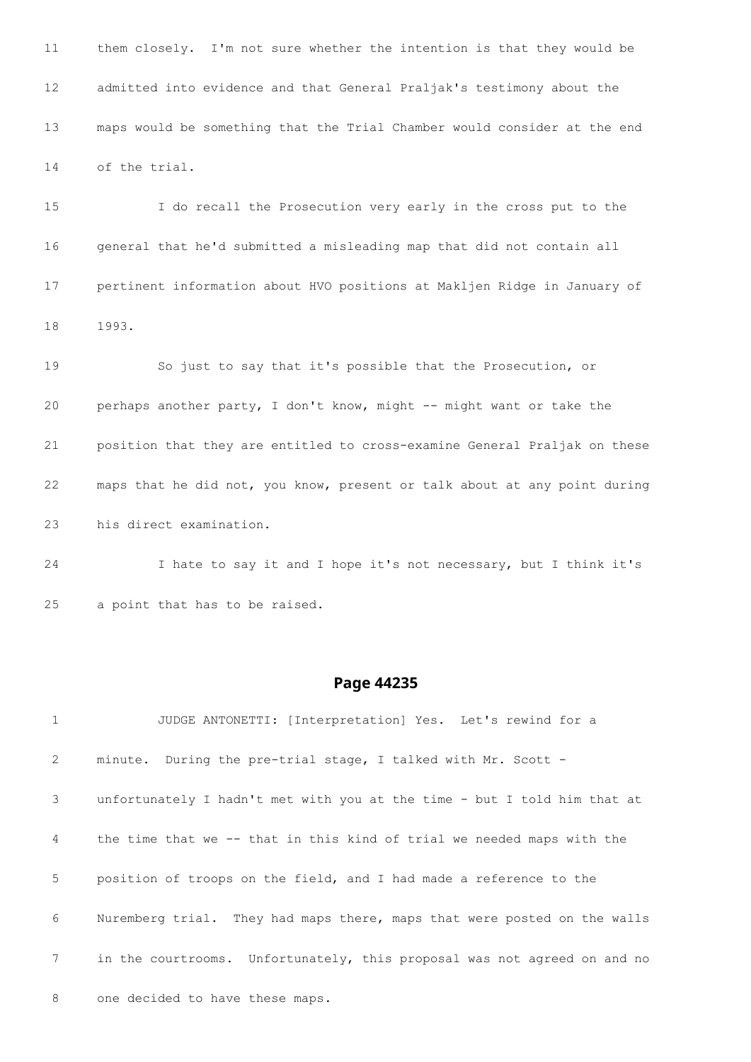11 them closely. I'm not sure whether the intention is that they would be

12 admitted into evidence and that General Praljak's testimony about the

13 maps would be something that the Trial Chamber would consider at the end

14 of the trial.

15 I do recall the Prosecution very early in the cross put to the

16 general that he'd submitted a misleading map that did not contain all

17 pertinent information about HVO positions at Makljen Ridge in January of

18 1993.

19 So just to say that it's possible that the Prosecution, or

20 perhaps another party, I don't know, might -- might want or take the

21 position that they are entitled to cross-examine General Praljak on these

22 maps that he did not, you know, present or talk about at any point during

23 his direct examination.

24 I hate to say it and I hope it's not necessary, but I think it's

25 a point that has to be raised.

## Page 44235

1 JUDGE ANTONETTI: [Interpretation] Yes. Let's rewind for a

2 minute. During the pre-trial stage, I talked with Mr. Scott -

3 unfortunately I hadn't met with you at the time - but I told him that at

4 the time that we -- that in this kind of trial we needed maps with the

5 position of troops on the field, and I had made a reference to the

6 Nuremberg trial. They had maps there, maps that were posted on the walls

7 in the courtrooms. Unfortunately, this proposal was not agreed on and no

8 one decided to have these maps.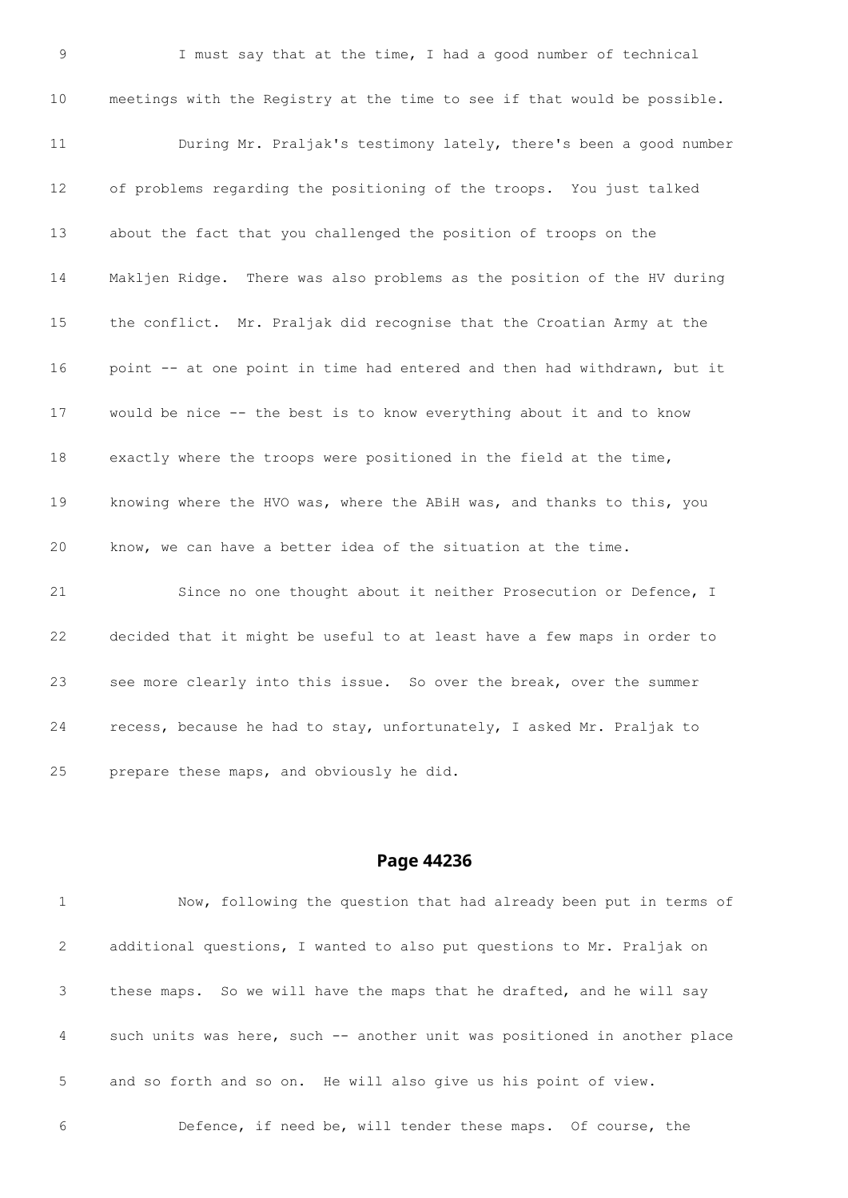9 I must say that at the time, I had a good number of technical

10 meetings with the Registry at the time to see if that would be possible.

11 During Mr. Praljak's testimony lately, there's been a good number

12 of problems regarding the positioning of the troops. You just talked

13 about the fact that you challenged the position of troops on the

14 Makljen Ridge. There was also problems as the position of the HV during

15 the conflict. Mr. Praljak did recognise that the Croatian Army at the

16 point -- at one point in time had entered and then had withdrawn, but it

17 would be nice -- the best is to know everything about it and to know

18 exactly where the troops were positioned in the field at the time,

19 knowing where the HVO was, where the ABiH was, and thanks to this, you

20 know, we can have a better idea of the situation at the time.

21 Since no one thought about it neither Prosecution or Defence, I

22 decided that it might be useful to at least have a few maps in order to

23 see more clearly into this issue. So over the break, over the summer

24 recess, because he had to stay, unfortunately, I asked Mr. Praljak to

25 prepare these maps, and obviously he did.

## Page 44236

1 Now, following the question that had already been put in terms of

2 additional questions, I wanted to also put questions to Mr. Praljak on

3 these maps. So we will have the maps that he drafted, and he will say

4 such units was here, such -- another unit was positioned in another place

5 and so forth and so on. He will also give us his point of view.

6 Defence, if need be, will tender these maps. Of course, the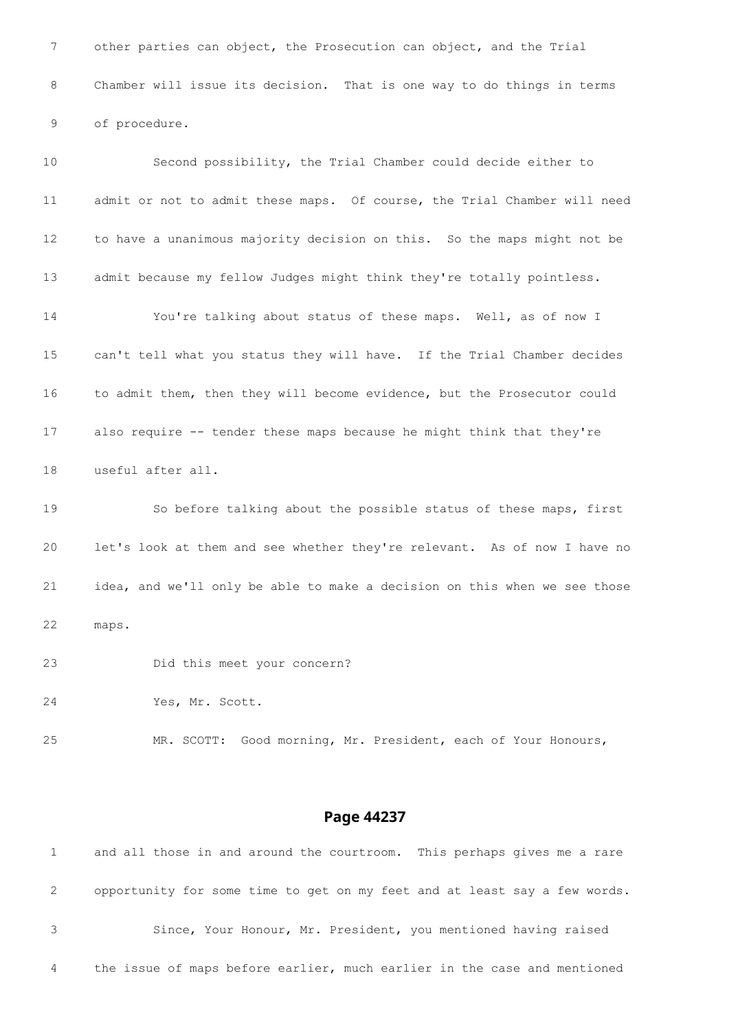7 other parties can object, the Prosecution can object, and the Trial

8 Chamber will issue its decision. That is one way to do things in terms

9 of procedure.

10 Second possibility, the Trial Chamber could decide either to

11 admit or not to admit these maps. Of course, the Trial Chamber will need

12 to have a unanimous majority decision on this. So the maps might not be

13 admit because my fellow Judges might think they're totally pointless.

14 You're talking about status of these maps. Well, as of now I

15 can't tell what you status they will have. If the Trial Chamber decides

16 to admit them, then they will become evidence, but the Prosecutor could

17 also require -- tender these maps because he might think that they're

18 useful after all.

19 So before talking about the possible status of these maps, first

20 let's look at them and see whether they're relevant. As of now I have no

21 idea, and we'll only be able to make a decision on this when we see those

22 maps.

23 Did this meet your concern?

24 Yes, Mr. Scott.

25 MR. SCOTT: Good morning, Mr. President, each of Your Honours,

## Page 44237

1 and all those in and around the courtroom. This perhaps gives me a rare

2 opportunity for some time to get on my feet and at least say a few words.

3 Since, Your Honour, Mr. President, you mentioned having raised

4 the issue of maps before earlier, much earlier in the case and mentioned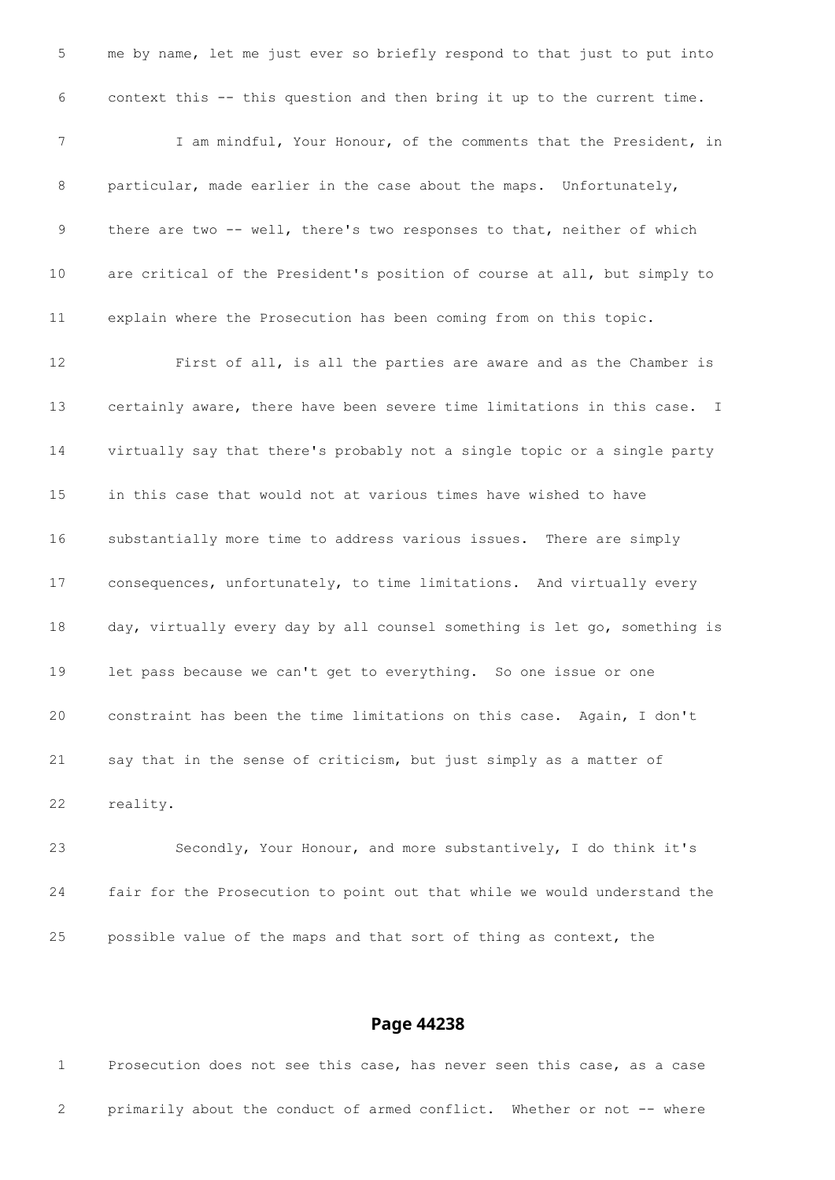5 me by name, let me just ever so briefly respond to that just to put into

6 context this -- this question and then bring it up to the current time.

7 I am mindful, Your Honour, of the comments that the President, in

8 particular, made earlier in the case about the maps. Unfortunately,

9 there are two -- well, there's two responses to that, neither of which

10 are critical of the President's position of course at all, but simply to

11 explain where the Prosecution has been coming from on this topic.

12 First of all, is all the parties are aware and as the Chamber is

13 certainly aware, there have been severe time limitations in this case. I

14 virtually say that there's probably not a single topic or a single party

15 in this case that would not at various times have wished to have

16 substantially more time to address various issues. There are simply

17 consequences, unfortunately, to time limitations. And virtually every

18 day, virtually every day by all counsel something is let go, something is

19 let pass because we can't get to everything. So one issue or one

20 constraint has been the time limitations on this case. Again, I don't

21 say that in the sense of criticism, but just simply as a matter of

22 reality.

23 Secondly, Your Honour, and more substantively, I do think it's

24 fair for the Prosecution to point out that while we would understand the

25 possible value of the maps and that sort of thing as context, the

## Page 44238

1 Prosecution does not see this case, has never seen this case, as a case

2 primarily about the conduct of armed conflict. Whether or not -- where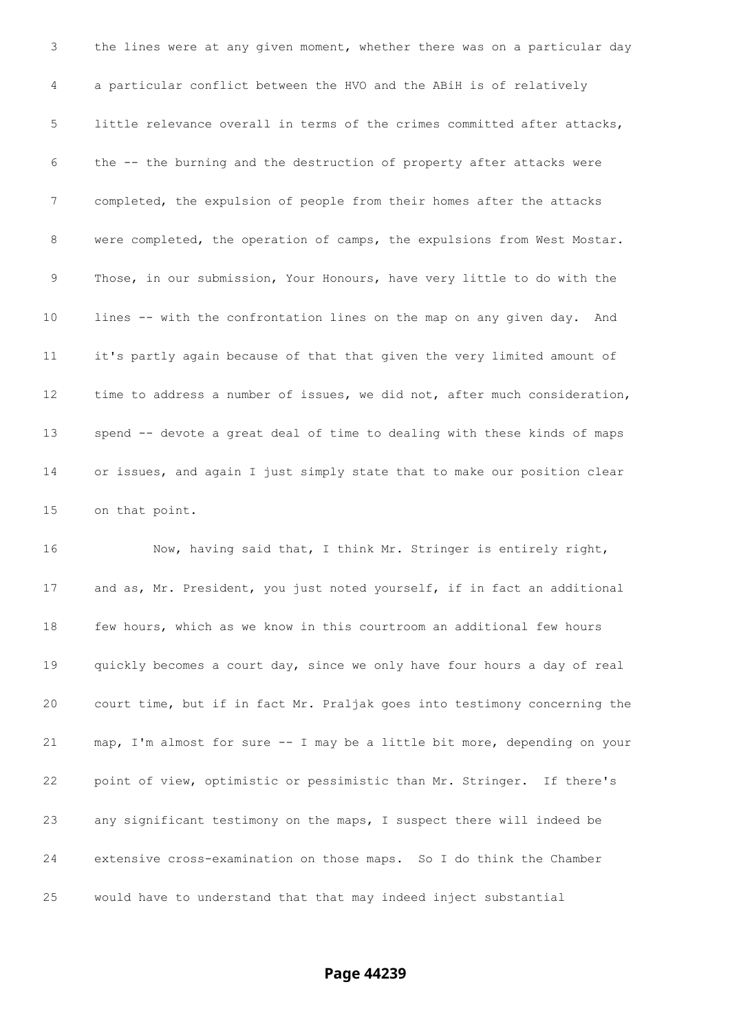the lines were at any given moment, whether there was on a particular day a particular conflict between the HVO and the ABiH is of relatively little relevance overall in terms of the crimes committed after attacks, the -- the burning and the destruction of property after attacks were completed, the expulsion of people from their homes after the attacks were completed, the operation of camps, the expulsions from West Mostar. Those, in our submission, Your Honours, have very little to do with the lines -- with the confrontation lines on the map on any given day. And it's partly again because of that that given the very limited amount of time to address a number of issues, we did not, after much consideration, spend -- devote a great deal of time to dealing with these kinds of maps or issues, and again I just simply state that to make our position clear on that point.

Now, having said that, I think Mr. Stringer is entirely right, and as, Mr. President, you just noted yourself, if in fact an additional few hours, which as we know in this courtroom an additional few hours quickly becomes a court day, since we only have four hours a day of real court time, but if in fact Mr. Praljak goes into testimony concerning the map, I'm almost for sure -- I may be a little bit more, depending on your point of view, optimistic or pessimistic than Mr. Stringer. If there's any significant testimony on the maps, I suspect there will indeed be extensive cross-examination on those maps. So I do think the Chamber would have to understand that that may indeed inject substantial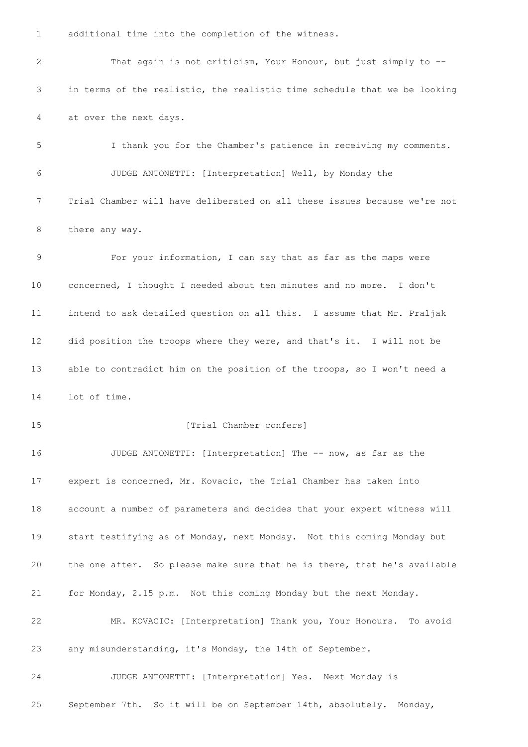1 additional time into the completion of the witness.

2 That again is not criticism, Your Honour, but just simply to --

3 in terms of the realistic, the realistic time schedule that we be looking

4 at over the next days.

5 I thank you for the Chamber's patience in receiving my comments.

6 JUDGE ANTONETTI: [Interpretation] Well, by Monday the

7 Trial Chamber will have deliberated on all these issues because we're not

8 there any way.

9 For your information, I can say that as far as the maps were

10 concerned, I thought I needed about ten minutes and no more. I don't

11 intend to ask detailed question on all this. I assume that Mr. Praljak

12 did position the troops where they were, and that's it. I will not be

13 able to contradict him on the position of the troops, so I won't need a

14 lot of time.

15 [Trial Chamber confers]

16 JUDGE ANTONETTI: [Interpretation] The -- now, as far as the

17 expert is concerned, Mr. Kovacic, the Trial Chamber has taken into

18 account a number of parameters and decides that your expert witness will

19 start testifying as of Monday, next Monday. Not this coming Monday but

20 the one after. So please make sure that he is there, that he's available

21 for Monday, 2.15 p.m. Not this coming Monday but the next Monday.

22 MR. KOVACIC: [Interpretation] Thank you, Your Honours. To avoid

23 any misunderstanding, it's Monday, the 14th of September.

24 JUDGE ANTONETTI: [Interpretation] Yes. Next Monday is

25 September 7th. So it will be on September 14th, absolutely. Monday,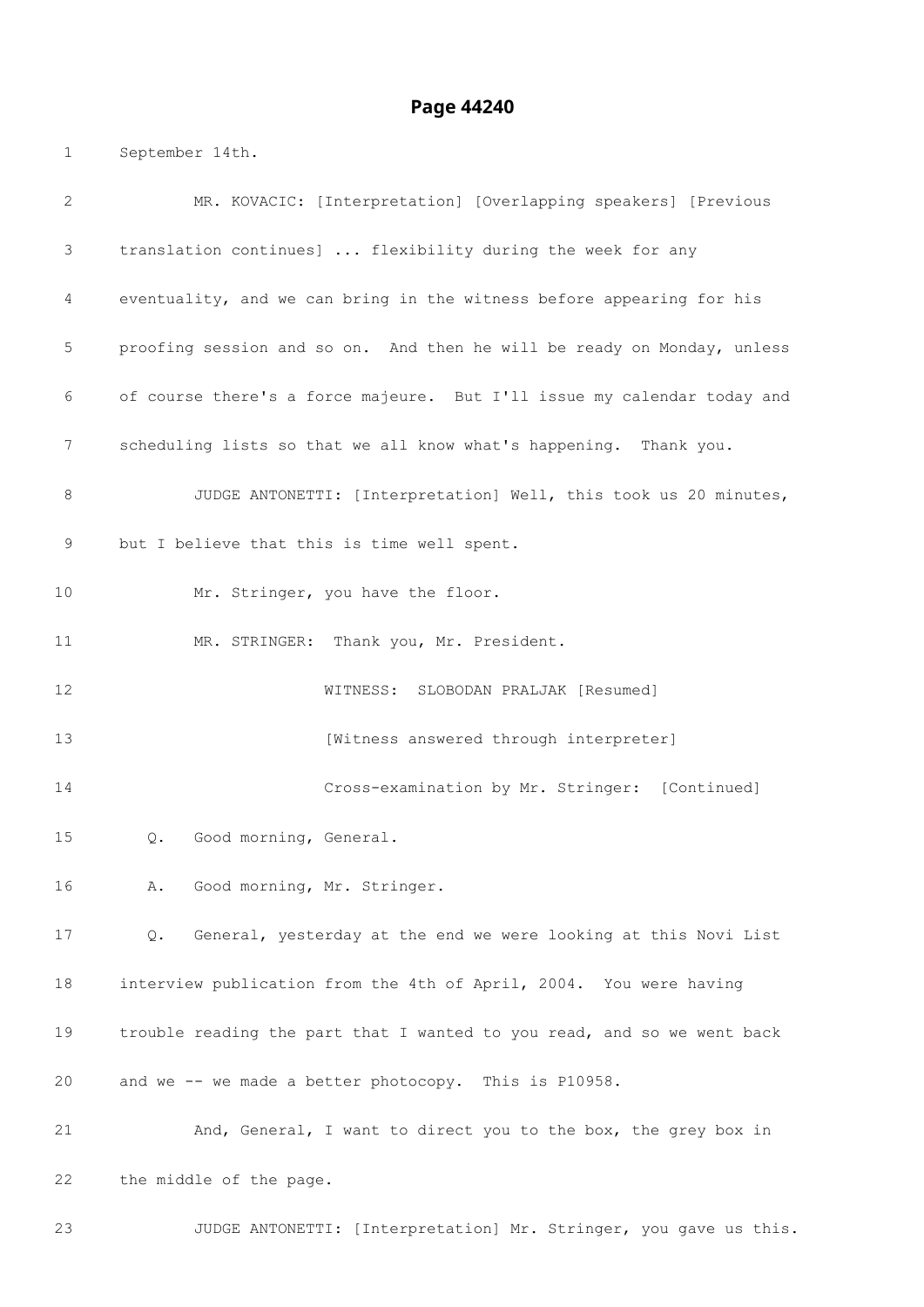September 14th.

MR. KOVACIC: [Interpretation] [Overlapping speakers] [Previous translation continues] ... flexibility during the week for any eventuality, and we can bring in the witness before appearing for his proofing session and so on. And then he will be ready on Monday, unless of course there's a force majeure. But I'll issue my calendar today and scheduling lists so that we all know what's happening. Thank you.

JUDGE ANTONETTI: [Interpretation] Well, this took us 20 minutes, but I believe that this is time well spent.

Mr. Stringer, you have the floor.

MR. STRINGER: Thank you, Mr. President.

WITNESS: SLOBODAN PRALJAK [Resumed]

[Witness answered through interpreter]

Cross-examination by Mr. Stringer: [Continued]

Q. Good morning, General.

A. Good morning, Mr. Stringer.

Q. General, yesterday at the end we were looking at this Novi List interview publication from the 4th of April, 2004. You were having trouble reading the part that I wanted to you read, and so we went back and we -- we made a better photocopy. This is P10958.

And, General, I want to direct you to the box, the grey box in the middle of the page.

JUDGE ANTONETTI: [Interpretation] Mr. Stringer, you gave us this.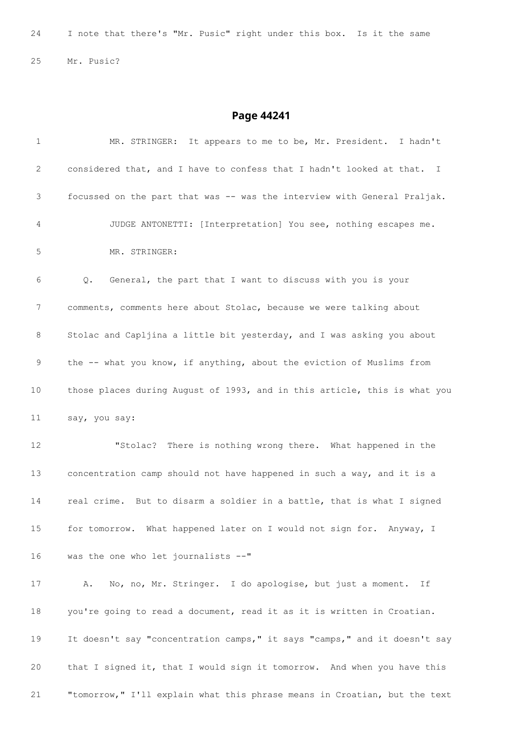24 I note that there's "Mr. Pusic" right under this box. Is it the same

25 Mr. Pusic?

## Page 44241

1 MR. STRINGER: It appears to me to be, Mr. President. I hadn't

2 considered that, and I have to confess that I hadn't looked at that. I

3 focussed on the part that was -- was the interview with General Praljak.

4 JUDGE ANTONETTI: [Interpretation] You see, nothing escapes me.

5 MR. STRINGER:

6 Q. General, the part that I want to discuss with you is your

7 comments, comments here about Stolac, because we were talking about

8 Stolac and Capljina a little bit yesterday, and I was asking you about

9 the -- what you know, if anything, about the eviction of Muslims from

10 those places during August of 1993, and in this article, this is what you

11 say, you say:

12 "Stolac? There is nothing wrong there. What happened in the

13 concentration camp should not have happened in such a way, and it is a

14 real crime. But to disarm a soldier in a battle, that is what I signed

15 for tomorrow. What happened later on I would not sign for. Anyway, I

16 was the one who let journalists --"

17 A. No, no, Mr. Stringer. I do apologise, but just a moment. If

18 you're going to read a document, read it as it is written in Croatian.

19 It doesn't say "concentration camps," it says "camps," and it doesn't say

20 that I signed it, that I would sign it tomorrow. And when you have this

21 "tomorrow," I'll explain what this phrase means in Croatian, but the text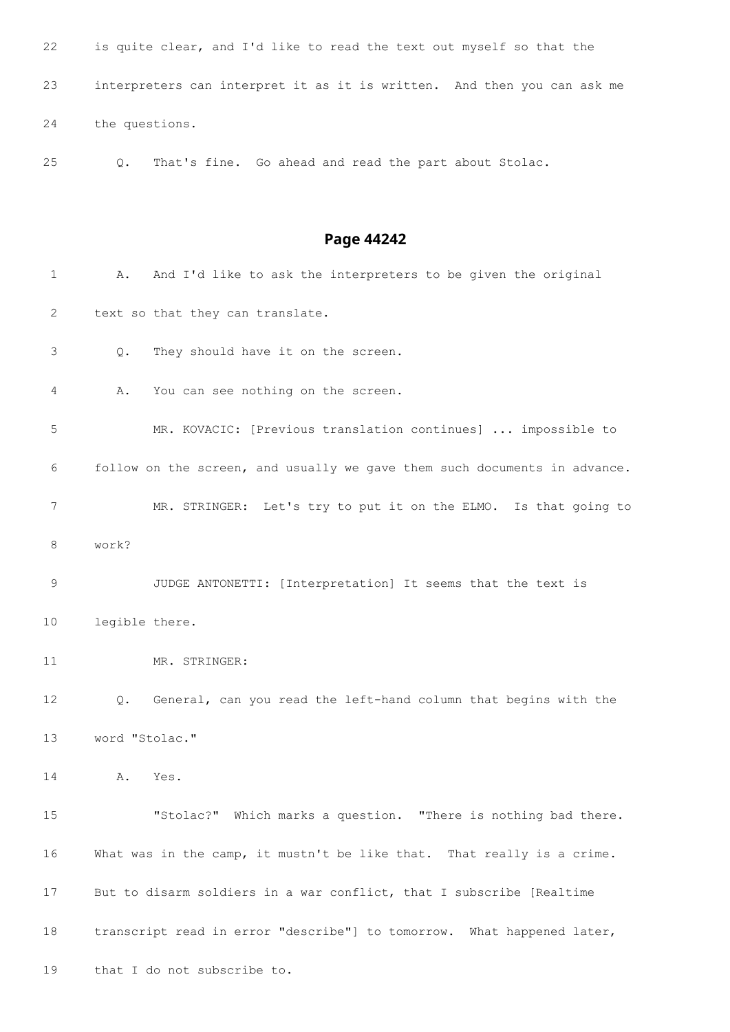22 is quite clear, and I'd like to read the text out myself so that the

23 interpreters can interpret it as it is written. And then you can ask me

24 the questions.

25 Q. That's fine. Go ahead and read the part about Stolac.

## Page 44242

1 A. And I'd like to ask the interpreters to be given the original

2 text so that they can translate.

3 Q. They should have it on the screen.

4 A. You can see nothing on the screen.

5 MR. KOVACIC: [Previous translation continues] ... impossible to

6 follow on the screen, and usually we gave them such documents in advance.

7 MR. STRINGER: Let's try to put it on the ELMO. Is that going to

8 work?

9 JUDGE ANTONETTI: [Interpretation] It seems that the text is

10 legible there.

11 MR. STRINGER:

12 Q. General, can you read the left-hand column that begins with the

13 word "Stolac."

14 A. Yes.

15 "Stolac?" Which marks a question. "There is nothing bad there.

16 What was in the camp, it mustn't be like that. That really is a crime.

17 But to disarm soldiers in a war conflict, that I subscribe [Realtime

18 transcript read in error "describe"] to tomorrow. What happened later,

19 that I do not subscribe to.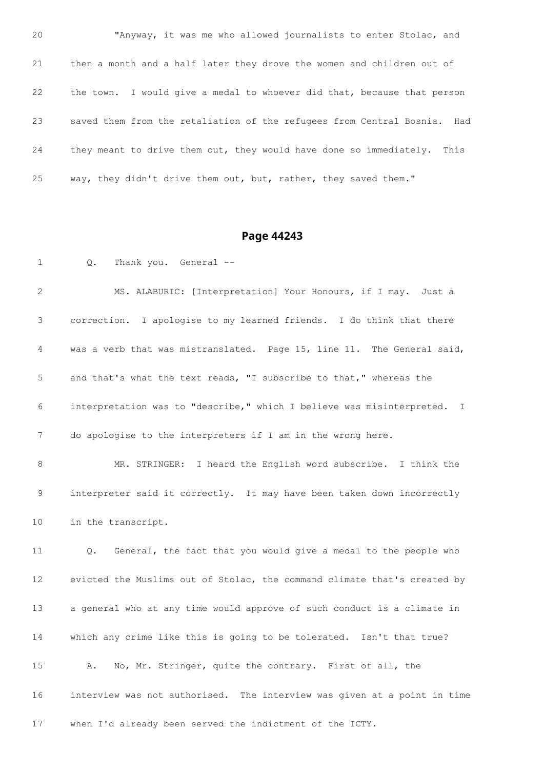20 "Anyway, it was me who allowed journalists to enter Stolac, and

21 then a month and a half later they drove the women and children out of

22 the town. I would give a medal to whoever did that, because that person

23 saved them from the retaliation of the refugees from Central Bosnia. Had

24 they meant to drive them out, they would have done so immediately. This

25 way, they didn't drive them out, but, rather, they saved them."

## Page 44243

1 Q. Thank you. General --

2 MS. ALABURIC: [Interpretation] Your Honours, if I may. Just a

3 correction. I apologise to my learned friends. I do think that there

4 was a verb that was mistranslated. Page 15, line 11. The General said,

5 and that's what the text reads, "I subscribe to that," whereas the

6 interpretation was to "describe," which I believe was misinterpreted. I

7 do apologise to the interpreters if I am in the wrong here.

8 MR. STRINGER: I heard the English word subscribe. I think the

9 interpreter said it correctly. It may have been taken down incorrectly

10 in the transcript.

11 Q. General, the fact that you would give a medal to the people who

12 evicted the Muslims out of Stolac, the command climate that's created by

13 a general who at any time would approve of such conduct is a climate in

14 which any crime like this is going to be tolerated. Isn't that true?

15 A. No, Mr. Stringer, quite the contrary. First of all, the

16 interview was not authorised. The interview was given at a point in time

17 when I'd already been served the indictment of the ICTY.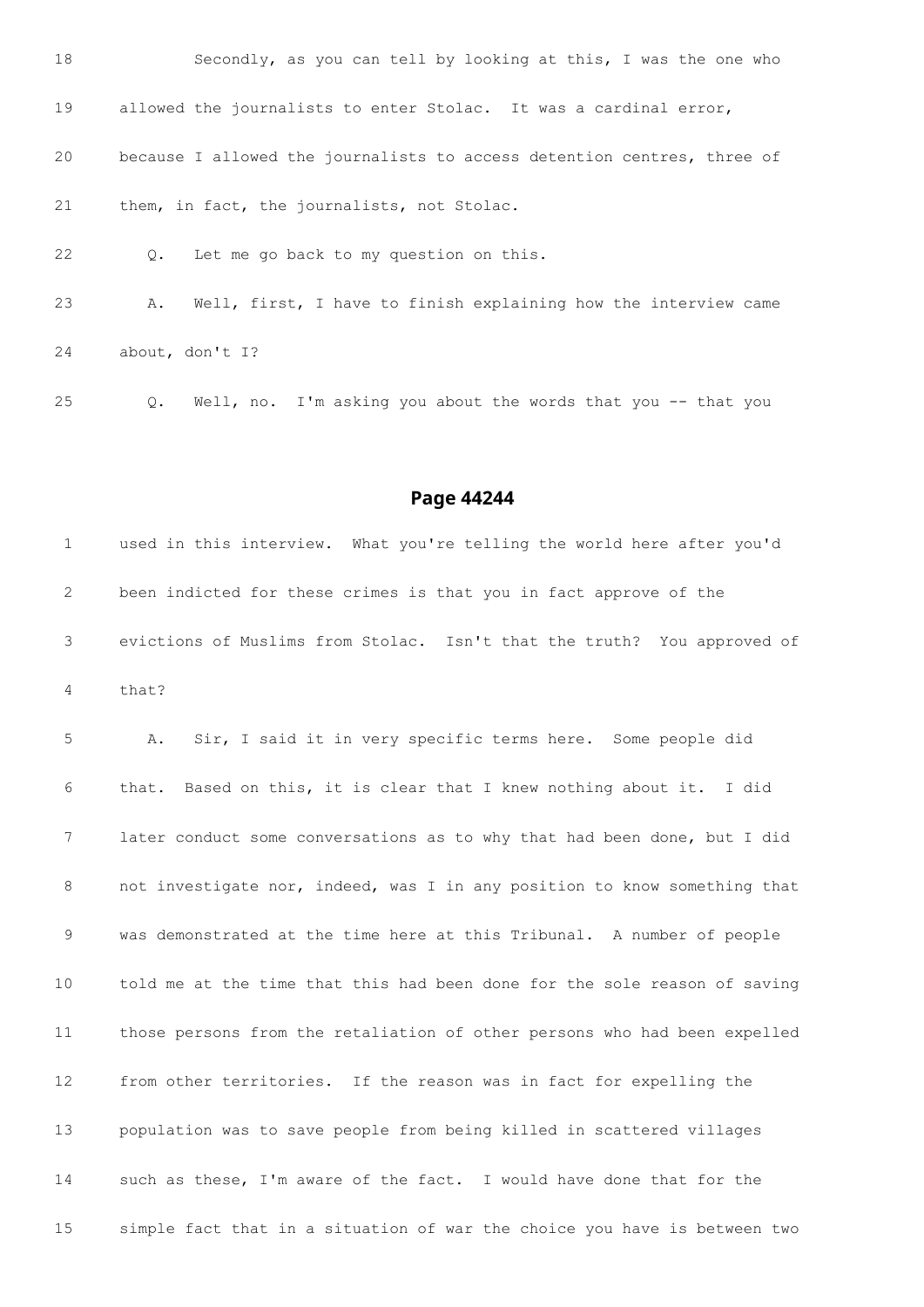18 Secondly, as you can tell by looking at this, I was the one who

19 allowed the journalists to enter Stolac. It was a cardinal error,

20 because I allowed the journalists to access detention centres, three of

21 them, in fact, the journalists, not Stolac.

22 Q. Let me go back to my question on this.

23 A. Well, first, I have to finish explaining how the interview came

24 about, don't I?

25 Q. Well, no. I'm asking you about the words that you -- that you

## Page 44244

1 used in this interview. What you're telling the world here after you'd

2 been indicted for these crimes is that you in fact approve of the

3 evictions of Muslims from Stolac. Isn't that the truth? You approved of

4 that?

5 A. Sir, I said it in very specific terms here. Some people did

6 that. Based on this, it is clear that I knew nothing about it. I did

7 later conduct some conversations as to why that had been done, but I did

8 not investigate nor, indeed, was I in any position to know something that

9 was demonstrated at the time here at this Tribunal. A number of people

10 told me at the time that this had been done for the sole reason of saving

11 those persons from the retaliation of other persons who had been expelled

12 from other territories. If the reason was in fact for expelling the

13 population was to save people from being killed in scattered villages

14 such as these, I'm aware of the fact. I would have done that for the

15 simple fact that in a situation of war the choice you have is between two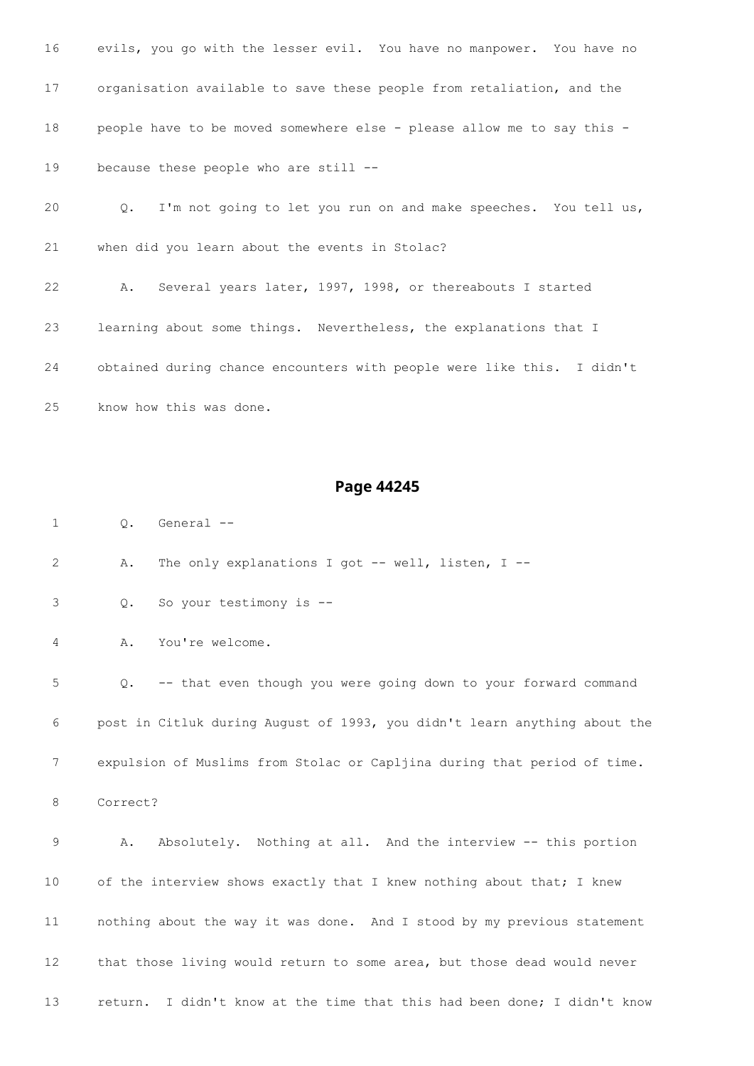16 evils, you go with the lesser evil. You have no manpower. You have no

17 organisation available to save these people from retaliation, and the

18 people have to be moved somewhere else - please allow me to say this -

19 because these people who are still --

20 Q. I'm not going to let you run on and make speeches. You tell us,

21 when did you learn about the events in Stolac?

22 A. Several years later, 1997, 1998, or thereabouts I started

23 learning about some things. Nevertheless, the explanations that I

24 obtained during chance encounters with people were like this. I didn't

25 know how this was done.

## Page 44245

1 Q. General --

2 A. The only explanations I got -- well, listen, I --

3 Q. So your testimony is --

4 A. You're welcome.

5 Q. -- that even though you were going down to your forward command

6 post in Citluk during August of 1993, you didn't learn anything about the

7 expulsion of Muslims from Stolac or Capljina during that period of time.

8 Correct?

9 A. Absolutely. Nothing at all. And the interview -- this portion

10 of the interview shows exactly that I knew nothing about that; I knew

11 nothing about the way it was done. And I stood by my previous statement

12 that those living would return to some area, but those dead would never

13 return. I didn't know at the time that this had been done; I didn't know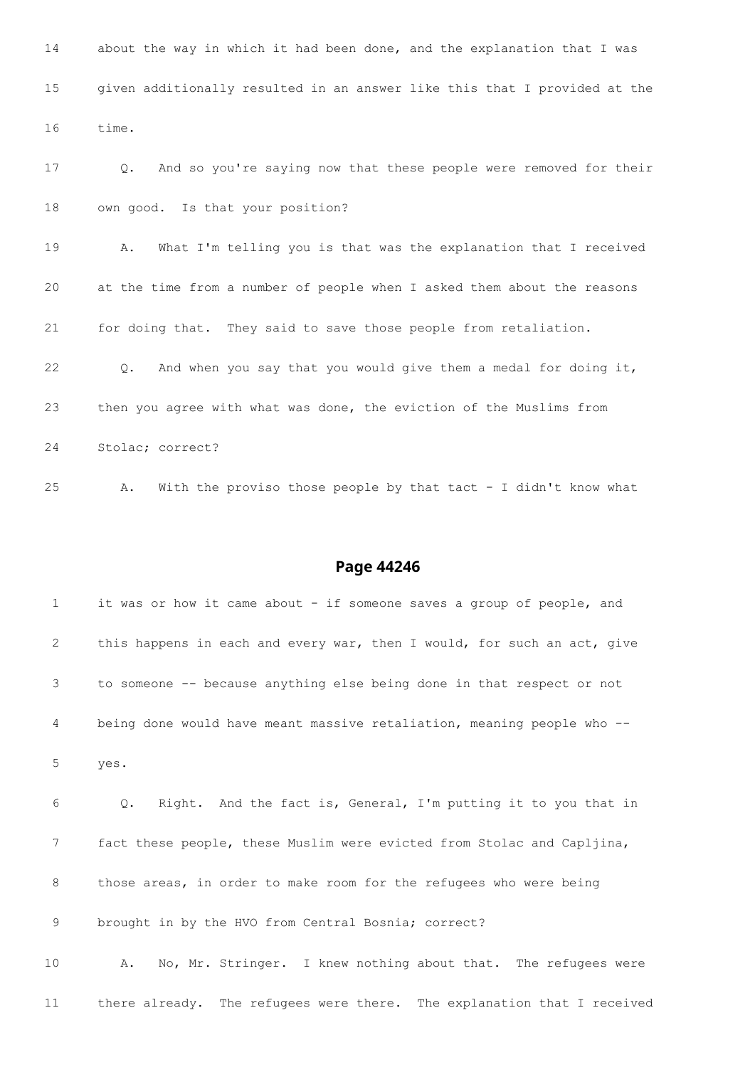14 about the way in which it had been done, and the explanation that I was

15 given additionally resulted in an answer like this that I provided at the

16 time.

17 Q. And so you're saying now that these people were removed for their

18 own good. Is that your position?

19 A. What I'm telling you is that was the explanation that I received

20 at the time from a number of people when I asked them about the reasons

21 for doing that. They said to save those people from retaliation.

22 Q. And when you say that you would give them a medal for doing it,

23 then you agree with what was done, the eviction of the Muslims from

24 Stolac; correct?

25 A. With the proviso those people by that tact - I didn't know what

## Page 44246

1 it was or how it came about - if someone saves a group of people, and

2 this happens in each and every war, then I would, for such an act, give

3 to someone -- because anything else being done in that respect or not

4 being done would have meant massive retaliation, meaning people who --

5 yes.

6 Q. Right. And the fact is, General, I'm putting it to you that in

7 fact these people, these Muslim were evicted from Stolac and Capljina,

8 those areas, in order to make room for the refugees who were being

9 brought in by the HVO from Central Bosnia; correct?

10 A. No, Mr. Stringer. I knew nothing about that. The refugees were

11 there already. The refugees were there. The explanation that I received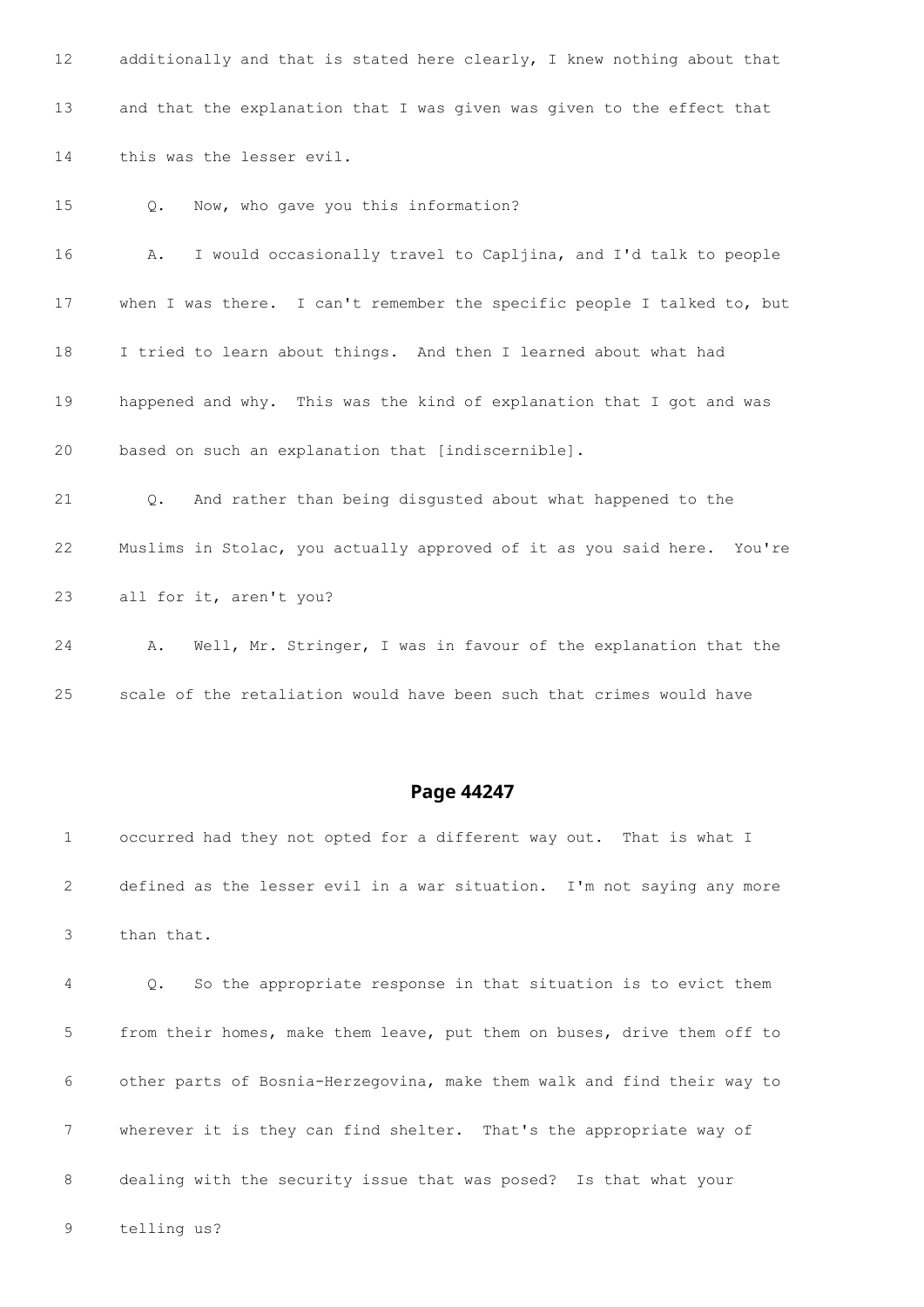12 additionally and that is stated here clearly, I knew nothing about that

13 and that the explanation that I was given was given to the effect that

14 this was the lesser evil.

15 Q. Now, who gave you this information?

16 A. I would occasionally travel to Capljina, and I'd talk to people

17 when I was there. I can't remember the specific people I talked to, but

18 I tried to learn about things. And then I learned about what had

19 happened and why. This was the kind of explanation that I got and was

20 based on such an explanation that [indiscernible].

21 Q. And rather than being disgusted about what happened to the

22 Muslims in Stolac, you actually approved of it as you said here. You're

23 all for it, aren't you?

24 A. Well, Mr. Stringer, I was in favour of the explanation that the

25 scale of the retaliation would have been such that crimes would have

## Page 44247

1 occurred had they not opted for a different way out. That is what I

2 defined as the lesser evil in a war situation. I'm not saying any more

3 than that.

4 Q. So the appropriate response in that situation is to evict them

5 from their homes, make them leave, put them on buses, drive them off to

6 other parts of Bosnia-Herzegovina, make them walk and find their way to

7 wherever it is they can find shelter. That's the appropriate way of

8 dealing with the security issue that was posed? Is that what your

9 telling us?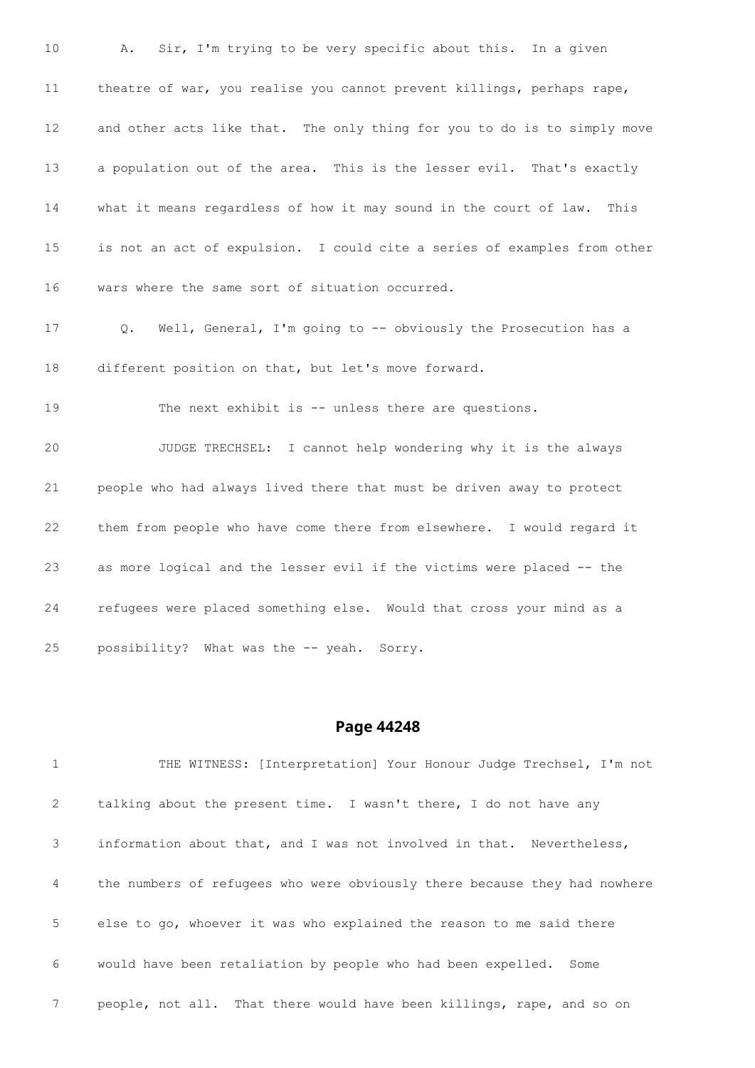10 A. Sir, I'm trying to be very specific about this. In a given

11 theatre of war, you realise you cannot prevent killings, perhaps rape,

12 and other acts like that. The only thing for you to do is to simply move

13 a population out of the area. This is the lesser evil. That's exactly

14 what it means regardless of how it may sound in the court of law. This

15 is not an act of expulsion. I could cite a series of examples from other

16 wars where the same sort of situation occurred.

17 Q. Well, General, I'm going to -- obviously the Prosecution has a

18 different position on that, but let's move forward.

19 The next exhibit is -- unless there are questions.

20 JUDGE TRECHSEL: I cannot help wondering why it is the always

21 people who had always lived there that must be driven away to protect

22 them from people who have come there from elsewhere. I would regard it

23 as more logical and the lesser evil if the victims were placed -- the

24 refugees were placed something else. Would that cross your mind as a

25 possibility? What was the -- yeah. Sorry.

## Page 44248

1 THE WITNESS: [Interpretation] Your Honour Judge Trechsel, I'm not

2 talking about the present time. I wasn't there, I do not have any

3 information about that, and I was not involved in that. Nevertheless,

4 the numbers of refugees who were obviously there because they had nowhere

5 else to go, whoever it was who explained the reason to me said there

6 would have been retaliation by people who had been expelled. Some

7 people, not all. That there would have been killings, rape, and so on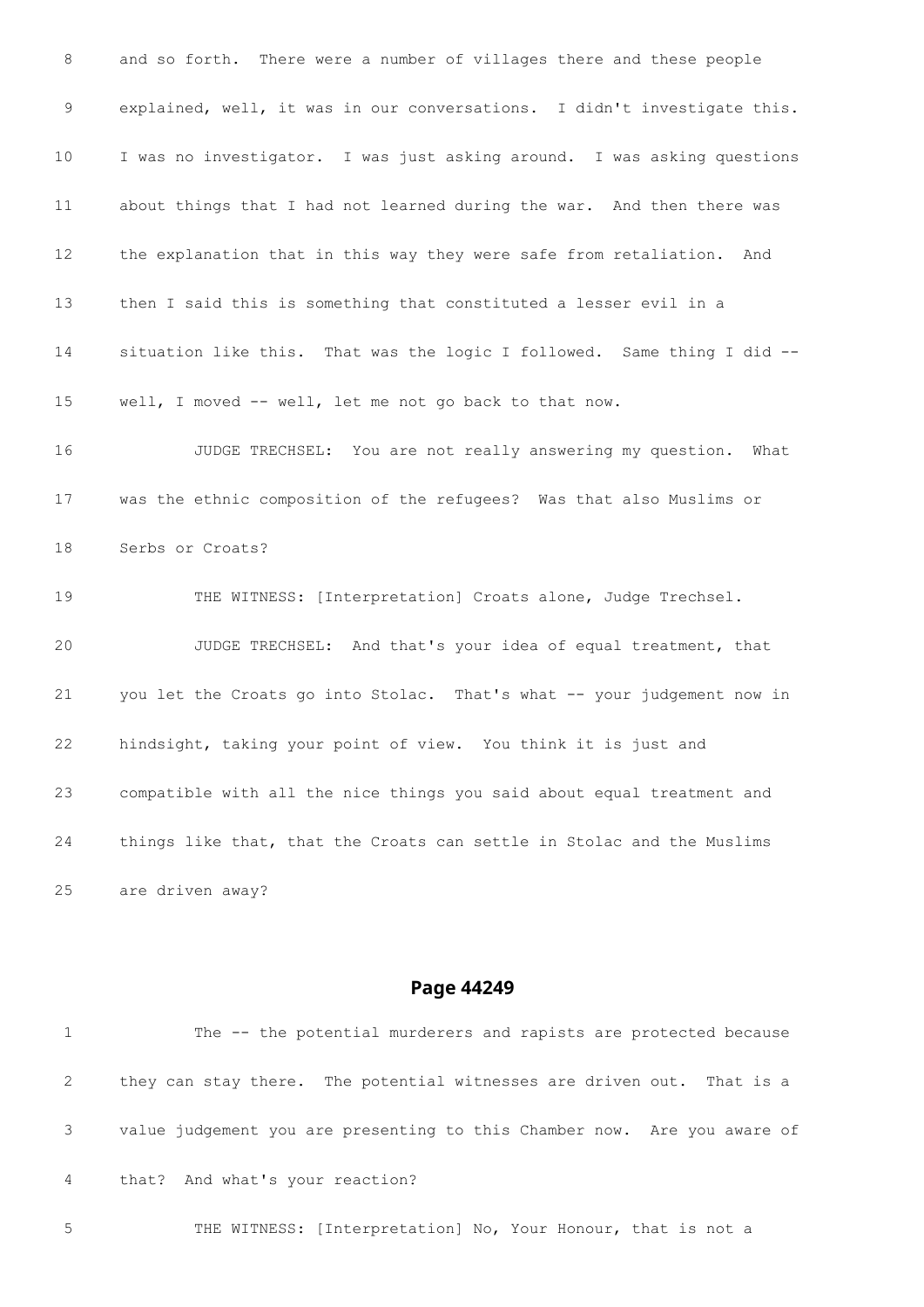8 and so forth. There were a number of villages there and these people

9 explained, well, it was in our conversations. I didn't investigate this.

10 I was no investigator. I was just asking around. I was asking questions

11 about things that I had not learned during the war. And then there was

12 the explanation that in this way they were safe from retaliation. And

13 then I said this is something that constituted a lesser evil in a

14 situation like this. That was the logic I followed. Same thing I did --

15 well, I moved -- well, let me not go back to that now.

16 JUDGE TRECHSEL: You are not really answering my question. What

17 was the ethnic composition of the refugees? Was that also Muslims or

18 Serbs or Croats?

19 THE WITNESS: [Interpretation] Croats alone, Judge Trechsel.

20 JUDGE TRECHSEL: And that's your idea of equal treatment, that

21 you let the Croats go into Stolac. That's what -- your judgement now in

22 hindsight, taking your point of view. You think it is just and

23 compatible with all the nice things you said about equal treatment and

24 things like that, that the Croats can settle in Stolac and the Muslims

25 are driven away?

## Page 44249

1 The -- the potential murderers and rapists are protected because

2 they can stay there. The potential witnesses are driven out. That is a

3 value judgement you are presenting to this Chamber now. Are you aware of

4 that? And what's your reaction?

5 THE WITNESS: [Interpretation] No, Your Honour, that is not a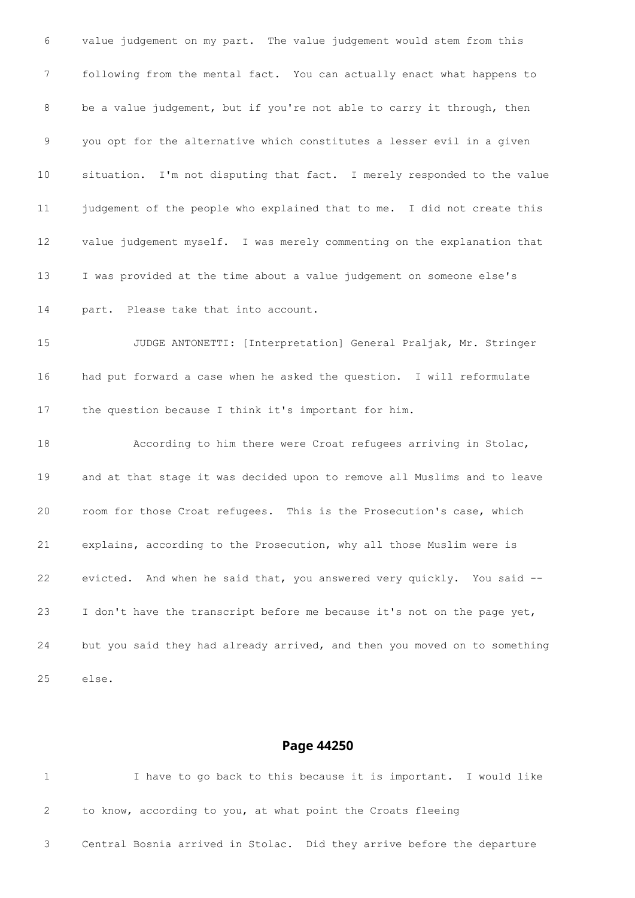6 value judgement on my part. The value judgement would stem from this

7 following from the mental fact. You can actually enact what happens to

8 be a value judgement, but if you're not able to carry it through, then

9 you opt for the alternative which constitutes a lesser evil in a given

10 situation. I'm not disputing that fact. I merely responded to the value

11 judgement of the people who explained that to me. I did not create this

12 value judgement myself. I was merely commenting on the explanation that

13 I was provided at the time about a value judgement on someone else's

14 part. Please take that into account.

15 JUDGE ANTONETTI: [Interpretation] General Praljak, Mr. Stringer

16 had put forward a case when he asked the question. I will reformulate

17 the question because I think it's important for him.

18 According to him there were Croat refugees arriving in Stolac,

19 and at that stage it was decided upon to remove all Muslims and to leave

20 room for those Croat refugees. This is the Prosecution's case, which

21 explains, according to the Prosecution, why all those Muslim were is

22 evicted. And when he said that, you answered very quickly. You said --

23 I don't have the transcript before me because it's not on the page yet,

24 but you said they had already arrived, and then you moved on to something

25 else.

## Page 44250

1 I have to go back to this because it is important. I would like

2 to know, according to you, at what point the Croats fleeing

3 Central Bosnia arrived in Stolac. Did they arrive before the departure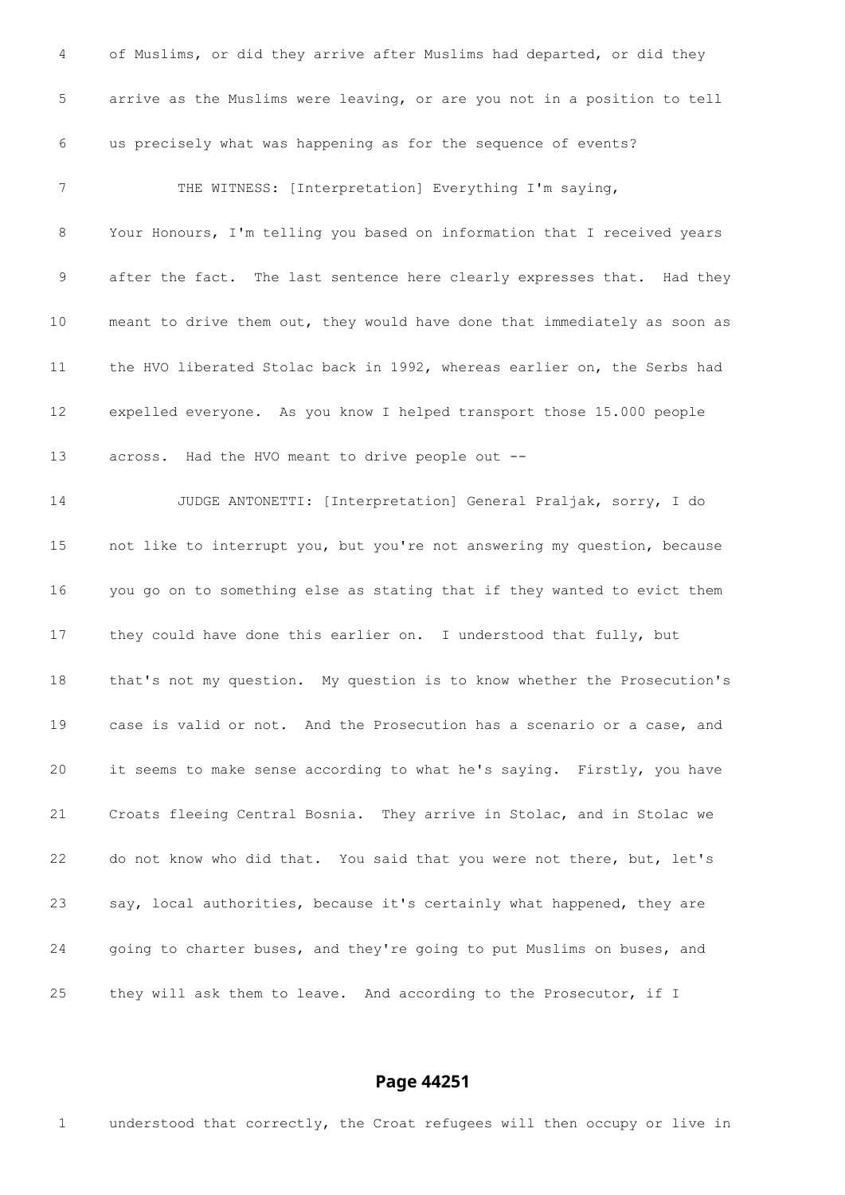4 of Muslims, or did they arrive after Muslims had departed, or did they

5 arrive as the Muslims were leaving, or are you not in a position to tell

6 us precisely what was happening as for the sequence of events?

7 THE WITNESS: [Interpretation] Everything I'm saying,

8 Your Honours, I'm telling you based on information that I received years

9 after the fact. The last sentence here clearly expresses that. Had they

10 meant to drive them out, they would have done that immediately as soon as

11 the HVO liberated Stolac back in 1992, whereas earlier on, the Serbs had

12 expelled everyone. As you know I helped transport those 15.000 people

13 across. Had the HVO meant to drive people out --

14 JUDGE ANTONETTI: [Interpretation] General Praljak, sorry, I do

15 not like to interrupt you, but you're not answering my question, because

16 you go on to something else as stating that if they wanted to evict them

17 they could have done this earlier on. I understood that fully, but

18 that's not my question. My question is to know whether the Prosecution's

19 case is valid or not. And the Prosecution has a scenario or a case, and

20 it seems to make sense according to what he's saying. Firstly, you have

21 Croats fleeing Central Bosnia. They arrive in Stolac, and in Stolac we

22 do not know who did that. You said that you were not there, but, let's

23 say, local authorities, because it's certainly what happened, they are

24 going to charter buses, and they're going to put Muslims on buses, and

25 they will ask them to leave. And according to the Prosecutor, if I

**Page 44251**

1 understood that correctly, the Croat refugees will then occupy or live in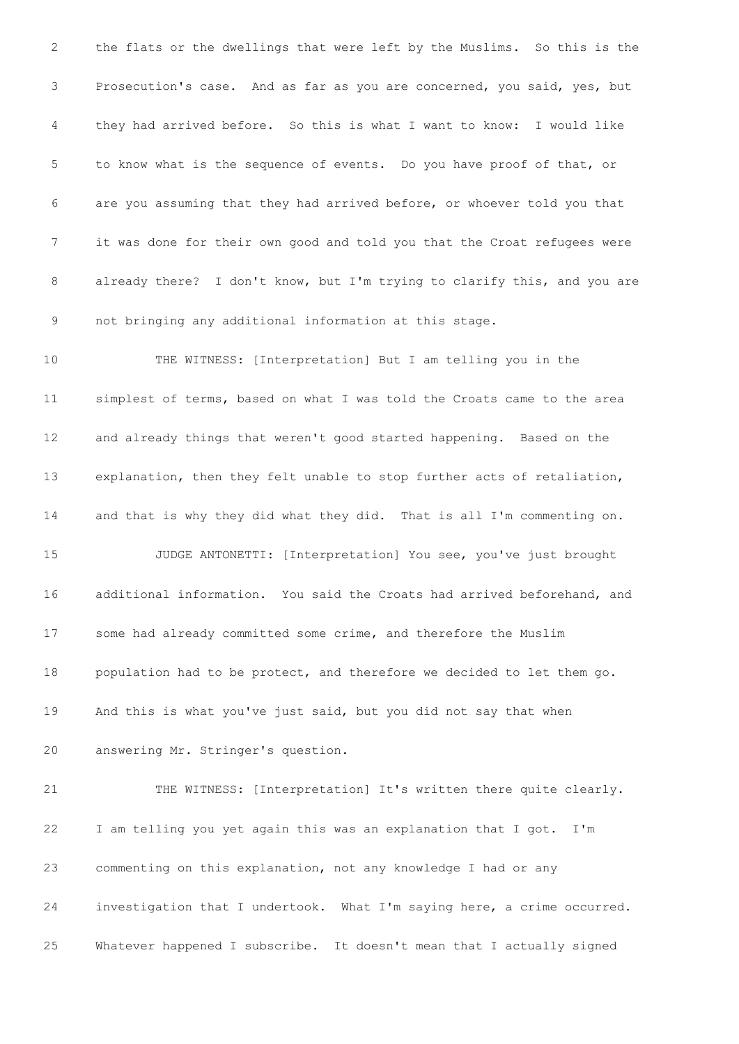the flats or the dwellings that were left by the Muslims. So this is the Prosecution's case. And as far as you are concerned, you said, yes, but they had arrived before. So this is what I want to know: I would like to know what is the sequence of events. Do you have proof of that, or are you assuming that they had arrived before, or whoever told you that it was done for their own good and told you that the Croat refugees were already there? I don't know, but I'm trying to clarify this, and you are not bringing any additional information at this stage.

THE WITNESS: [Interpretation] But I am telling you in the simplest of terms, based on what I was told the Croats came to the area and already things that weren't good started happening. Based on the explanation, then they felt unable to stop further acts of retaliation, and that is why they did what they did. That is all I'm commenting on.

JUDGE ANTONETTI: [Interpretation] You see, you've just brought additional information. You said the Croats had arrived beforehand, and some had already committed some crime, and therefore the Muslim population had to be protect, and therefore we decided to let them go. And this is what you've just said, but you did not say that when answering Mr. Stringer's question.

THE WITNESS: [Interpretation] It's written there quite clearly. I am telling you yet again this was an explanation that I got. I'm commenting on this explanation, not any knowledge I had or any investigation that I undertook. What I'm saying here, a crime occurred. Whatever happened I subscribe. It doesn't mean that I actually signed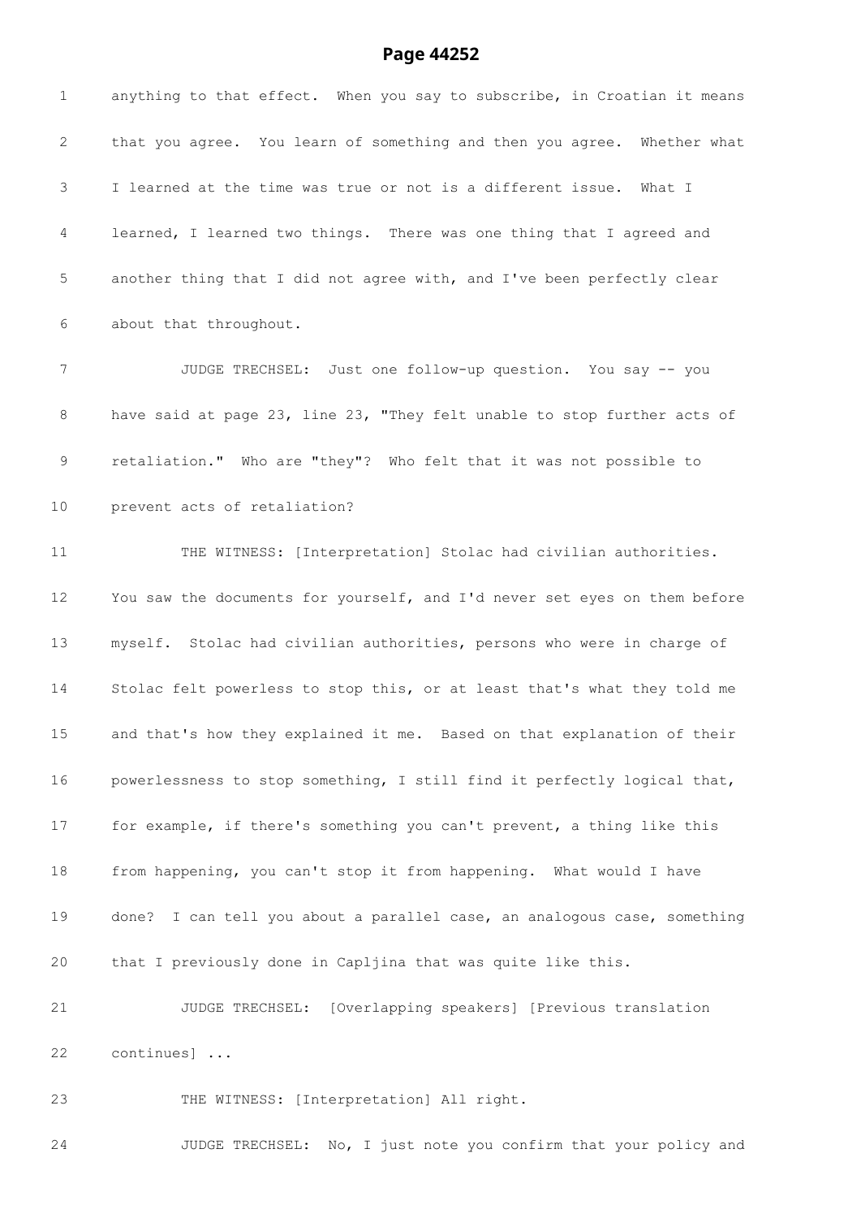1 anything to that effect. When you say to subscribe, in Croatian it means

2 that you agree. You learn of something and then you agree. Whether what

3 I learned at the time was true or not is a different issue. What I

4 learned, I learned two things. There was one thing that I agreed and

5 another thing that I did not agree with, and I've been perfectly clear

6 about that throughout.

7 JUDGE TRECHSEL: Just one follow-up question. You say -- you

8 have said at page 23, line 23, "They felt unable to stop further acts of

9 retaliation." Who are "they"? Who felt that it was not possible to

10 prevent acts of retaliation?

11 THE WITNESS: [Interpretation] Stolac had civilian authorities.

12 You saw the documents for yourself, and I'd never set eyes on them before

13 myself. Stolac had civilian authorities, persons who were in charge of

14 Stolac felt powerless to stop this, or at least that's what they told me

15 and that's how they explained it me. Based on that explanation of their

16 powerlessness to stop something, I still find it perfectly logical that,

17 for example, if there's something you can't prevent, a thing like this

18 from happening, you can't stop it from happening. What would I have

19 done? I can tell you about a parallel case, an analogous case, something

20 that I previously done in Capljina that was quite like this.

21 JUDGE TRECHSEL: [Overlapping speakers] [Previous translation

22 continues] ...

23 THE WITNESS: [Interpretation] All right.

24 JUDGE TRECHSEL: No, I just note you confirm that your policy and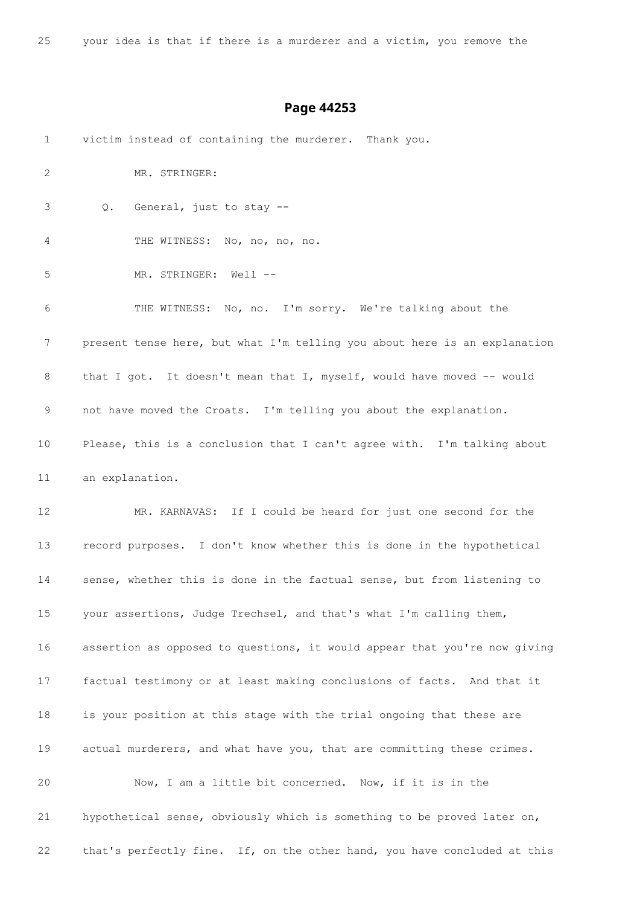25 your idea is that if there is a murderer and a victim, you remove the

## Page 44253

1 victim instead of containing the murderer. Thank you.

2 MR. STRINGER:

3 Q. General, just to stay --

4 THE WITNESS: No, no, no, no.

5 MR. STRINGER: Well --

6 THE WITNESS: No, no. I'm sorry. We're talking about the

7 present tense here, but what I'm telling you about here is an explanation

8 that I got. It doesn't mean that I, myself, would have moved -- would

9 not have moved the Croats. I'm telling you about the explanation.

10 Please, this is a conclusion that I can't agree with. I'm talking about

11 an explanation.

12 MR. KARNAVAS: If I could be heard for just one second for the

13 record purposes. I don't know whether this is done in the hypothetical

14 sense, whether this is done in the factual sense, but from listening to

15 your assertions, Judge Trechsel, and that's what I'm calling them,

16 assertion as opposed to questions, it would appear that you're now giving

17 factual testimony or at least making conclusions of facts. And that it

18 is your position at this stage with the trial ongoing that these are

19 actual murderers, and what have you, that are committing these crimes.

20 Now, I am a little bit concerned. Now, if it is in the

21 hypothetical sense, obviously which is something to be proved later on,

22 that's perfectly fine. If, on the other hand, you have concluded at this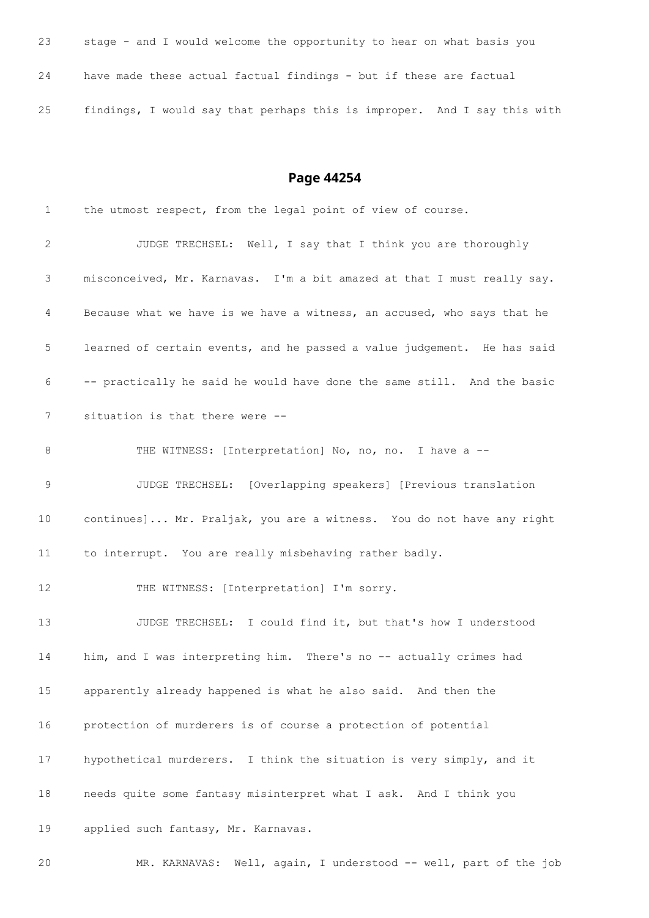23 stage - and I would welcome the opportunity to hear on what basis you

24 have made these actual factual findings - but if these are factual

25 findings, I would say that perhaps this is improper. And I say this with

## Page 44254

1 the utmost respect, from the legal point of view of course.

2 JUDGE TRECHSEL: Well, I say that I think you are thoroughly

3 misconceived, Mr. Karnavas. I'm a bit amazed at that I must really say.

4 Because what we have is we have a witness, an accused, who says that he

5 learned of certain events, and he passed a value judgement. He has said

6 -- practically he said he would have done the same still. And the basic

7 situation is that there were --

8 THE WITNESS: [Interpretation] No, no, no. I have a --

9 JUDGE TRECHSEL: [Overlapping speakers] [Previous translation

10 continues]... Mr. Praljak, you are a witness. You do not have any right

11 to interrupt. You are really misbehaving rather badly.

12 THE WITNESS: [Interpretation] I'm sorry.

13 JUDGE TRECHSEL: I could find it, but that's how I understood

14 him, and I was interpreting him. There's no -- actually crimes had

15 apparently already happened is what he also said. And then the

16 protection of murderers is of course a protection of potential

17 hypothetical murderers. I think the situation is very simply, and it

18 needs quite some fantasy misinterpret what I ask. And I think you

19 applied such fantasy, Mr. Karnavas.

20 MR. KARNAVAS: Well, again, I understood -- well, part of the job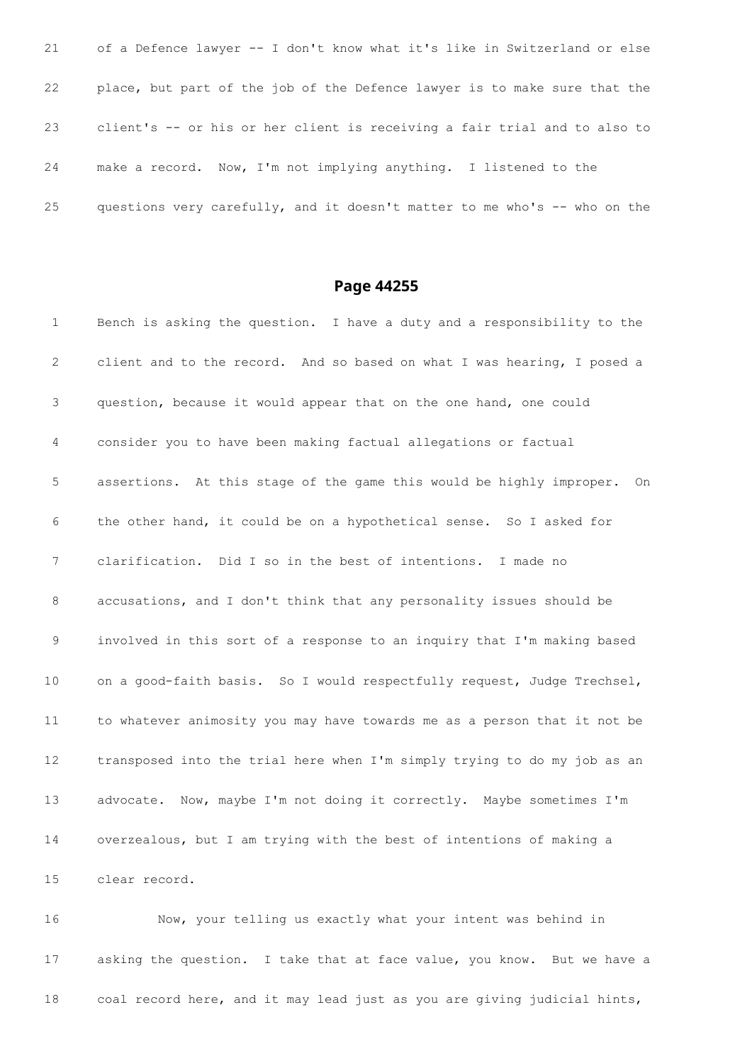21 of a Defence lawyer -- I don't know what it's like in Switzerland or else

22 place, but part of the job of the Defence lawyer is to make sure that the

23 client's -- or his or her client is receiving a fair trial and to also to

24 make a record. Now, I'm not implying anything. I listened to the

25 questions very carefully, and it doesn't matter to me who's -- who on the

## Page 44255

1 Bench is asking the question. I have a duty and a responsibility to the

2 client and to the record. And so based on what I was hearing, I posed a

3 question, because it would appear that on the one hand, one could

4 consider you to have been making factual allegations or factual

5 assertions. At this stage of the game this would be highly improper. On

6 the other hand, it could be on a hypothetical sense. So I asked for

7 clarification. Did I so in the best of intentions. I made no

8 accusations, and I don't think that any personality issues should be

9 involved in this sort of a response to an inquiry that I'm making based

10 on a good-faith basis. So I would respectfully request, Judge Trechsel,

11 to whatever animosity you may have towards me as a person that it not be

12 transposed into the trial here when I'm simply trying to do my job as an

13 advocate. Now, maybe I'm not doing it correctly. Maybe sometimes I'm

14 overzealous, but I am trying with the best of intentions of making a

15 clear record.

16 Now, your telling us exactly what your intent was behind in

17 asking the question. I take that at face value, you know. But we have a

18 coal record here, and it may lead just as you are giving judicial hints,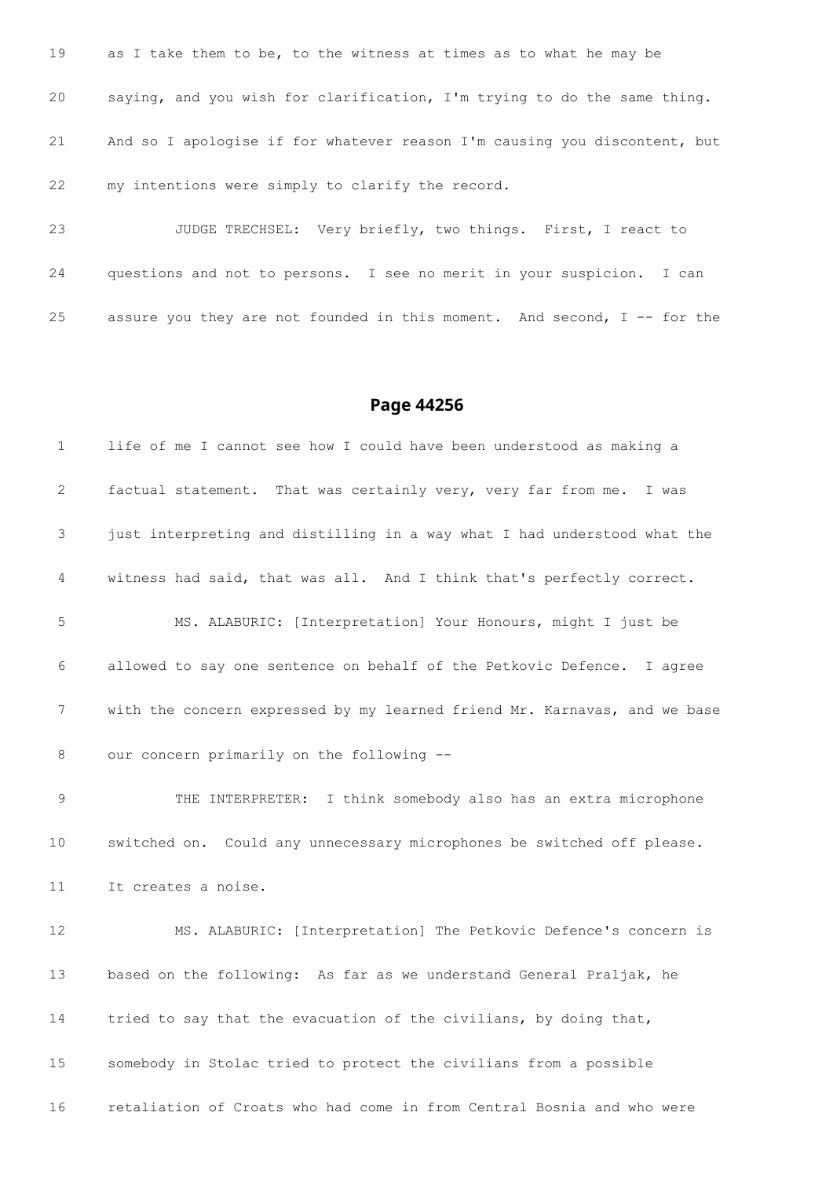19 as I take them to be, to the witness at times as to what he may be

20 saying, and you wish for clarification, I'm trying to do the same thing.

21 And so I apologise if for whatever reason I'm causing you discontent, but

22 my intentions were simply to clarify the record.

23 JUDGE TRECHSEL: Very briefly, two things. First, I react to

24 questions and not to persons. I see no merit in your suspicion. I can

25 assure you they are not founded in this moment. And second, I -- for the

## Page 44256

1 life of me I cannot see how I could have been understood as making a

2 factual statement. That was certainly very, very far from me. I was

3 just interpreting and distilling in a way what I had understood what the

4 witness had said, that was all. And I think that's perfectly correct.

5 MS. ALABURIC: [Interpretation] Your Honours, might I just be

6 allowed to say one sentence on behalf of the Petkovic Defence. I agree

7 with the concern expressed by my learned friend Mr. Karnavas, and we base

8 our concern primarily on the following --

9 THE INTERPRETER: I think somebody also has an extra microphone

10 switched on. Could any unnecessary microphones be switched off please.

11 It creates a noise.

12 MS. ALABURIC: [Interpretation] The Petkovic Defence's concern is

13 based on the following: As far as we understand General Praljak, he

14 tried to say that the evacuation of the civilians, by doing that,

15 somebody in Stolac tried to protect the civilians from a possible

16 retaliation of Croats who had come in from Central Bosnia and who were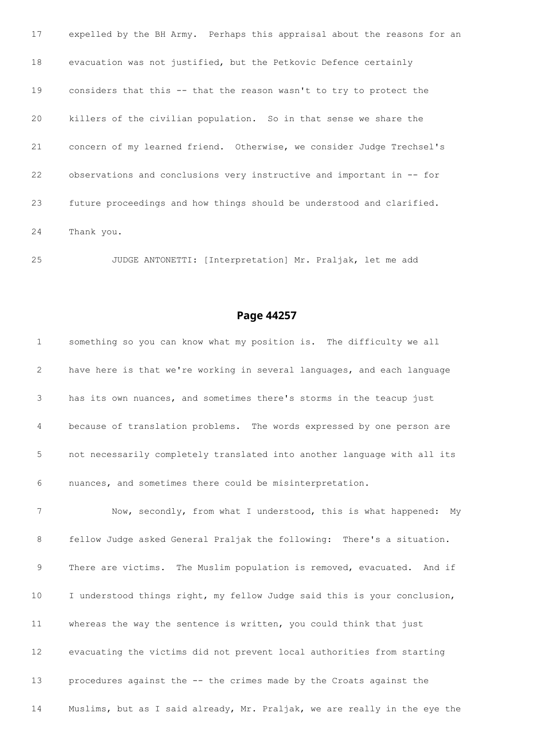17 expelled by the BH Army. Perhaps this appraisal about the reasons for an

18 evacuation was not justified, but the Petkovic Defence certainly

19 considers that this -- that the reason wasn't to try to protect the

20 killers of the civilian population. So in that sense we share the

21 concern of my learned friend. Otherwise, we consider Judge Trechsel's

22 observations and conclusions very instructive and important in -- for

23 future proceedings and how things should be understood and clarified.

24 Thank you.

25 JUDGE ANTONETTI: [Interpretation] Mr. Praljak, let me add

## Page 44257

1 something so you can know what my position is. The difficulty we all

2 have here is that we're working in several languages, and each language

3 has its own nuances, and sometimes there's storms in the teacup just

4 because of translation problems. The words expressed by one person are

5 not necessarily completely translated into another language with all its

6 nuances, and sometimes there could be misinterpretation.

7 Now, secondly, from what I understood, this is what happened: My

8 fellow Judge asked General Praljak the following: There's a situation.

9 There are victims. The Muslim population is removed, evacuated. And if

10 I understood things right, my fellow Judge said this is your conclusion,

11 whereas the way the sentence is written, you could think that just

12 evacuating the victims did not prevent local authorities from starting

13 procedures against the -- the crimes made by the Croats against the

14 Muslims, but as I said already, Mr. Praljak, we are really in the eye the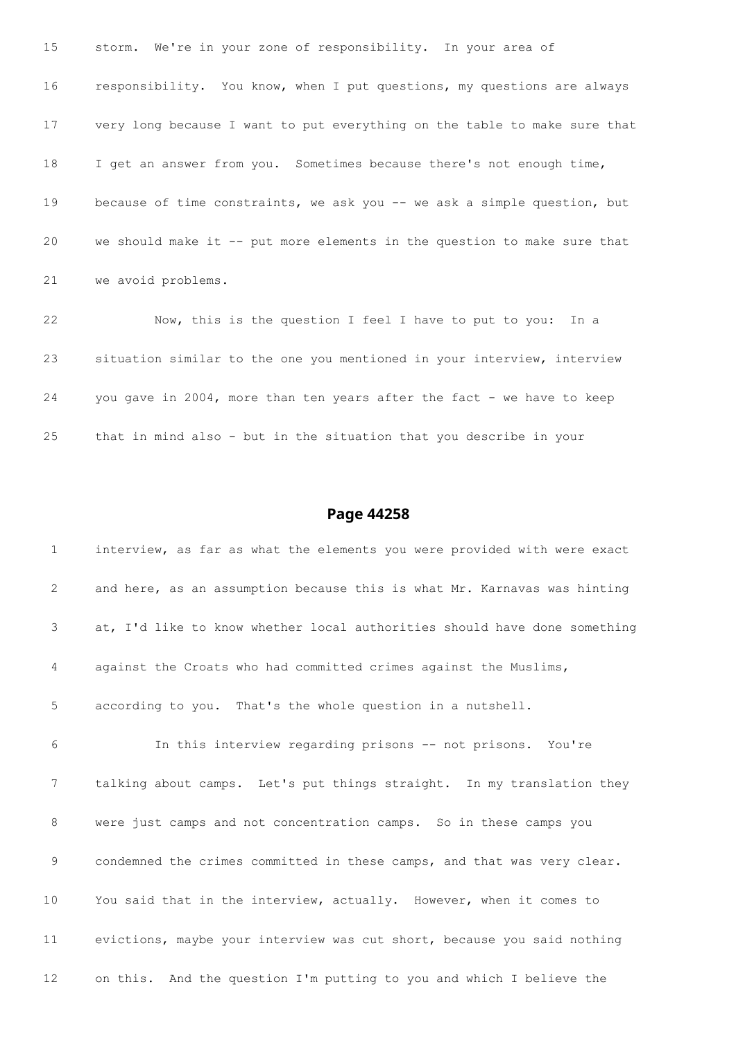15 storm. We're in your zone of responsibility. In your area of

16 responsibility. You know, when I put questions, my questions are always

17 very long because I want to put everything on the table to make sure that

18 I get an answer from you. Sometimes because there's not enough time,

19 because of time constraints, we ask you -- we ask a simple question, but

20 we should make it -- put more elements in the question to make sure that

21 we avoid problems.

22 Now, this is the question I feel I have to put to you: In a

23 situation similar to the one you mentioned in your interview, interview

24 you gave in 2004, more than ten years after the fact - we have to keep

25 that in mind also - but in the situation that you describe in your

## Page 44258

1 interview, as far as what the elements you were provided with were exact

2 and here, as an assumption because this is what Mr. Karnavas was hinting

3 at, I'd like to know whether local authorities should have done something

4 against the Croats who had committed crimes against the Muslims,

5 according to you. That's the whole question in a nutshell.

6 In this interview regarding prisons -- not prisons. You're

7 talking about camps. Let's put things straight. In my translation they

8 were just camps and not concentration camps. So in these camps you

9 condemned the crimes committed in these camps, and that was very clear.

10 You said that in the interview, actually. However, when it comes to

11 evictions, maybe your interview was cut short, because you said nothing

12 on this. And the question I'm putting to you and which I believe the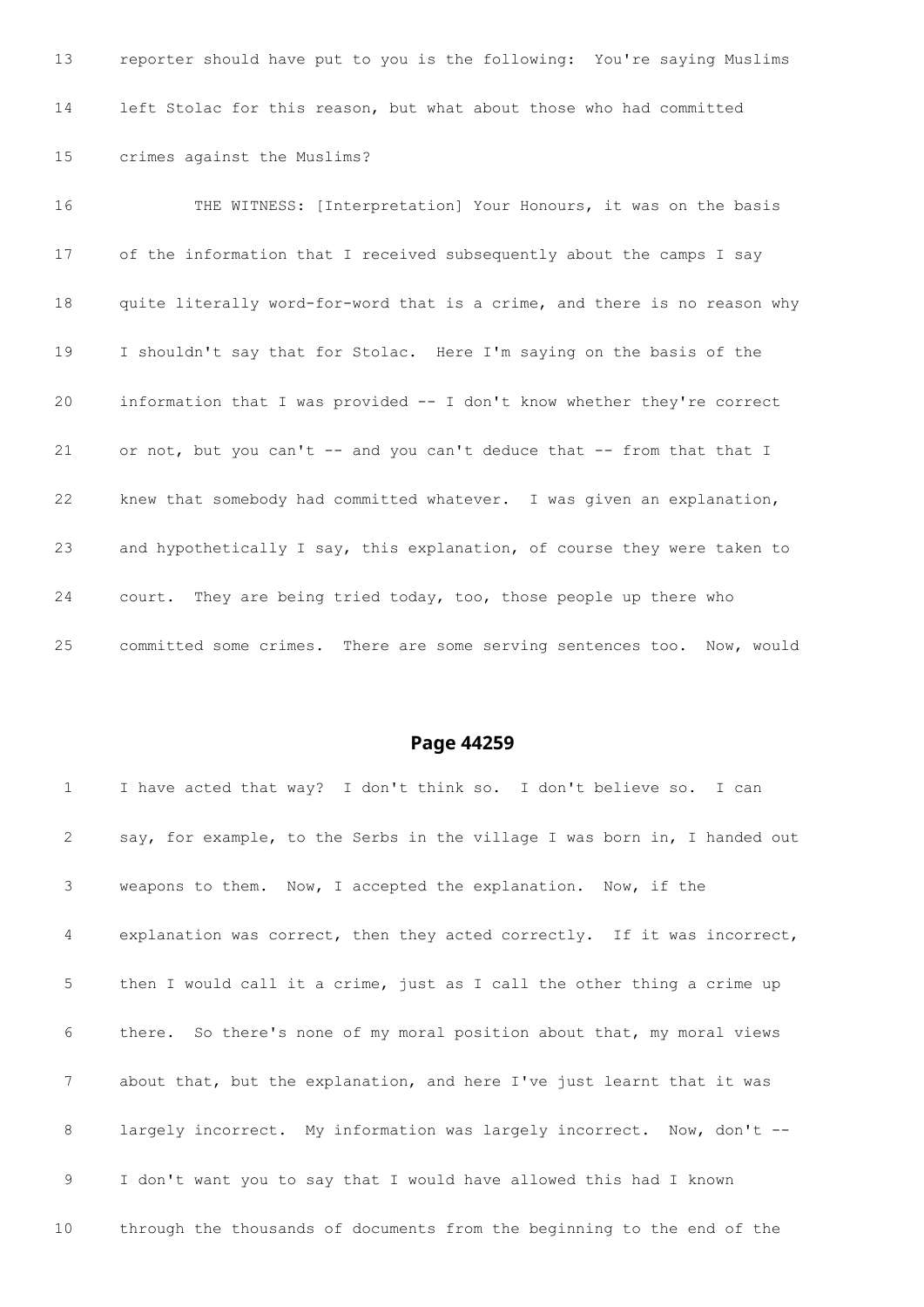13 reporter should have put to you is the following: You're saying Muslims

14 left Stolac for this reason, but what about those who had committed

15 crimes against the Muslims?

16 THE WITNESS: [Interpretation] Your Honours, it was on the basis

17 of the information that I received subsequently about the camps I say

18 quite literally word-for-word that is a crime, and there is no reason why

19 I shouldn't say that for Stolac. Here I'm saying on the basis of the

20 information that I was provided -- I don't know whether they're correct

21 or not, but you can't -- and you can't deduce that -- from that that I

22 knew that somebody had committed whatever. I was given an explanation,

23 and hypothetically I say, this explanation, of course they were taken to

24 court. They are being tried today, too, those people up there who

25 committed some crimes. There are some serving sentences too. Now, would

## Page 44259

1 I have acted that way? I don't think so. I don't believe so. I can

2 say, for example, to the Serbs in the village I was born in, I handed out

3 weapons to them. Now, I accepted the explanation. Now, if the

4 explanation was correct, then they acted correctly. If it was incorrect,

5 then I would call it a crime, just as I call the other thing a crime up

6 there. So there's none of my moral position about that, my moral views

7 about that, but the explanation, and here I've just learnt that it was

8 largely incorrect. My information was largely incorrect. Now, don't --

9 I don't want you to say that I would have allowed this had I known

10 through the thousands of documents from the beginning to the end of the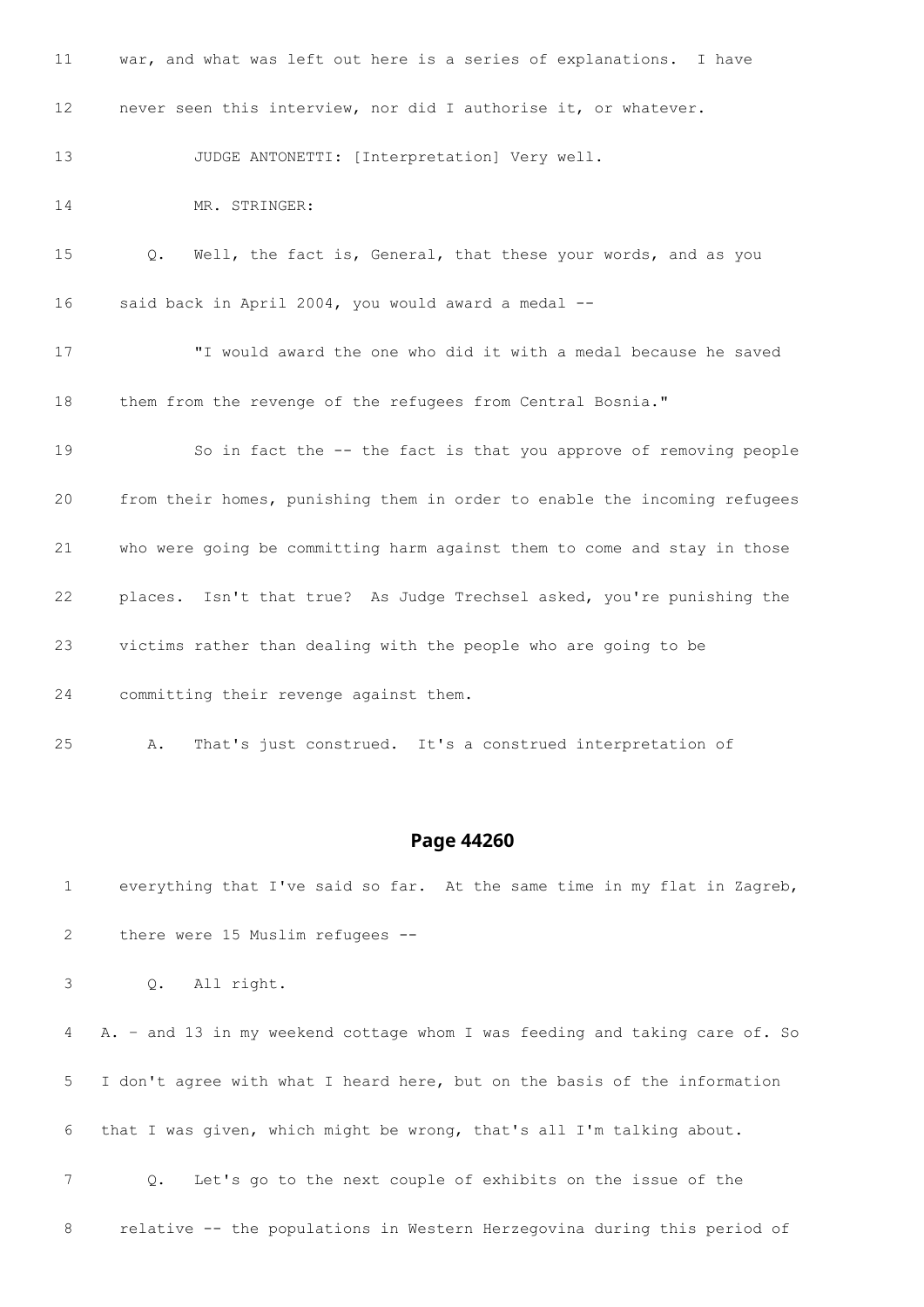11 war, and what was left out here is a series of explanations. I have

12 never seen this interview, nor did I authorise it, or whatever.

13 JUDGE ANTONETTI: [Interpretation] Very well.

14 MR. STRINGER:

15 Q. Well, the fact is, General, that these your words, and as you

16 said back in April 2004, you would award a medal --

17 "I would award the one who did it with a medal because he saved

18 them from the revenge of the refugees from Central Bosnia."

19 So in fact the -- the fact is that you approve of removing people

20 from their homes, punishing them in order to enable the incoming refugees

21 who were going be committing harm against them to come and stay in those

22 places. Isn't that true? As Judge Trechsel asked, you're punishing the

23 victims rather than dealing with the people who are going to be

24 committing their revenge against them.

25 A. That's just construed. It's a construed interpretation of

## Page 44260

1 everything that I've said so far. At the same time in my flat in Zagreb,

2 there were 15 Muslim refugees --

3 Q. All right.

4 A. - and 13 in my weekend cottage whom I was feeding and taking care of. So

5 I don't agree with what I heard here, but on the basis of the information

6 that I was given, which might be wrong, that's all I'm talking about.

7 Q. Let's go to the next couple of exhibits on the issue of the

8 relative -- the populations in Western Herzegovina during this period of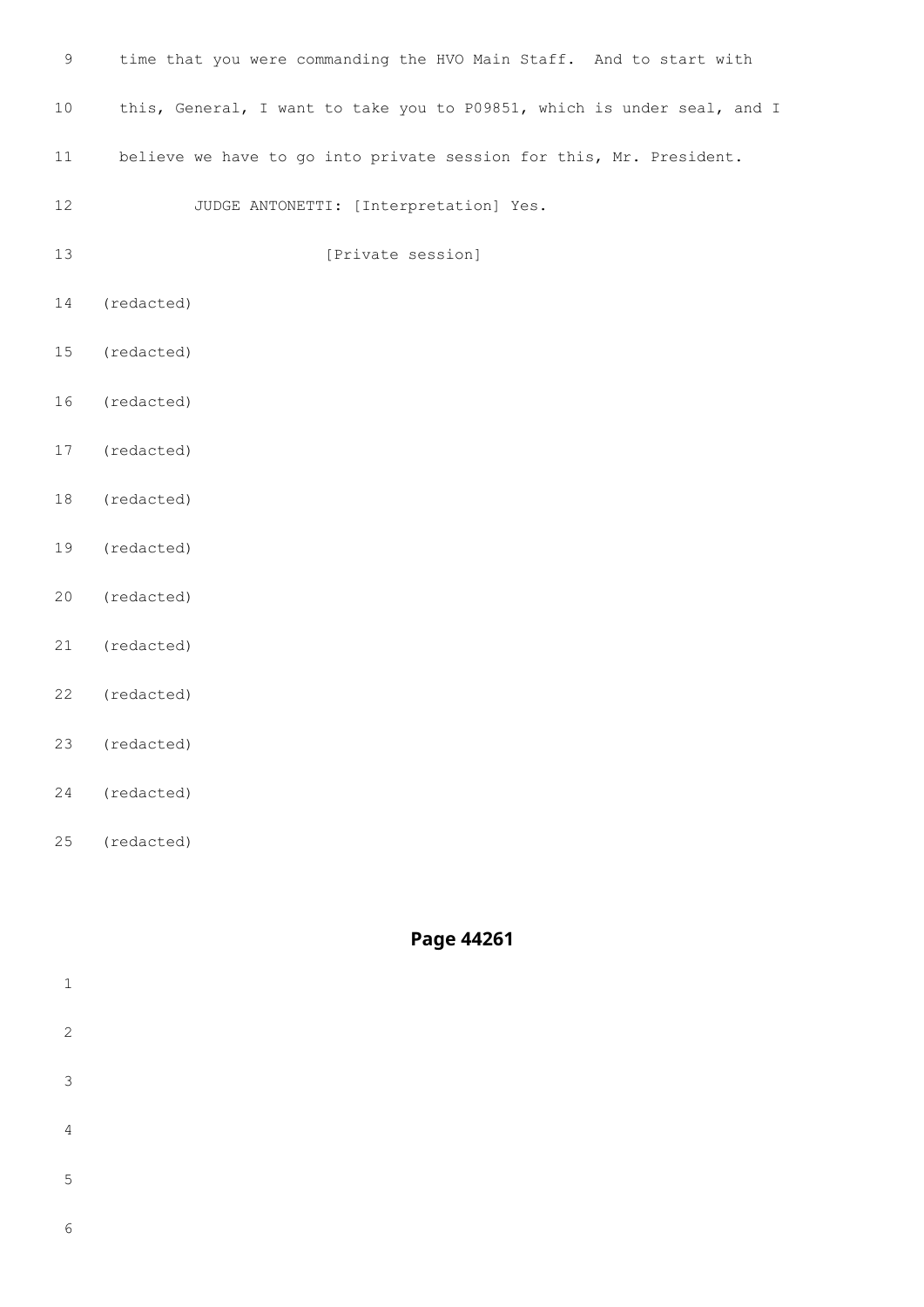9 time that you were commanding the HVO Main Staff. And to start with

10 this, General, I want to take you to P09851, which is under seal, and I

11 believe we have to go into private session for this, Mr. President.

12 JUDGE ANTONETTI: [Interpretation] Yes.

13 [Private session]

14 (redacted)

15 (redacted)

16 (redacted)

17 (redacted)

18 (redacted)

19 (redacted)

20 (redacted)

21 (redacted)

22 (redacted)

23 (redacted)

24 (redacted)

25 (redacted)

## Page 44261

1

2

3

4

5

6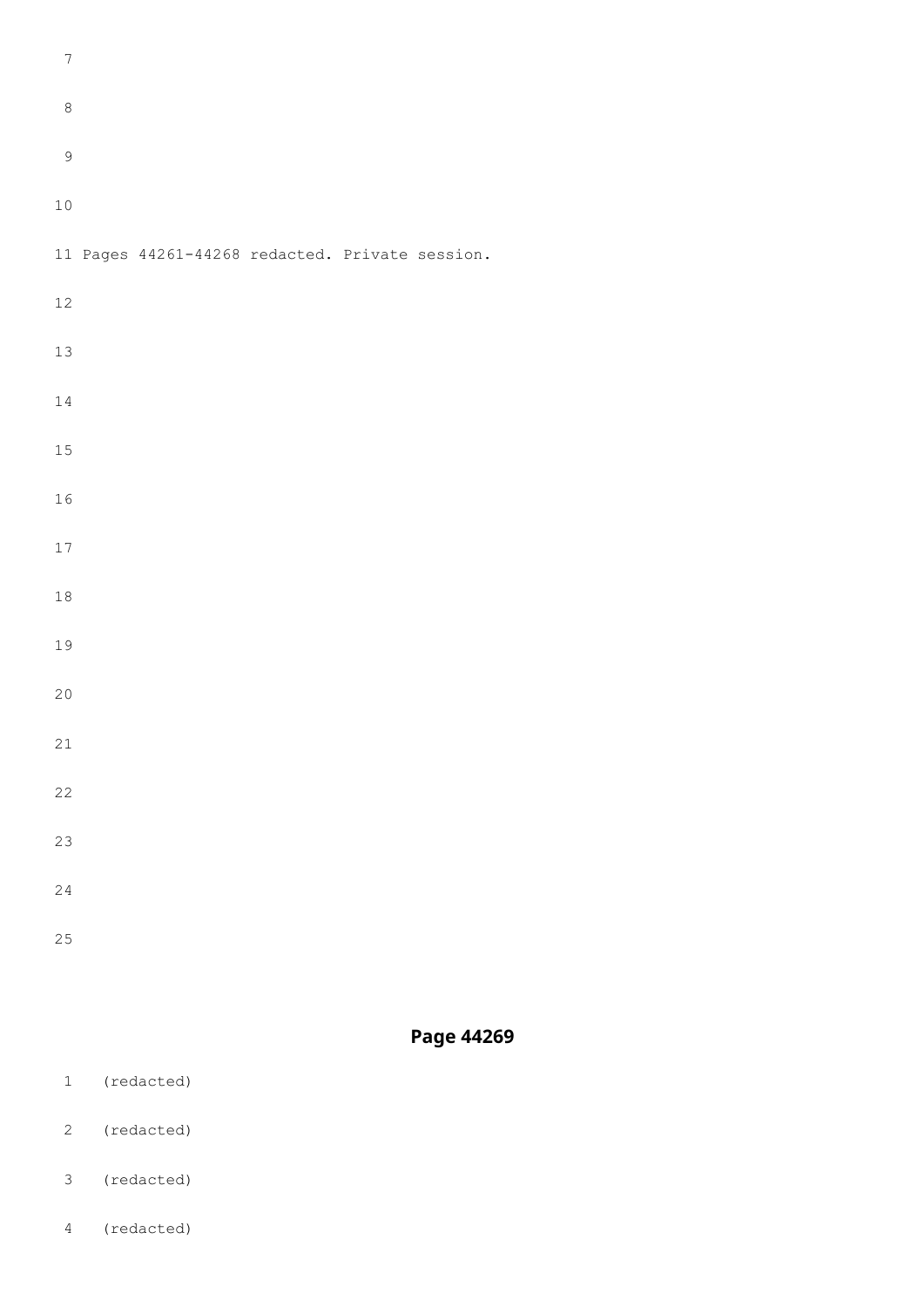7

8

9

10

11 Pages 44261-44268 redacted. Private session.

12

13

14

15

16

17

18

19

20

21

22

23

24

25

## Page 44269

1 (redacted)

2 (redacted)

3 (redacted)

4 (redacted)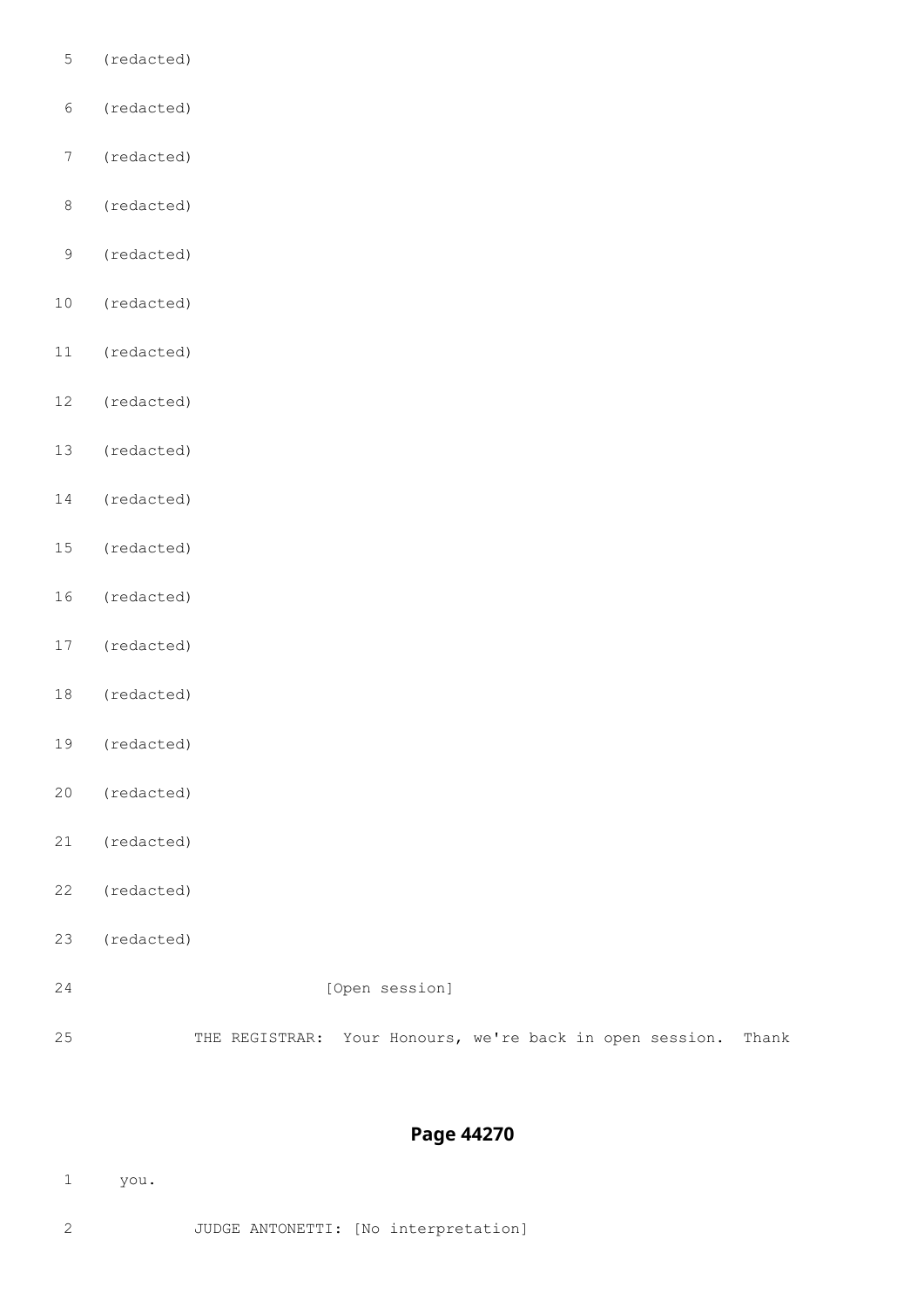5 (redacted)

6 (redacted)

7 (redacted)

8 (redacted)

9 (redacted)

10 (redacted)

11 (redacted)

12 (redacted)

13 (redacted)

14 (redacted)

15 (redacted)

16 (redacted)

17 (redacted)

18 (redacted)

19 (redacted)

20 (redacted)

21 (redacted)

22 (redacted)

23 (redacted)

24 [Open session]

25 THE REGISTRAR: Your Honours, we're back in open session. Thank

## Page 44270

1 you.

2 JUDGE ANTONETTI: [No interpretation]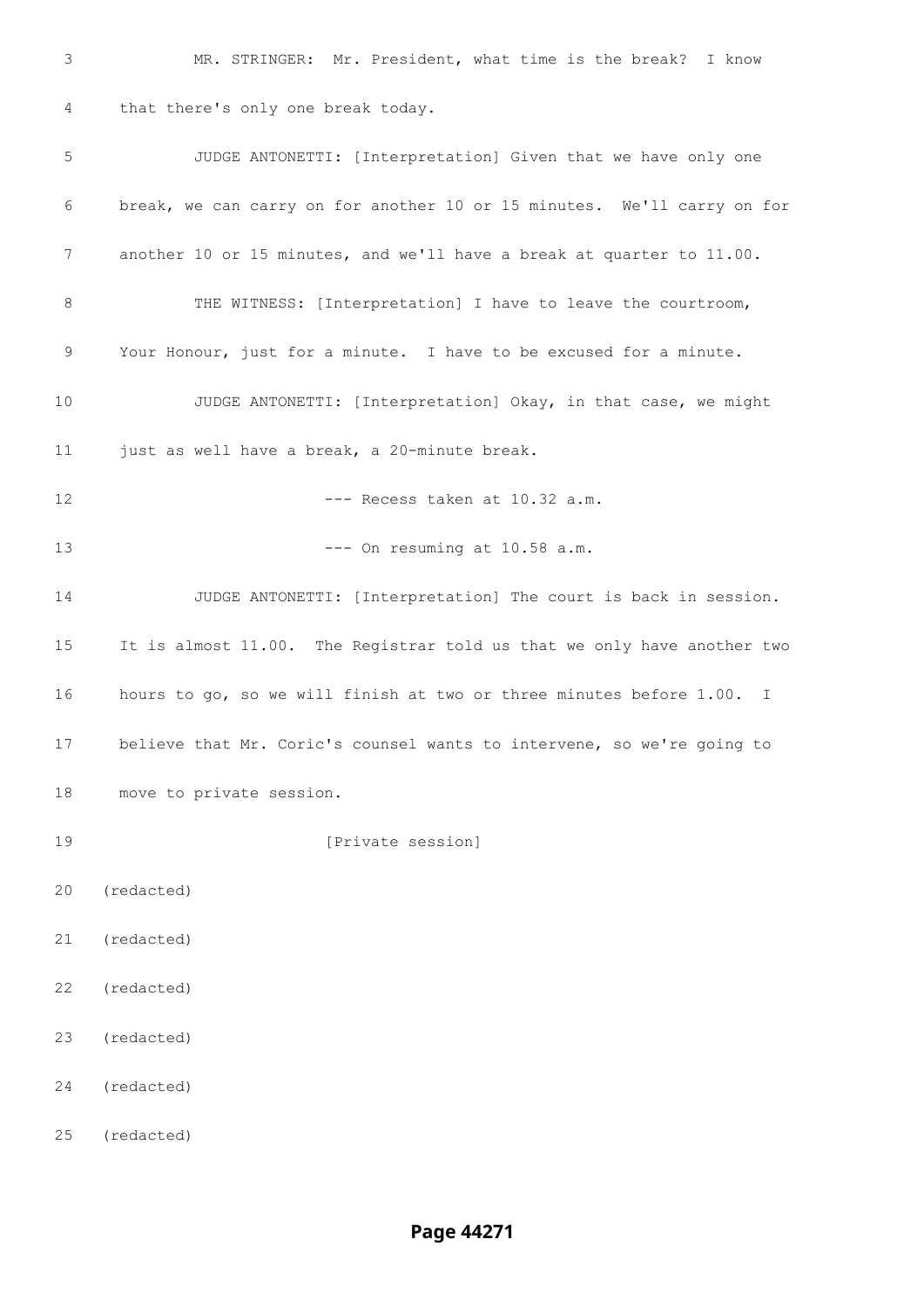3 MR. STRINGER: Mr. President, what time is the break? I know

4 that there's only one break today.

5 JUDGE ANTONETTI: [Interpretation] Given that we have only one

6 break, we can carry on for another 10 or 15 minutes. We'll carry on for

7 another 10 or 15 minutes, and we'll have a break at quarter to 11.00.

8 THE WITNESS: [Interpretation] I have to leave the courtroom,

9 Your Honour, just for a minute. I have to be excused for a minute.

10 JUDGE ANTONETTI: [Interpretation] Okay, in that case, we might

11 just as well have a break, a 20-minute break.

12 --- Recess taken at 10.32 a.m.

13 --- On resuming at 10.58 a.m.

14 JUDGE ANTONETTI: [Interpretation] The court is back in session.

15 It is almost 11.00. The Registrar told us that we only have another two

16 hours to go, so we will finish at two or three minutes before 1.00. I

17 believe that Mr. Coric's counsel wants to intervene, so we're going to

18 move to private session.

19 [Private session]

20 (redacted)

21 (redacted)

22 (redacted)

23 (redacted)

24 (redacted)

25 (redacted)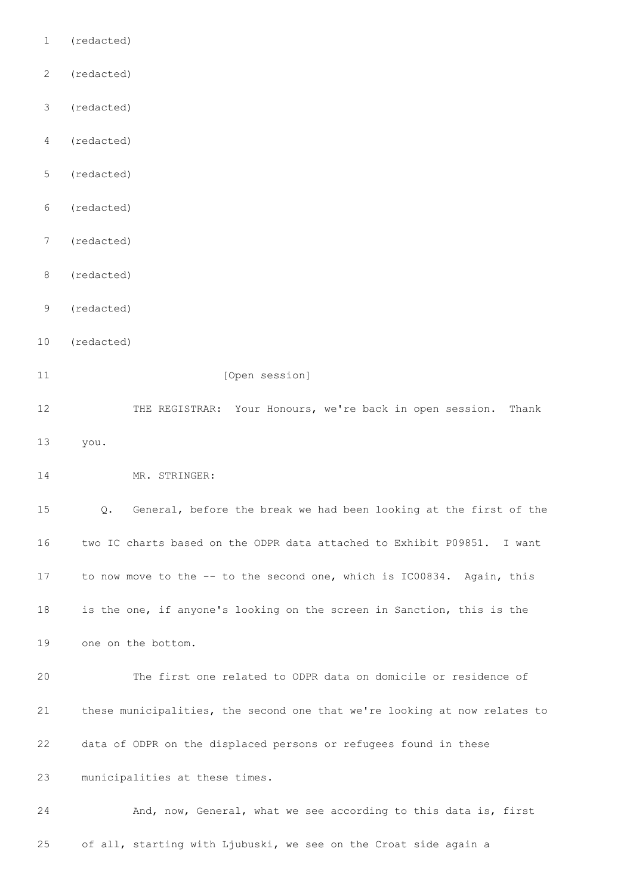1 (redacted)

2 (redacted)

3 (redacted)

4 (redacted)

5 (redacted)

6 (redacted)

7 (redacted)

8 (redacted)

9 (redacted)

10 (redacted)

11 [Open session]

12 THE REGISTRAR: Your Honours, we're back in open session. Thank

13 you.

14 MR. STRINGER:

15 Q. General, before the break we had been looking at the first of the

16 two IC charts based on the ODPR data attached to Exhibit P09851. I want

17 to now move to the -- to the second one, which is IC00834. Again, this

18 is the one, if anyone's looking on the screen in Sanction, this is the

19 one on the bottom.

20 The first one related to ODPR data on domicile or residence of

21 these municipalities, the second one that we're looking at now relates to

22 data of ODPR on the displaced persons or refugees found in these

23 municipalities at these times.

24 And, now, General, what we see according to this data is, first

25 of all, starting with Ljubuski, we see on the Croat side again a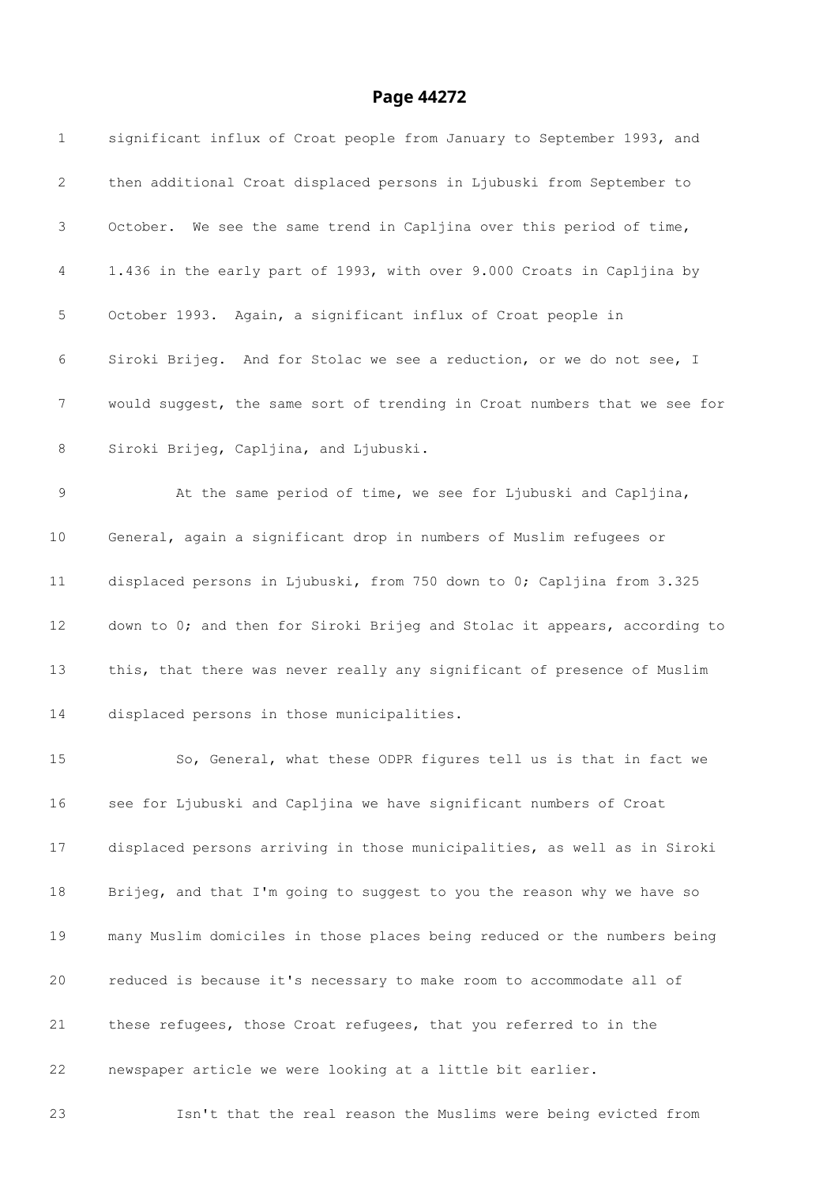1 significant influx of Croat people from January to September 1993, and

2 then additional Croat displaced persons in Ljubuski from September to

3 October. We see the same trend in Capljina over this period of time,

4 1.436 in the early part of 1993, with over 9.000 Croats in Capljina by

5 October 1993. Again, a significant influx of Croat people in

6 Siroki Brijeg. And for Stolac we see a reduction, or we do not see, I

7 would suggest, the same sort of trending in Croat numbers that we see for

8 Siroki Brijeg, Capljina, and Ljubuski.

9 At the same period of time, we see for Ljubuski and Capljina,

10 General, again a significant drop in numbers of Muslim refugees or

11 displaced persons in Ljubuski, from 750 down to 0; Capljina from 3.325

12 down to 0; and then for Siroki Brijeg and Stolac it appears, according to

13 this, that there was never really any significant of presence of Muslim

14 displaced persons in those municipalities.

15 So, General, what these ODPR figures tell us is that in fact we

16 see for Ljubuski and Capljina we have significant numbers of Croat

17 displaced persons arriving in those municipalities, as well as in Siroki

18 Brijeg, and that I'm going to suggest to you the reason why we have so

19 many Muslim domiciles in those places being reduced or the numbers being

20 reduced is because it's necessary to make room to accommodate all of

21 these refugees, those Croat refugees, that you referred to in the

22 newspaper article we were looking at a little bit earlier.

23 Isn't that the real reason the Muslims were being evicted from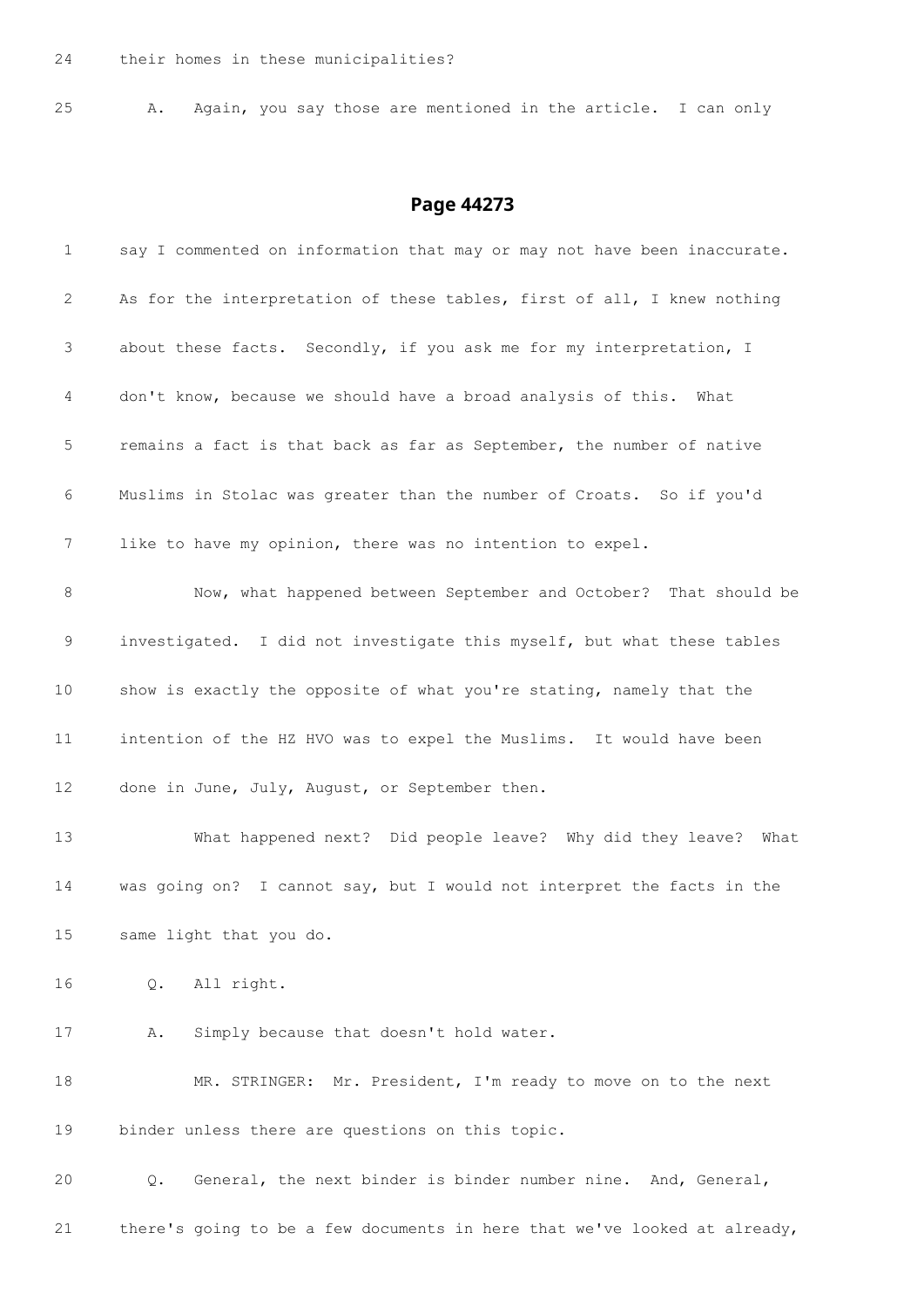24 their homes in these municipalities?

25 A. Again, you say those are mentioned in the article. I can only

## Page 44273

1 say I commented on information that may or may not have been inaccurate.

2 As for the interpretation of these tables, first of all, I knew nothing

3 about these facts. Secondly, if you ask me for my interpretation, I

4 don't know, because we should have a broad analysis of this. What

5 remains a fact is that back as far as September, the number of native

6 Muslims in Stolac was greater than the number of Croats. So if you'd

7 like to have my opinion, there was no intention to expel.

8 Now, what happened between September and October? That should be

9 investigated. I did not investigate this myself, but what these tables

10 show is exactly the opposite of what you're stating, namely that the

11 intention of the HZ HVO was to expel the Muslims. It would have been

12 done in June, July, August, or September then.

13 What happened next? Did people leave? Why did they leave? What

14 was going on? I cannot say, but I would not interpret the facts in the

15 same light that you do.

16 Q. All right.

17 A. Simply because that doesn't hold water.

18 MR. STRINGER: Mr. President, I'm ready to move on to the next

19 binder unless there are questions on this topic.

20 Q. General, the next binder is binder number nine. And, General,

21 there's going to be a few documents in here that we've looked at already,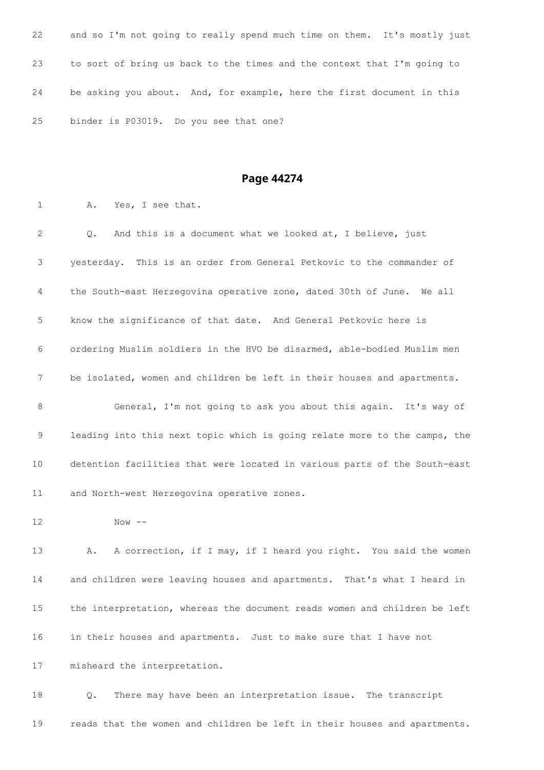22 and so I'm not going to really spend much time on them. It's mostly just

23 to sort of bring us back to the times and the context that I'm going to

24 be asking you about. And, for example, here the first document in this

25 binder is P03019. Do you see that one?

## Page 44274

1 A. Yes, I see that.

2 Q. And this is a document what we looked at, I believe, just

3 yesterday. This is an order from General Petkovic to the commander of

4 the South-east Herzegovina operative zone, dated 30th of June. We all

5 know the significance of that date. And General Petkovic here is

6 ordering Muslim soldiers in the HVO be disarmed, able-bodied Muslim men

7 be isolated, women and children be left in their houses and apartments.

8 General, I'm not going to ask you about this again. It's way of

9 leading into this next topic which is going relate more to the camps, the

10 detention facilities that were located in various parts of the South-east

11 and North-west Herzegovina operative zones.

12 Now --

13 A. A correction, if I may, if I heard you right. You said the women

14 and children were leaving houses and apartments. That's what I heard in

15 the interpretation, whereas the document reads women and children be left

16 in their houses and apartments. Just to make sure that I have not

17 misheard the interpretation.

18 Q. There may have been an interpretation issue. The transcript

19 reads that the women and children be left in their houses and apartments.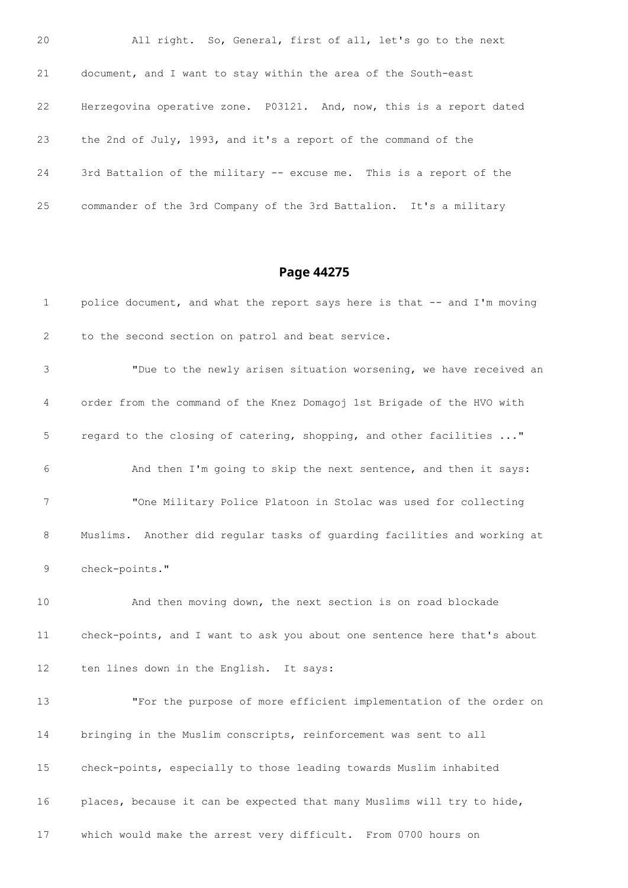20 All right. So, General, first of all, let's go to the next

21 document, and I want to stay within the area of the South-east

22 Herzegovina operative zone. P03121. And, now, this is a report dated

23 the 2nd of July, 1993, and it's a report of the command of the

24 3rd Battalion of the military -- excuse me. This is a report of the

25 commander of the 3rd Company of the 3rd Battalion. It's a military

## Page 44275

1 police document, and what the report says here is that -- and I'm moving

2 to the second section on patrol and beat service.

3 "Due to the newly arisen situation worsening, we have received an

4 order from the command of the Knez Domagoj 1st Brigade of the HVO with

5 regard to the closing of catering, shopping, and other facilities ..."

6 And then I'm going to skip the next sentence, and then it says:

7 "One Military Police Platoon in Stolac was used for collecting

8 Muslims. Another did regular tasks of guarding facilities and working at

9 check-points."

10 And then moving down, the next section is on road blockade

11 check-points, and I want to ask you about one sentence here that's about

12 ten lines down in the English. It says:

13 "For the purpose of more efficient implementation of the order on

14 bringing in the Muslim conscripts, reinforcement was sent to all

15 check-points, especially to those leading towards Muslim inhabited

16 places, because it can be expected that many Muslims will try to hide,

17 which would make the arrest very difficult. From 0700 hours on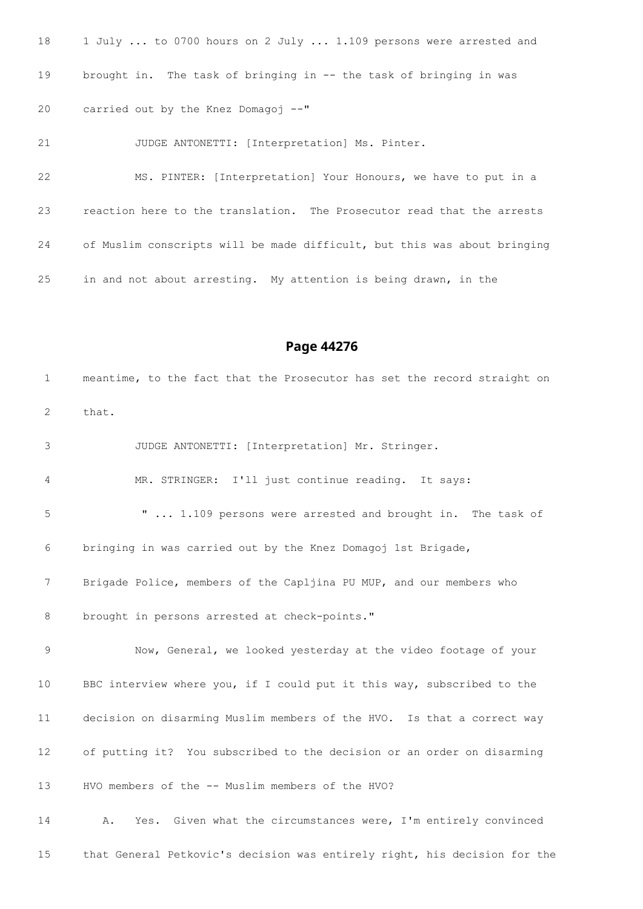18 1 July ... to 0700 hours on 2 July ... 1.109 persons were arrested and

19 brought in. The task of bringing in -- the task of bringing in was

20 carried out by the Knez Domagoj --"

21 JUDGE ANTONETTI: [Interpretation] Ms. Pinter.

22 MS. PINTER: [Interpretation] Your Honours, we have to put in a

23 reaction here to the translation. The Prosecutor read that the arrests

24 of Muslim conscripts will be made difficult, but this was about bringing

25 in and not about arresting. My attention is being drawn, in the

## Page 44276

1 meantime, to the fact that the Prosecutor has set the record straight on

2 that.

3 JUDGE ANTONETTI: [Interpretation] Mr. Stringer.

4 MR. STRINGER: I'll just continue reading. It says:

5 " ... 1.109 persons were arrested and brought in. The task of

6 bringing in was carried out by the Knez Domagoj 1st Brigade,

7 Brigade Police, members of the Capljina PU MUP, and our members who

8 brought in persons arrested at check-points."

9 Now, General, we looked yesterday at the video footage of your

10 BBC interview where you, if I could put it this way, subscribed to the

11 decision on disarming Muslim members of the HVO. Is that a correct way

12 of putting it? You subscribed to the decision or an order on disarming

13 HVO members of the -- Muslim members of the HVO?

14 A. Yes. Given what the circumstances were, I'm entirely convinced

15 that General Petkovic's decision was entirely right, his decision for the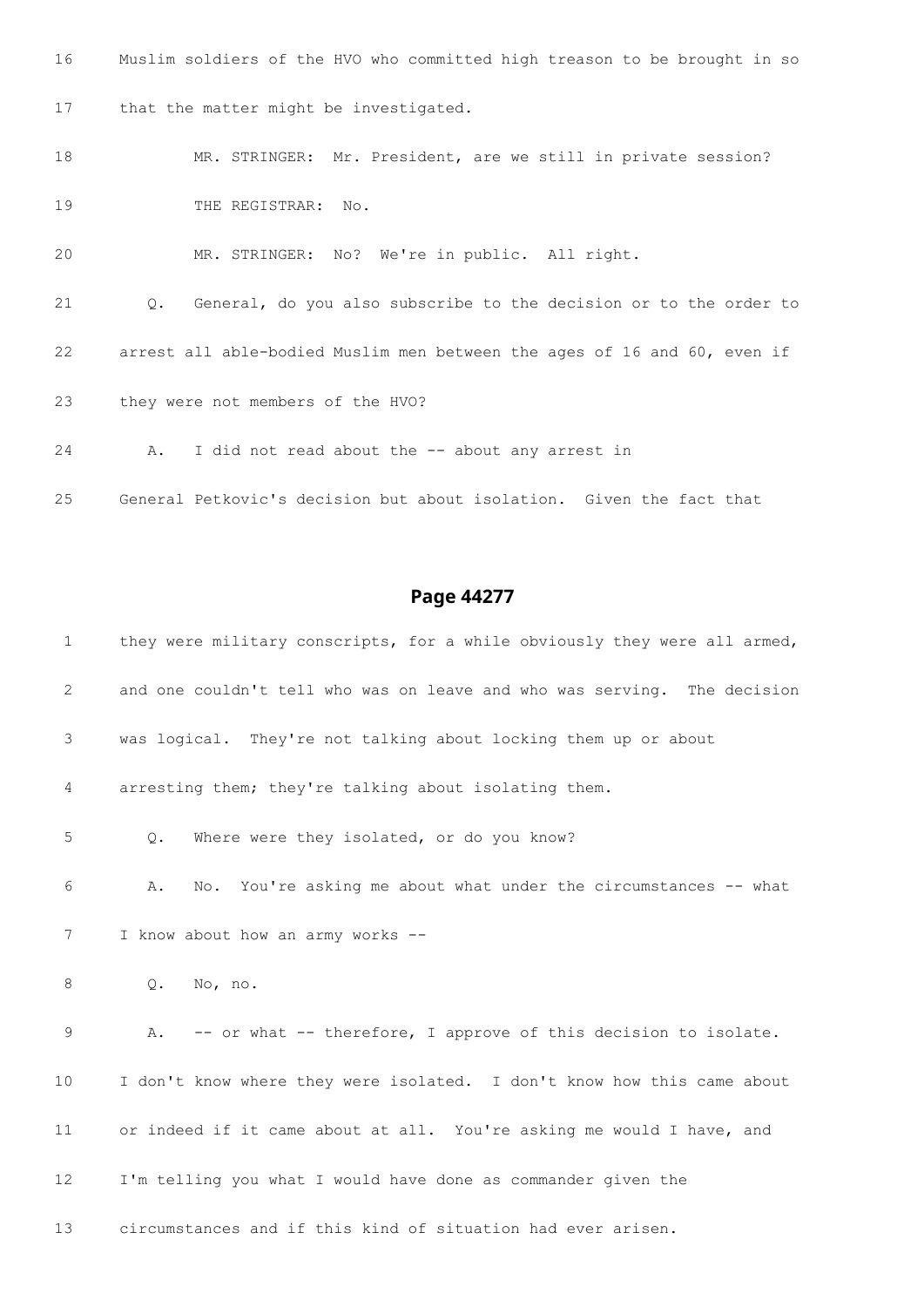16 Muslim soldiers of the HVO who committed high treason to be brought in so

17 that the matter might be investigated.

18 MR. STRINGER: Mr. President, are we still in private session?

19 THE REGISTRAR: No.

20 MR. STRINGER: No? We're in public. All right.

21 Q. General, do you also subscribe to the decision or to the order to

22 arrest all able-bodied Muslim men between the ages of 16 and 60, even if

23 they were not members of the HVO?

24 A. I did not read about the -- about any arrest in

25 General Petkovic's decision but about isolation. Given the fact that

## Page 44277

1 they were military conscripts, for a while obviously they were all armed,

2 and one couldn't tell who was on leave and who was serving. The decision

3 was logical. They're not talking about locking them up or about

4 arresting them; they're talking about isolating them.

5 Q. Where were they isolated, or do you know?

6 A. No. You're asking me about what under the circumstances -- what

7 I know about how an army works --

8 Q. No, no.

9 A. -- or what -- therefore, I approve of this decision to isolate.

10 I don't know where they were isolated. I don't know how this came about

11 or indeed if it came about at all. You're asking me would I have, and

12 I'm telling you what I would have done as commander given the

13 circumstances and if this kind of situation had ever arisen.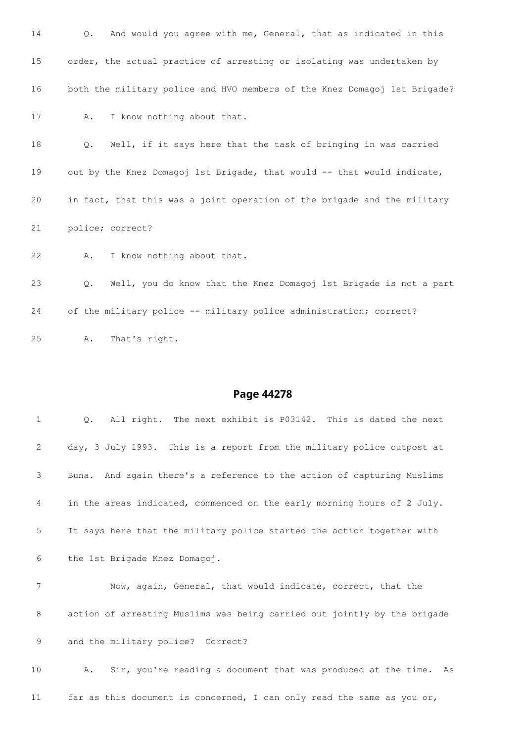14 Q. And would you agree with me, General, that as indicated in this

15 order, the actual practice of arresting or isolating was undertaken by

16 both the military police and HVO members of the Knez Domagoj 1st Brigade?

17 A. I know nothing about that.

18 Q. Well, if it says here that the task of bringing in was carried

19 out by the Knez Domagoj 1st Brigade, that would -- that would indicate,

20 in fact, that this was a joint operation of the brigade and the military

21 police; correct?

22 A. I know nothing about that.

23 Q. Well, you do know that the Knez Domagoj 1st Brigade is not a part

24 of the military police -- military police administration; correct?

25 A. That's right.

## Page 44278

1 Q. All right. The next exhibit is P03142. This is dated the next

2 day, 3 July 1993. This is a report from the military police outpost at

3 Buna. And again there's a reference to the action of capturing Muslims

4 in the areas indicated, commenced on the early morning hours of 2 July.

5 It says here that the military police started the action together with

6 the 1st Brigade Knez Domagoj.

7 Now, again, General, that would indicate, correct, that the

8 action of arresting Muslims was being carried out jointly by the brigade

9 and the military police? Correct?

10 A. Sir, you're reading a document that was produced at the time. As

11 far as this document is concerned, I can only read the same as you or,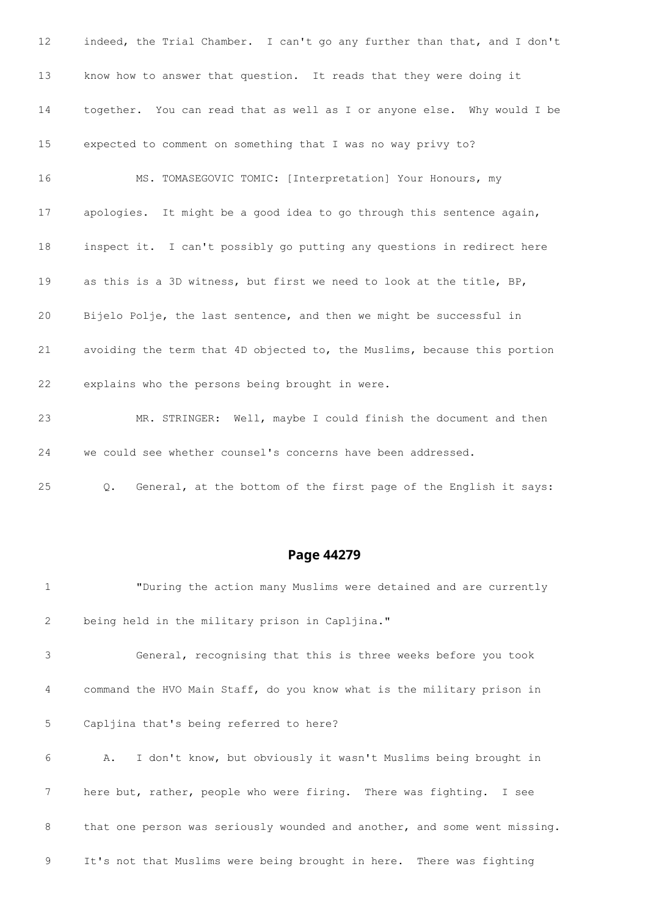12 indeed, the Trial Chamber. I can't go any further than that, and I don't

13 know how to answer that question. It reads that they were doing it

14 together. You can read that as well as I or anyone else. Why would I be

15 expected to comment on something that I was no way privy to?

16 MS. TOMASEGOVIC TOMIC: [Interpretation] Your Honours, my

17 apologies. It might be a good idea to go through this sentence again,

18 inspect it. I can't possibly go putting any questions in redirect here

19 as this is a 3D witness, but first we need to look at the title, BP,

20 Bijelo Polje, the last sentence, and then we might be successful in

21 avoiding the term that 4D objected to, the Muslims, because this portion

22 explains who the persons being brought in were.

23 MR. STRINGER: Well, maybe I could finish the document and then

24 we could see whether counsel's concerns have been addressed.

25 Q. General, at the bottom of the first page of the English it says:

## Page 44279

1 "During the action many Muslims were detained and are currently

2 being held in the military prison in Capljina."

3 General, recognising that this is three weeks before you took

4 command the HVO Main Staff, do you know what is the military prison in

5 Capljina that's being referred to here?

6 A. I don't know, but obviously it wasn't Muslims being brought in

7 here but, rather, people who were firing. There was fighting. I see

8 that one person was seriously wounded and another, and some went missing.

9 It's not that Muslims were being brought in here. There was fighting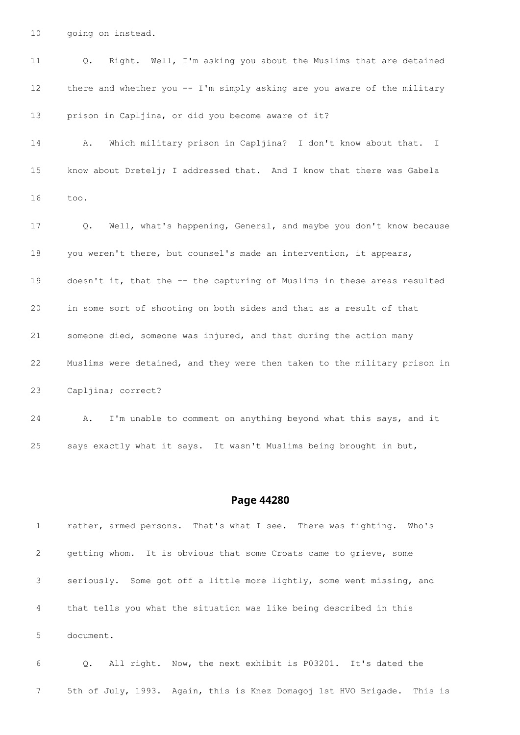10 going on instead.

11 Q. Right. Well, I'm asking you about the Muslims that are detained

12 there and whether you -- I'm simply asking are you aware of the military

13 prison in Capljina, or did you become aware of it?

14 A. Which military prison in Capljina? I don't know about that. I

15 know about Dretelj; I addressed that. And I know that there was Gabela

16 too.

17 Q. Well, what's happening, General, and maybe you don't know because

18 you weren't there, but counsel's made an intervention, it appears,

19 doesn't it, that the -- the capturing of Muslims in these areas resulted

20 in some sort of shooting on both sides and that as a result of that

21 someone died, someone was injured, and that during the action many

22 Muslims were detained, and they were then taken to the military prison in

23 Capljina; correct?

24 A. I'm unable to comment on anything beyond what this says, and it

25 says exactly what it says. It wasn't Muslims being brought in but,

## Page 44280

1 rather, armed persons. That's what I see. There was fighting. Who's

2 getting whom. It is obvious that some Croats came to grieve, some

3 seriously. Some got off a little more lightly, some went missing, and

4 that tells you what the situation was like being described in this

5 document.

6 Q. All right. Now, the next exhibit is P03201. It's dated the

7 5th of July, 1993. Again, this is Knez Domagoj 1st HVO Brigade. This is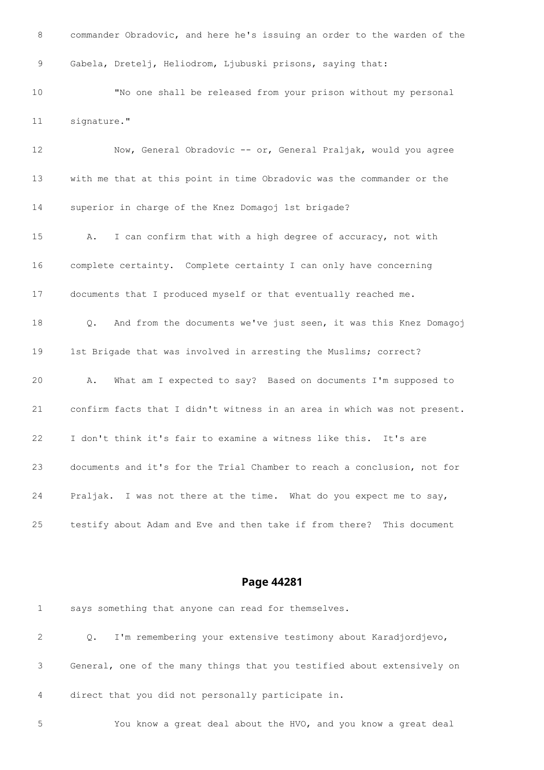8 commander Obradovic, and here he's issuing an order to the warden of the

9 Gabela, Dretelj, Heliodrom, Ljubuski prisons, saying that:

10 "No one shall be released from your prison without my personal

11 signature."

12 Now, General Obradovic -- or, General Praljak, would you agree

13 with me that at this point in time Obradovic was the commander or the

14 superior in charge of the Knez Domagoj 1st brigade?

15 A. I can confirm that with a high degree of accuracy, not with

16 complete certainty. Complete certainty I can only have concerning

17 documents that I produced myself or that eventually reached me.

18 Q. And from the documents we've just seen, it was this Knez Domagoj

19 1st Brigade that was involved in arresting the Muslims; correct?

20 A. What am I expected to say? Based on documents I'm supposed to

21 confirm facts that I didn't witness in an area in which was not present.

22 I don't think it's fair to examine a witness like this. It's are

23 documents and it's for the Trial Chamber to reach a conclusion, not for

24 Praljak. I was not there at the time. What do you expect me to say,

25 testify about Adam and Eve and then take if from there? This document

## Page 44281

1 says something that anyone can read for themselves.

2 Q. I'm remembering your extensive testimony about Karadjordjevo,

3 General, one of the many things that you testified about extensively on

4 direct that you did not personally participate in.

5 You know a great deal about the HVO, and you know a great deal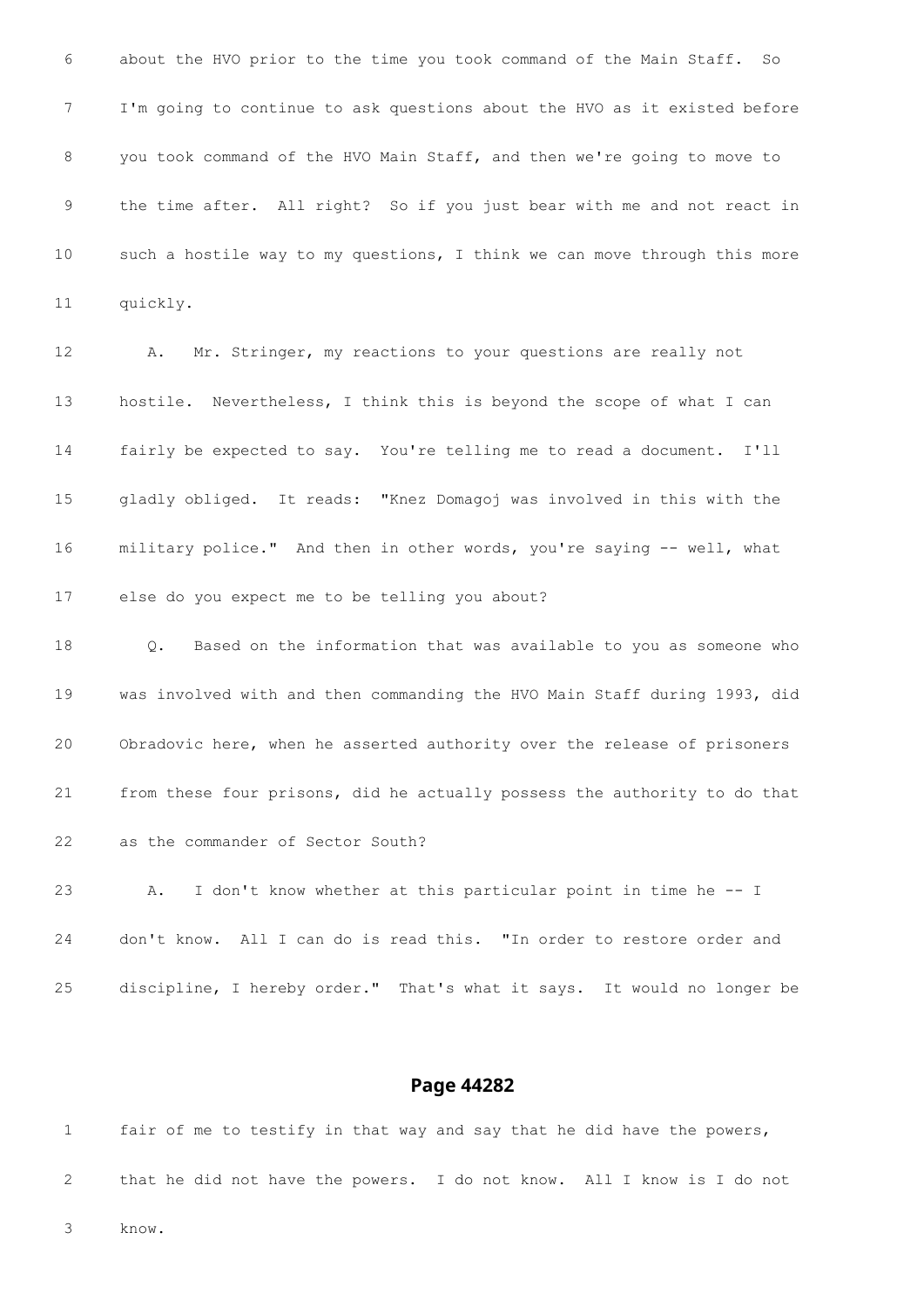6 about the HVO prior to the time you took command of the Main Staff. So

7 I'm going to continue to ask questions about the HVO as it existed before

8 you took command of the HVO Main Staff, and then we're going to move to

9 the time after. All right? So if you just bear with me and not react in

10 such a hostile way to my questions, I think we can move through this more

11 quickly.

12 A. Mr. Stringer, my reactions to your questions are really not

13 hostile. Nevertheless, I think this is beyond the scope of what I can

14 fairly be expected to say. You're telling me to read a document. I'll

15 gladly obliged. It reads: "Knez Domagoj was involved in this with the

16 military police." And then in other words, you're saying -- well, what

17 else do you expect me to be telling you about?

18 Q. Based on the information that was available to you as someone who

19 was involved with and then commanding the HVO Main Staff during 1993, did

20 Obradovic here, when he asserted authority over the release of prisoners

21 from these four prisons, did he actually possess the authority to do that

22 as the commander of Sector South?

23 A. I don't know whether at this particular point in time he -- I

24 don't know. All I can do is read this. "In order to restore order and

25 discipline, I hereby order." That's what it says. It would no longer be

## Page 44282

1 fair of me to testify in that way and say that he did have the powers,

2 that he did not have the powers. I do not know. All I know is I do not

3 know.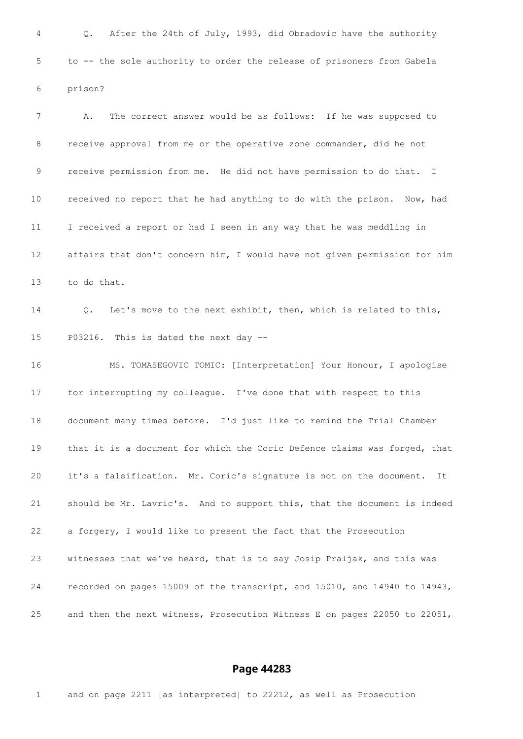Q. After the 24th of July, 1993, did Obradovic have the authority to -- the sole authority to order the release of prisoners from Gabela prison?

A. The correct answer would be as follows: If he was supposed to receive approval from me or the operative zone commander, did he not receive permission from me. He did not have permission to do that. I received no report that he had anything to do with the prison. Now, had I received a report or had I seen in any way that he was meddling in affairs that don't concern him, I would have not given permission for him to do that.

Q. Let's move to the next exhibit, then, which is related to this, P03216. This is dated the next day --

MS. TOMASEGOVIC TOMIC: [Interpretation] Your Honour, I apologise for interrupting my colleague. I've done that with respect to this document many times before. I'd just like to remind the Trial Chamber that it is a document for which the Coric Defence claims was forged, that it's a falsification. Mr. Coric's signature is not on the document. It should be Mr. Lavric's. And to support this, that the document is indeed a forgery, I would like to present the fact that the Prosecution witnesses that we've heard, that is to say Josip Praljak, and this was recorded on pages 15009 of the transcript, and 15010, and 14940 to 14943, and then the next witness, Prosecution Witness E on pages 22050 to 22051,

## Page 44283

and on page 2211 [as interpreted] to 22212, as well as Prosecution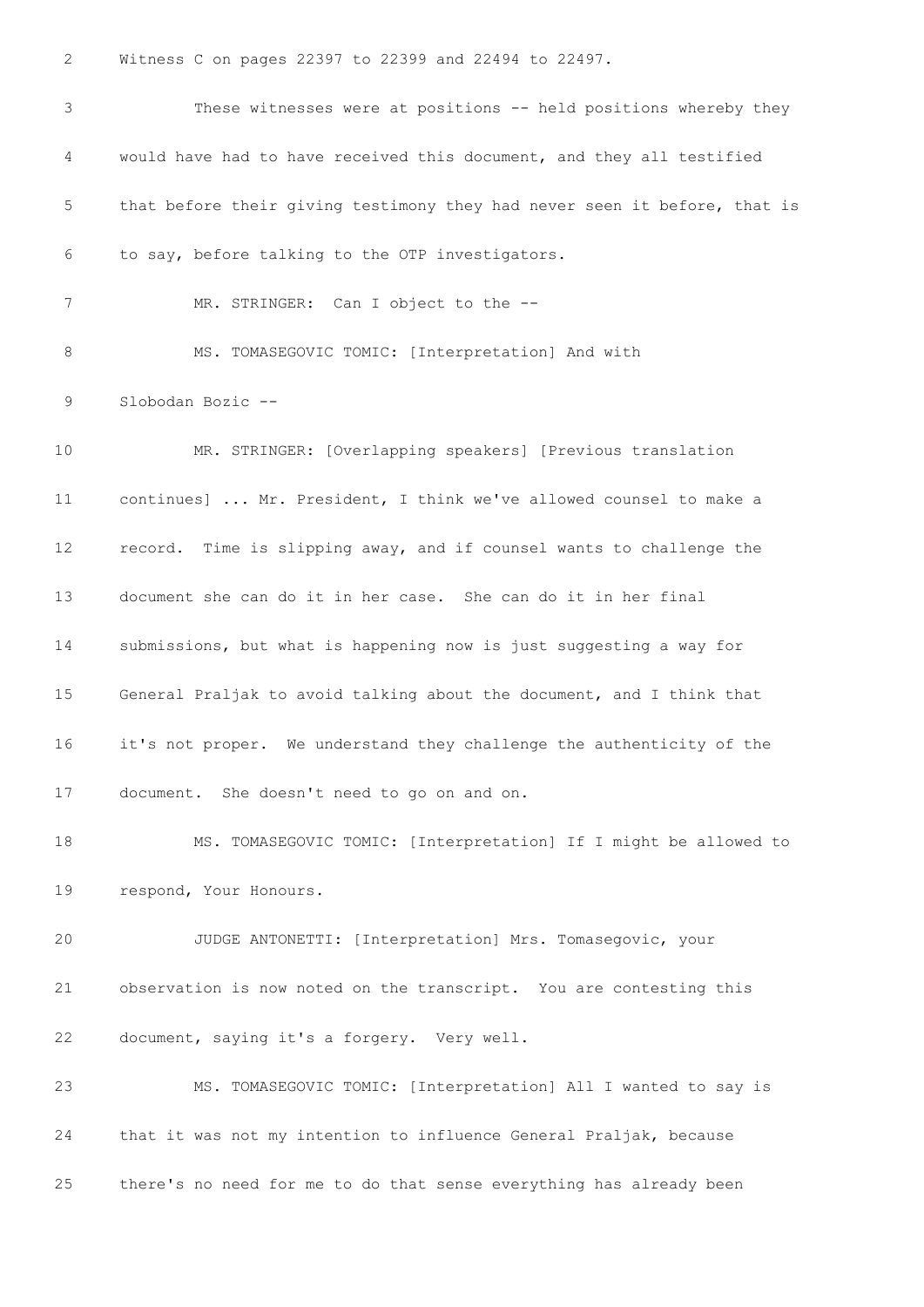Witness C on pages 22397 to 22399 and 22494 to 22497.

These witnesses were at positions -- held positions whereby they would have had to have received this document, and they all testified that before their giving testimony they had never seen it before, that is to say, before talking to the OTP investigators.

MR. STRINGER: Can I object to the --

MS. TOMASEGOVIC TOMIC: [Interpretation] And with Slobodan Bozic --

MR. STRINGER: [Overlapping speakers] [Previous translation continues] ... Mr. President, I think we've allowed counsel to make a record. Time is slipping away, and if counsel wants to challenge the document she can do it in her case. She can do it in her final submissions, but what is happening now is just suggesting a way for General Praljak to avoid talking about the document, and I think that it's not proper. We understand they challenge the authenticity of the document. She doesn't need to go on and on.

MS. TOMASEGOVIC TOMIC: [Interpretation] If I might be allowed to respond, Your Honours.

JUDGE ANTONETTI: [Interpretation] Mrs. Tomasegovic, your observation is now noted on the transcript. You are contesting this document, saying it's a forgery. Very well.

MS. TOMASEGOVIC TOMIC: [Interpretation] All I wanted to say is that it was not my intention to influence General Praljak, because there's no need for me to do that sense everything has already been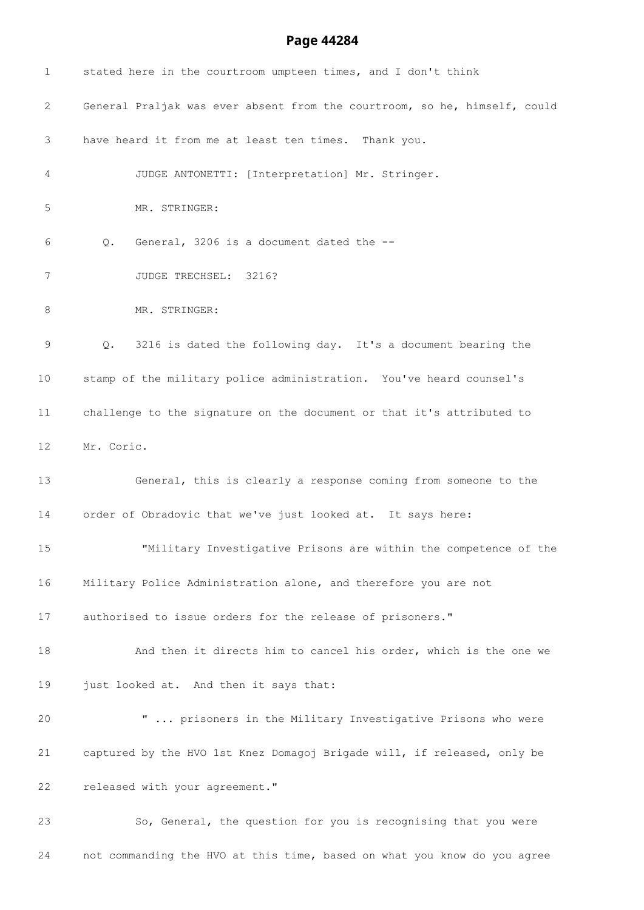1 stated here in the courtroom umpteen times, and I don't think

2 General Praljak was ever absent from the courtroom, so he, himself, could

3 have heard it from me at least ten times. Thank you.

4 JUDGE ANTONETTI: [Interpretation] Mr. Stringer.

5 MR. STRINGER:

6 Q. General, 3206 is a document dated the --

7 JUDGE TRECHSEL: 3216?

8 MR. STRINGER:

9 Q. 3216 is dated the following day. It's a document bearing the

10 stamp of the military police administration. You've heard counsel's

11 challenge to the signature on the document or that it's attributed to

12 Mr. Coric.

13 General, this is clearly a response coming from someone to the

14 order of Obradovic that we've just looked at. It says here:

15 "Military Investigative Prisons are within the competence of the

16 Military Police Administration alone, and therefore you are not

17 authorised to issue orders for the release of prisoners."

18 And then it directs him to cancel his order, which is the one we

19 just looked at. And then it says that:

20 " ... prisoners in the Military Investigative Prisons who were

21 captured by the HVO 1st Knez Domagoj Brigade will, if released, only be

22 released with your agreement."

23 So, General, the question for you is recognising that you were

24 not commanding the HVO at this time, based on what you know do you agree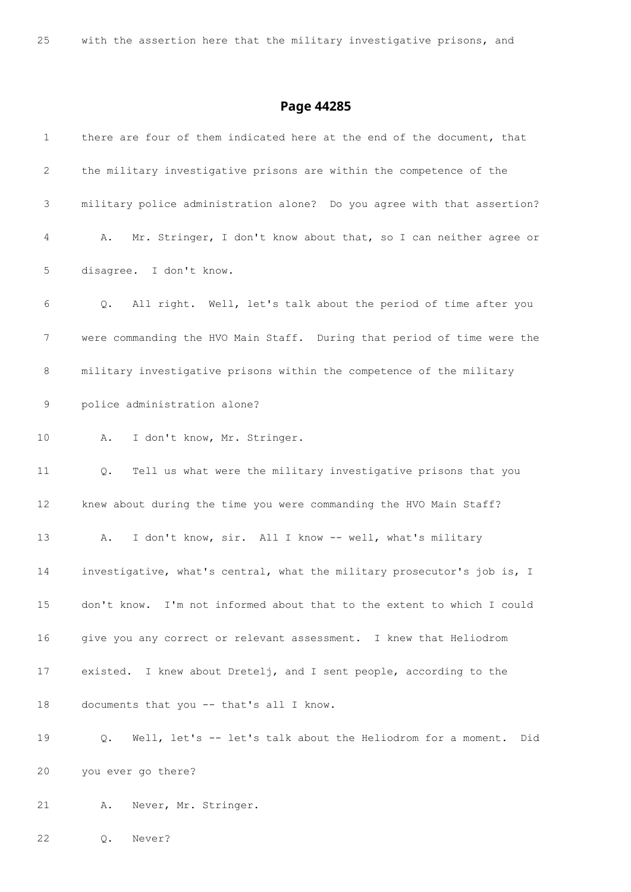25 with the assertion here that the military investigative prisons, and

## Page 44285

1 there are four of them indicated here at the end of the document, that

2 the military investigative prisons are within the competence of the

3 military police administration alone? Do you agree with that assertion?

4 A. Mr. Stringer, I don't know about that, so I can neither agree or

5 disagree. I don't know.

6 Q. All right. Well, let's talk about the period of time after you

7 were commanding the HVO Main Staff. During that period of time were the

8 military investigative prisons within the competence of the military

9 police administration alone?

10 A. I don't know, Mr. Stringer.

11 Q. Tell us what were the military investigative prisons that you

12 knew about during the time you were commanding the HVO Main Staff?

13 A. I don't know, sir. All I know -- well, what's military

14 investigative, what's central, what the military prosecutor's job is, I

15 don't know. I'm not informed about that to the extent to which I could

16 give you any correct or relevant assessment. I knew that Heliodrom

17 existed. I knew about Dretelj, and I sent people, according to the

18 documents that you -- that's all I know.

19 Q. Well, let's -- let's talk about the Heliodrom for a moment. Did

20 you ever go there?

21 A. Never, Mr. Stringer.

22 Q. Never?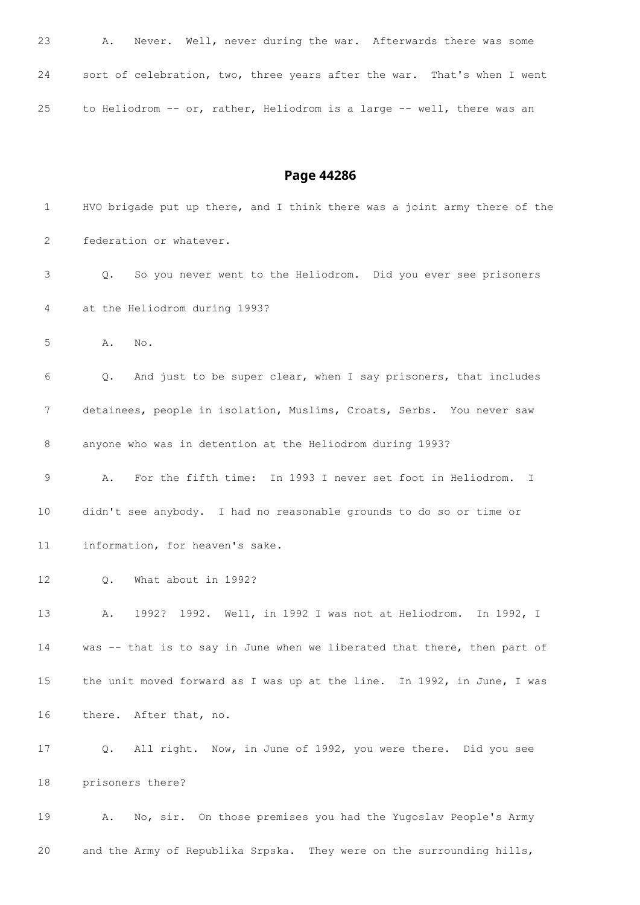23 A. Never. Well, never during the war. Afterwards there was some

24 sort of celebration, two, three years after the war. That's when I went

25 to Heliodrom -- or, rather, Heliodrom is a large -- well, there was an

## Page 44286

1 HVO brigade put up there, and I think there was a joint army there of the

2 federation or whatever.

3 Q. So you never went to the Heliodrom. Did you ever see prisoners

4 at the Heliodrom during 1993?

5 A. No.

6 Q. And just to be super clear, when I say prisoners, that includes

7 detainees, people in isolation, Muslims, Croats, Serbs. You never saw

8 anyone who was in detention at the Heliodrom during 1993?

9 A. For the fifth time: In 1993 I never set foot in Heliodrom. I

10 didn't see anybody. I had no reasonable grounds to do so or time or

11 information, for heaven's sake.

12 Q. What about in 1992?

13 A. 1992? 1992. Well, in 1992 I was not at Heliodrom. In 1992, I

14 was -- that is to say in June when we liberated that there, then part of

15 the unit moved forward as I was up at the line. In 1992, in June, I was

16 there. After that, no.

17 Q. All right. Now, in June of 1992, you were there. Did you see

18 prisoners there?

19 A. No, sir. On those premises you had the Yugoslav People's Army

20 and the Army of Republika Srpska. They were on the surrounding hills,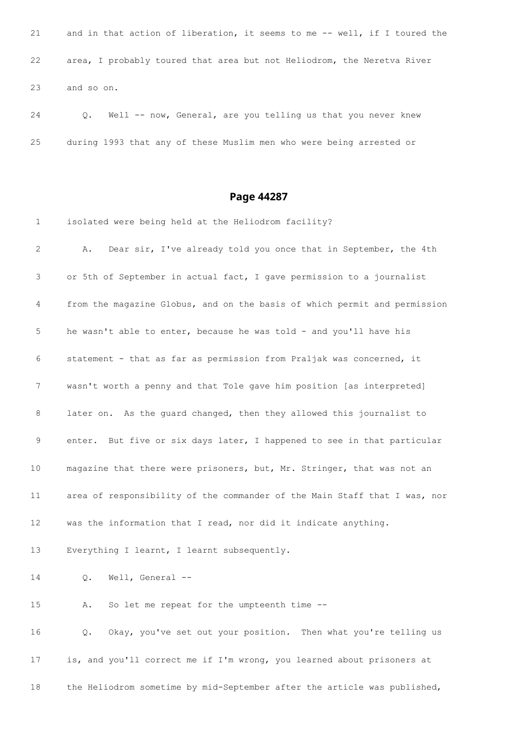21 and in that action of liberation, it seems to me -- well, if I toured the

22 area, I probably toured that area but not Heliodrom, the Neretva River

23 and so on.

24 Q. Well -- now, General, are you telling us that you never knew

25 during 1993 that any of these Muslim men who were being arrested or

## Page 44287

1 isolated were being held at the Heliodrom facility?

2 A. Dear sir, I've already told you once that in September, the 4th

3 or 5th of September in actual fact, I gave permission to a journalist

4 from the magazine Globus, and on the basis of which permit and permission

5 he wasn't able to enter, because he was told - and you'll have his

6 statement - that as far as permission from Praljak was concerned, it

7 wasn't worth a penny and that Tole gave him position [as interpreted]

8 later on. As the guard changed, then they allowed this journalist to

9 enter. But five or six days later, I happened to see in that particular

10 magazine that there were prisoners, but, Mr. Stringer, that was not an

11 area of responsibility of the commander of the Main Staff that I was, nor

12 was the information that I read, nor did it indicate anything.

13 Everything I learnt, I learnt subsequently.

14 Q. Well, General --

15 A. So let me repeat for the umpteenth time --

16 Q. Okay, you've set out your position. Then what you're telling us

17 is, and you'll correct me if I'm wrong, you learned about prisoners at

18 the Heliodrom sometime by mid-September after the article was published,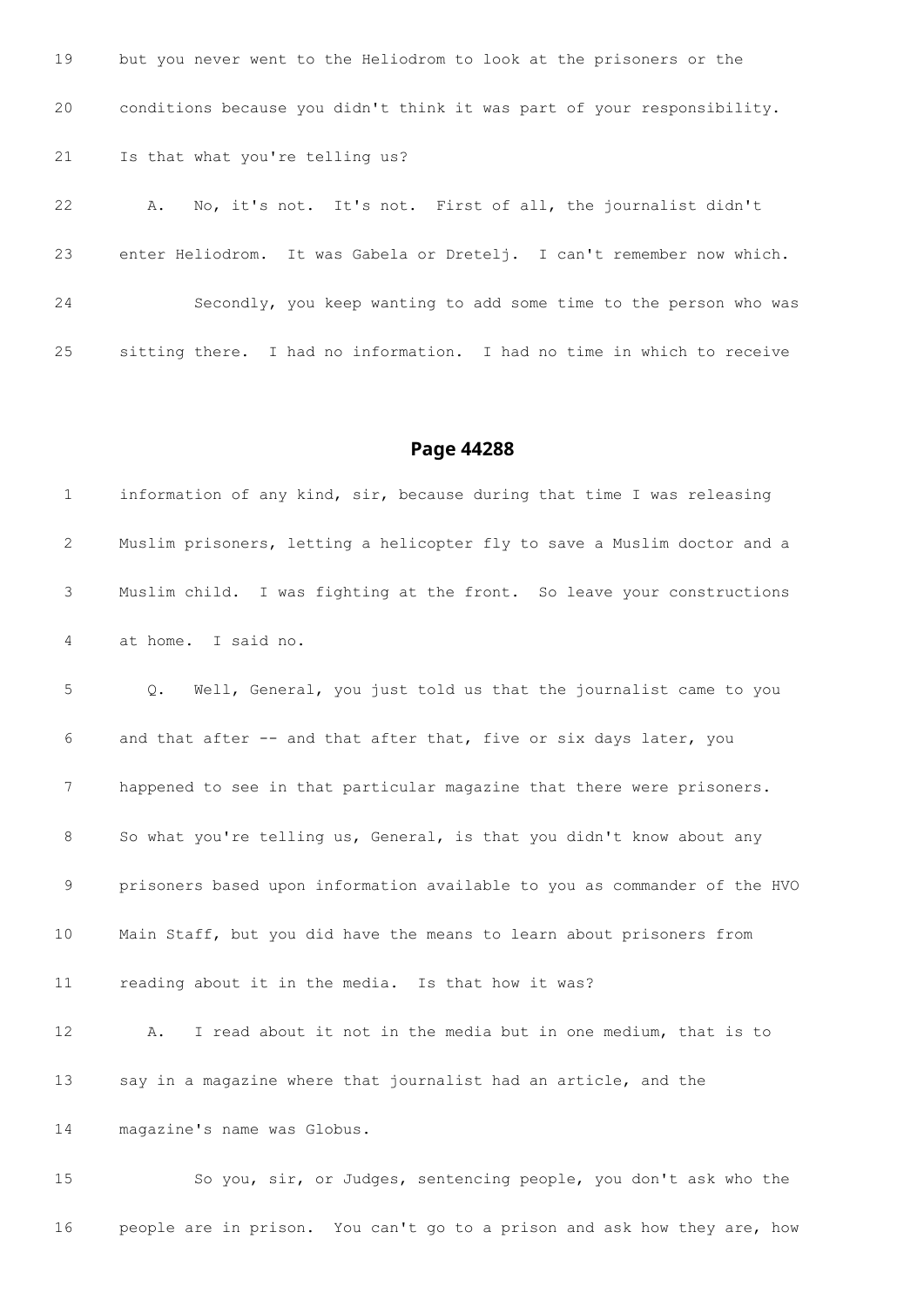19 but you never went to the Heliodrom to look at the prisoners or the

20 conditions because you didn't think it was part of your responsibility.

21 Is that what you're telling us?

22 A. No, it's not. It's not. First of all, the journalist didn't

23 enter Heliodrom. It was Gabela or Dretelj. I can't remember now which.

24 Secondly, you keep wanting to add some time to the person who was

25 sitting there. I had no information. I had no time in which to receive

## Page 44288

1 information of any kind, sir, because during that time I was releasing

2 Muslim prisoners, letting a helicopter fly to save a Muslim doctor and a

3 Muslim child. I was fighting at the front. So leave your constructions

4 at home. I said no.

5 Q. Well, General, you just told us that the journalist came to you

6 and that after -- and that after that, five or six days later, you

7 happened to see in that particular magazine that there were prisoners.

8 So what you're telling us, General, is that you didn't know about any

9 prisoners based upon information available to you as commander of the HVO

10 Main Staff, but you did have the means to learn about prisoners from

11 reading about it in the media. Is that how it was?

12 A. I read about it not in the media but in one medium, that is to

13 say in a magazine where that journalist had an article, and the

14 magazine's name was Globus.

15 So you, sir, or Judges, sentencing people, you don't ask who the

16 people are in prison. You can't go to a prison and ask how they are, how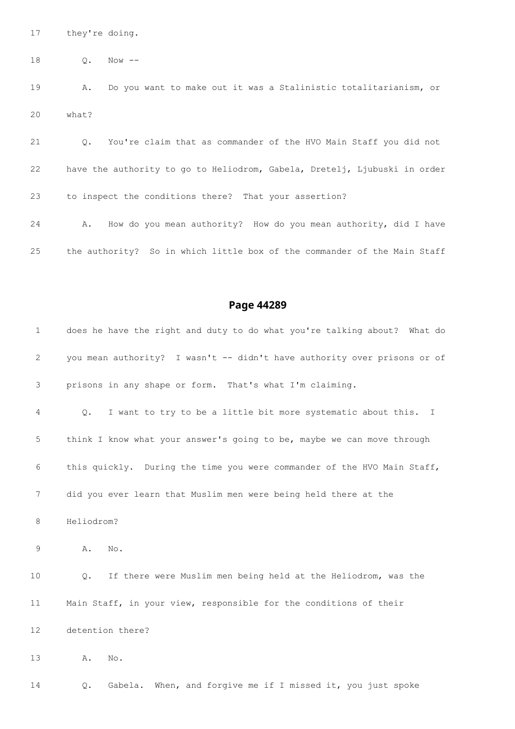17 they're doing.

18 Q. Now --

19 A. Do you want to make out it was a Stalinistic totalitarianism, or

20 what?

21 Q. You're claim that as commander of the HVO Main Staff you did not

22 have the authority to go to Heliodrom, Gabela, Dretelj, Ljubuski in order

23 to inspect the conditions there? That your assertion?

24 A. How do you mean authority? How do you mean authority, did I have

25 the authority? So in which little box of the commander of the Main Staff

## Page 44289

1 does he have the right and duty to do what you're talking about? What do

2 you mean authority? I wasn't -- didn't have authority over prisons or of

3 prisons in any shape or form. That's what I'm claiming.

4 Q. I want to try to be a little bit more systematic about this. I

5 think I know what your answer's going to be, maybe we can move through

6 this quickly. During the time you were commander of the HVO Main Staff,

7 did you ever learn that Muslim men were being held there at the

8 Heliodrom?

9 A. No.

10 Q. If there were Muslim men being held at the Heliodrom, was the

11 Main Staff, in your view, responsible for the conditions of their

12 detention there?

13 A. No.

14 Q. Gabela. When, and forgive me if I missed it, you just spoke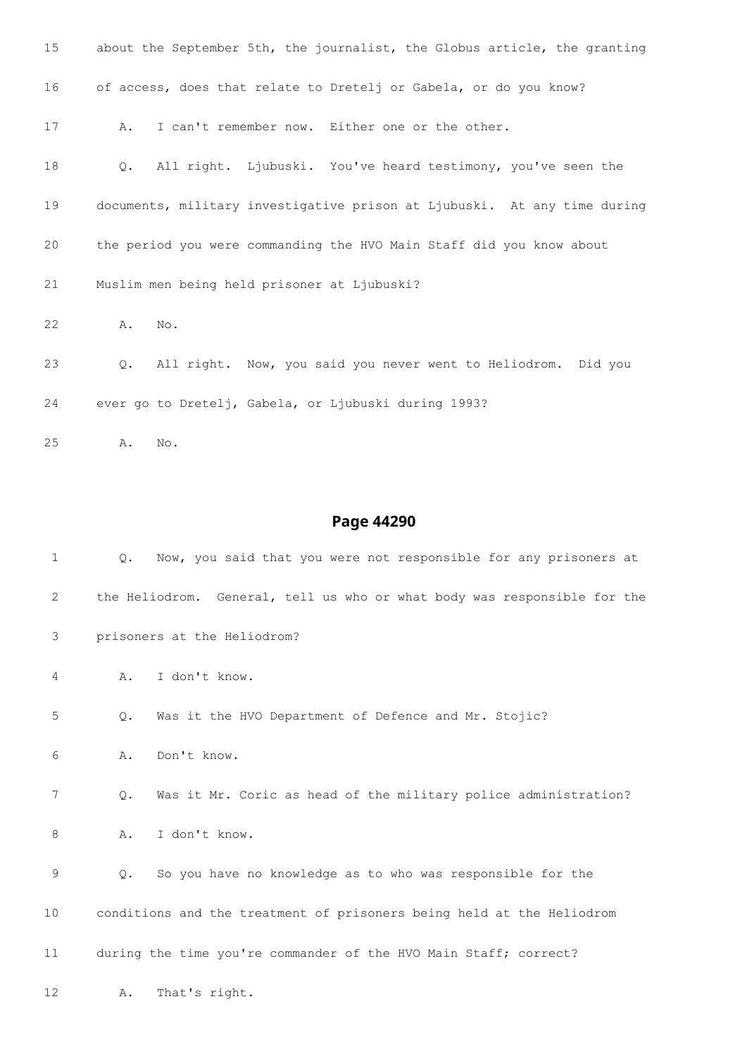15 about the September 5th, the journalist, the Globus article, the granting

16 of access, does that relate to Dretelj or Gabela, or do you know?

17 A. I can't remember now. Either one or the other.

18 Q. All right. Ljubuski. You've heard testimony, you've seen the

19 documents, military investigative prison at Ljubuski. At any time during

20 the period you were commanding the HVO Main Staff did you know about

21 Muslim men being held prisoner at Ljubuski?

22 A. No.

23 Q. All right. Now, you said you never went to Heliodrom. Did you

24 ever go to Dretelj, Gabela, or Ljubuski during 1993?

25 A. No.

## Page 44290

1 Q. Now, you said that you were not responsible for any prisoners at

2 the Heliodrom. General, tell us who or what body was responsible for the

3 prisoners at the Heliodrom?

4 A. I don't know.

5 Q. Was it the HVO Department of Defence and Mr. Stojic?

6 A. Don't know.

7 Q. Was it Mr. Coric as head of the military police administration?

8 A. I don't know.

9 Q. So you have no knowledge as to who was responsible for the

10 conditions and the treatment of prisoners being held at the Heliodrom

11 during the time you're commander of the HVO Main Staff; correct?

12 A. That's right.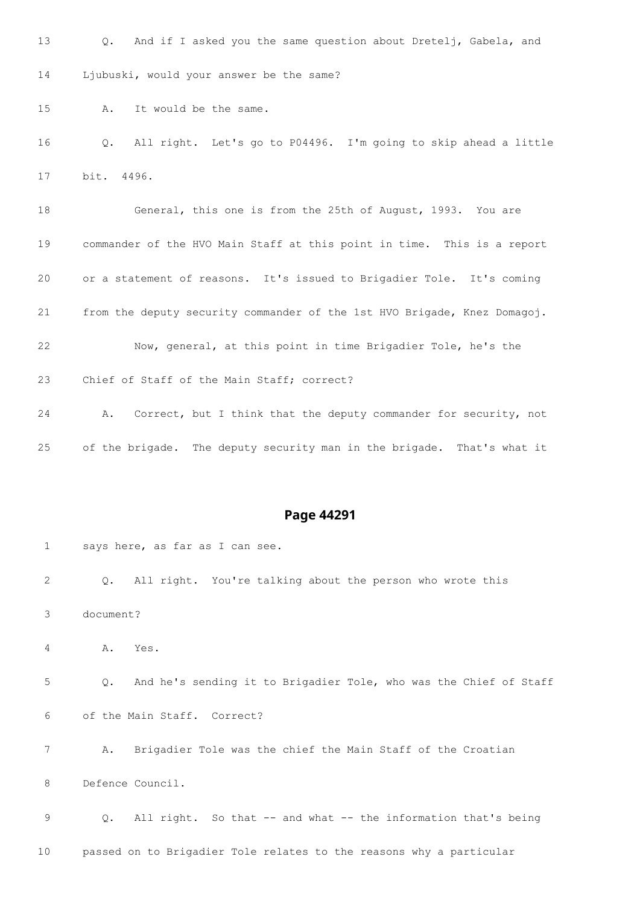13 Q. And if I asked you the same question about Dretelj, Gabela, and

14 Ljubuski, would your answer be the same?

15 A. It would be the same.

16 Q. All right. Let's go to P04496. I'm going to skip ahead a little

17 bit. 4496.

18 General, this one is from the 25th of August, 1993. You are

19 commander of the HVO Main Staff at this point in time. This is a report

20 or a statement of reasons. It's issued to Brigadier Tole. It's coming

21 from the deputy security commander of the 1st HVO Brigade, Knez Domagoj.

22 Now, general, at this point in time Brigadier Tole, he's the

23 Chief of Staff of the Main Staff; correct?

24 A. Correct, but I think that the deputy commander for security, not

25 of the brigade. The deputy security man in the brigade. That's what it

## Page 44291

1 says here, as far as I can see.

2 Q. All right. You're talking about the person who wrote this

3 document?

4 A. Yes.

5 Q. And he's sending it to Brigadier Tole, who was the Chief of Staff

6 of the Main Staff. Correct?

7 A. Brigadier Tole was the chief the Main Staff of the Croatian

8 Defence Council.

9 Q. All right. So that -- and what -- the information that's being

10 passed on to Brigadier Tole relates to the reasons why a particular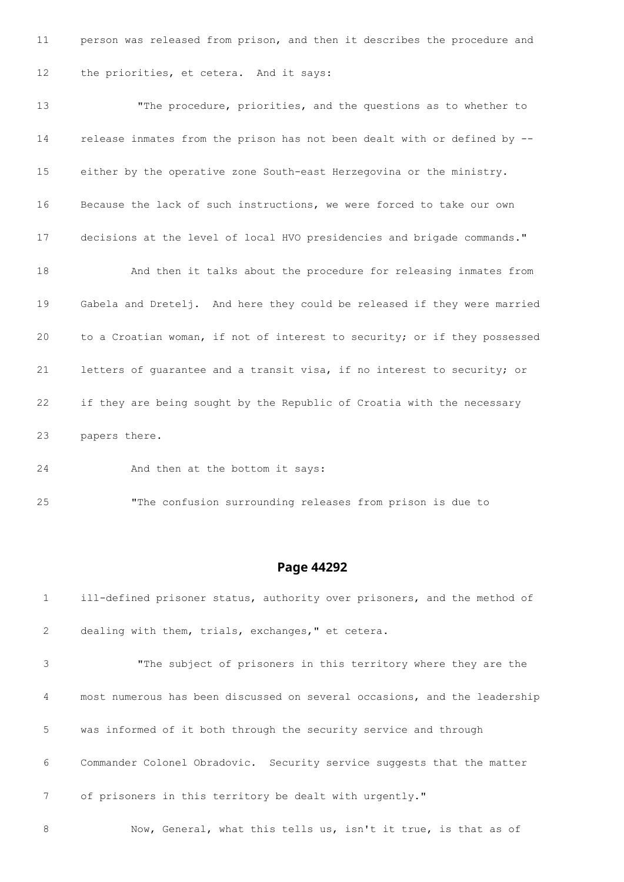11 person was released from prison, and then it describes the procedure and

12 the priorities, et cetera. And it says:

13 "The procedure, priorities, and the questions as to whether to

14 release inmates from the prison has not been dealt with or defined by --

15 either by the operative zone South-east Herzegovina or the ministry.

16 Because the lack of such instructions, we were forced to take our own

17 decisions at the level of local HVO presidencies and brigade commands."

18 And then it talks about the procedure for releasing inmates from

19 Gabela and Dretelj. And here they could be released if they were married

20 to a Croatian woman, if not of interest to security; or if they possessed

21 letters of guarantee and a transit visa, if no interest to security; or

22 if they are being sought by the Republic of Croatia with the necessary

23 papers there.

24 And then at the bottom it says:

25 "The confusion surrounding releases from prison is due to

## Page 44292

1 ill-defined prisoner status, authority over prisoners, and the method of

2 dealing with them, trials, exchanges," et cetera.

3 "The subject of prisoners in this territory where they are the

4 most numerous has been discussed on several occasions, and the leadership

5 was informed of it both through the security service and through

6 Commander Colonel Obradovic. Security service suggests that the matter

7 of prisoners in this territory be dealt with urgently."

8 Now, General, what this tells us, isn't it true, is that as of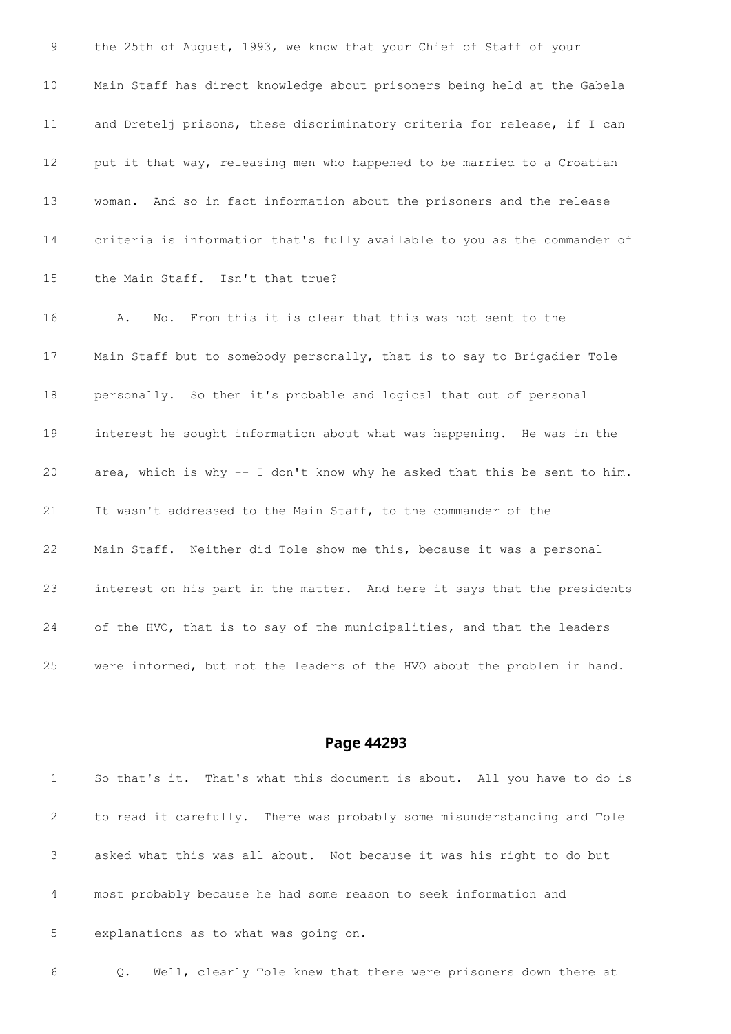9 the 25th of August, 1993, we know that your Chief of Staff of your

10 Main Staff has direct knowledge about prisoners being held at the Gabela

11 and Dretelj prisons, these discriminatory criteria for release, if I can

12 put it that way, releasing men who happened to be married to a Croatian

13 woman. And so in fact information about the prisoners and the release

14 criteria is information that's fully available to you as the commander of

15 the Main Staff. Isn't that true?

16 A. No. From this it is clear that this was not sent to the

17 Main Staff but to somebody personally, that is to say to Brigadier Tole

18 personally. So then it's probable and logical that out of personal

19 interest he sought information about what was happening. He was in the

20 area, which is why -- I don't know why he asked that this be sent to him.

21 It wasn't addressed to the Main Staff, to the commander of the

22 Main Staff. Neither did Tole show me this, because it was a personal

23 interest on his part in the matter. And here it says that the presidents

24 of the HVO, that is to say of the municipalities, and that the leaders

25 were informed, but not the leaders of the HVO about the problem in hand.

## Page 44293

1 So that's it. That's what this document is about. All you have to do is

2 to read it carefully. There was probably some misunderstanding and Tole

3 asked what this was all about. Not because it was his right to do but

4 most probably because he had some reason to seek information and

5 explanations as to what was going on.

6 Q. Well, clearly Tole knew that there were prisoners down there at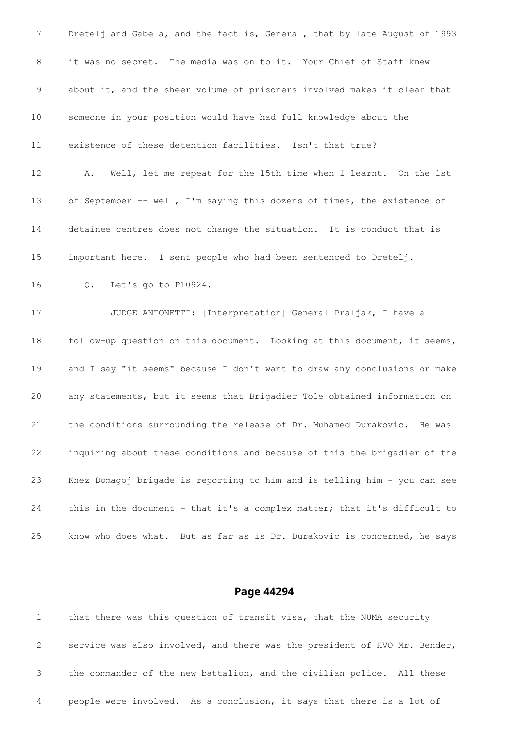7 Dretelj and Gabela, and the fact is, General, that by late August of 1993

8 it was no secret. The media was on to it. Your Chief of Staff knew

9 about it, and the sheer volume of prisoners involved makes it clear that

10 someone in your position would have had full knowledge about the

11 existence of these detention facilities. Isn't that true?

12 A. Well, let me repeat for the 15th time when I learnt. On the 1st

13 of September -- well, I'm saying this dozens of times, the existence of

14 detainee centres does not change the situation. It is conduct that is

15 important here. I sent people who had been sentenced to Dretelj.

16 Q. Let's go to P10924.

17 JUDGE ANTONETTI: [Interpretation] General Praljak, I have a

18 follow-up question on this document. Looking at this document, it seems,

19 and I say "it seems" because I don't want to draw any conclusions or make

20 any statements, but it seems that Brigadier Tole obtained information on

21 the conditions surrounding the release of Dr. Muhamed Durakovic. He was

22 inquiring about these conditions and because of this the brigadier of the

23 Knez Domagoj brigade is reporting to him and is telling him - you can see

24 this in the document - that it's a complex matter; that it's difficult to

25 know who does what. But as far as is Dr. Durakovic is concerned, he says

## Page 44294

1 that there was this question of transit visa, that the NUMA security

2 service was also involved, and there was the president of HVO Mr. Bender,

3 the commander of the new battalion, and the civilian police. All these

4 people were involved. As a conclusion, it says that there is a lot of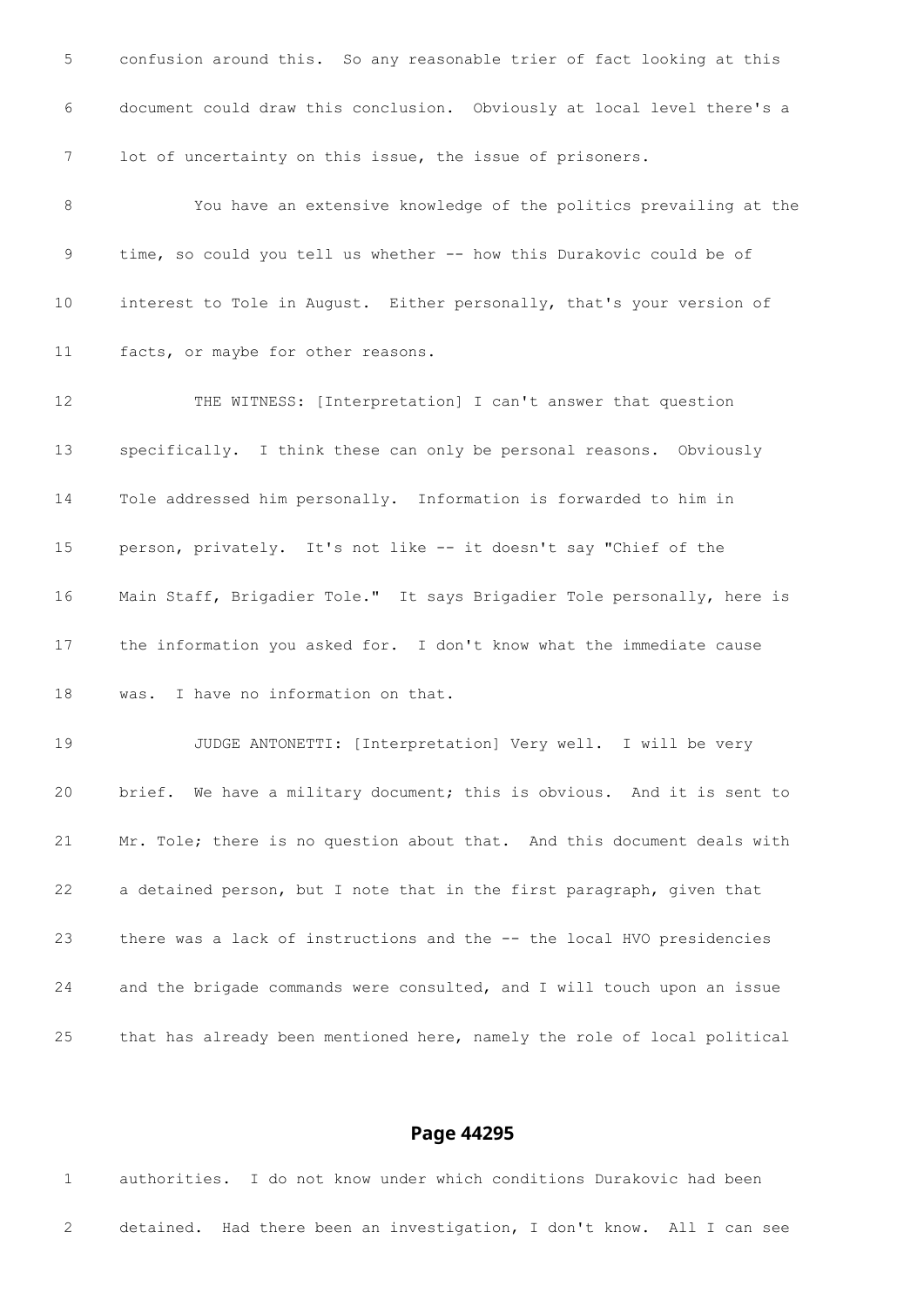confusion around this. So any reasonable trier of fact looking at this document could draw this conclusion. Obviously at local level there's a lot of uncertainty on this issue, the issue of prisoners.

You have an extensive knowledge of the politics prevailing at the time, so could you tell us whether -- how this Durakovic could be of interest to Tole in August. Either personally, that's your version of facts, or maybe for other reasons.

THE WITNESS: [Interpretation] I can't answer that question specifically. I think these can only be personal reasons. Obviously Tole addressed him personally. Information is forwarded to him in person, privately. It's not like -- it doesn't say "Chief of the Main Staff, Brigadier Tole." It says Brigadier Tole personally, here is the information you asked for. I don't know what the immediate cause was. I have no information on that.

JUDGE ANTONETTI: [Interpretation] Very well. I will be very brief. We have a military document; this is obvious. And it is sent to Mr. Tole; there is no question about that. And this document deals with a detained person, but I note that in the first paragraph, given that there was a lack of instructions and the -- the local HVO presidencies and the brigade commands were consulted, and I will touch upon an issue that has already been mentioned here, namely the role of local political

## Page 44295

authorities. I do not know under which conditions Durakovic had been detained. Had there been an investigation, I don't know. All I can see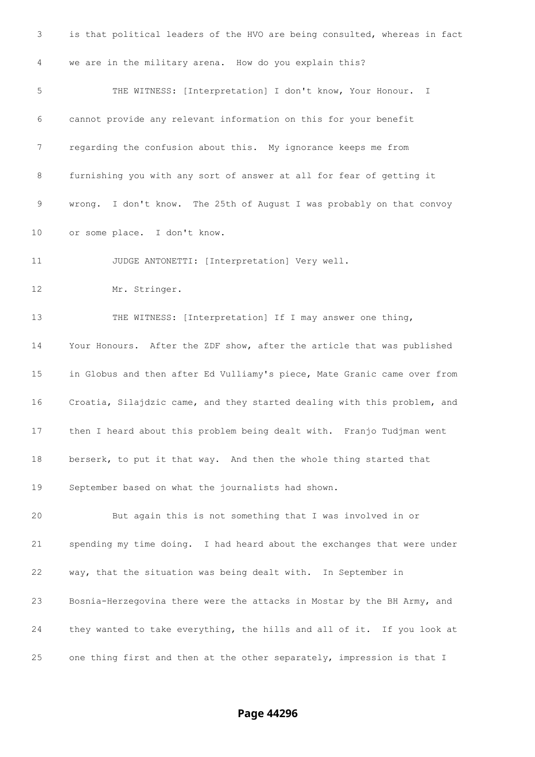3 is that political leaders of the HVO are being consulted, whereas in fact

4 we are in the military arena. How do you explain this?

5 THE WITNESS: [Interpretation] I don't know, Your Honour. I

6 cannot provide any relevant information on this for your benefit

7 regarding the confusion about this. My ignorance keeps me from

8 furnishing you with any sort of answer at all for fear of getting it

9 wrong. I don't know. The 25th of August I was probably on that convoy

10 or some place. I don't know.

11 JUDGE ANTONETTI: [Interpretation] Very well.

12 Mr. Stringer.

13 THE WITNESS: [Interpretation] If I may answer one thing,

14 Your Honours. After the ZDF show, after the article that was published

15 in Globus and then after Ed Vulliamy's piece, Mate Granic came over from

16 Croatia, Silajdzic came, and they started dealing with this problem, and

17 then I heard about this problem being dealt with. Franjo Tudjman went

18 berserk, to put it that way. And then the whole thing started that

19 September based on what the journalists had shown.

20 But again this is not something that I was involved in or

21 spending my time doing. I had heard about the exchanges that were under

22 way, that the situation was being dealt with. In September in

23 Bosnia-Herzegovina there were the attacks in Mostar by the BH Army, and

24 they wanted to take everything, the hills and all of it. If you look at

25 one thing first and then at the other separately, impression is that I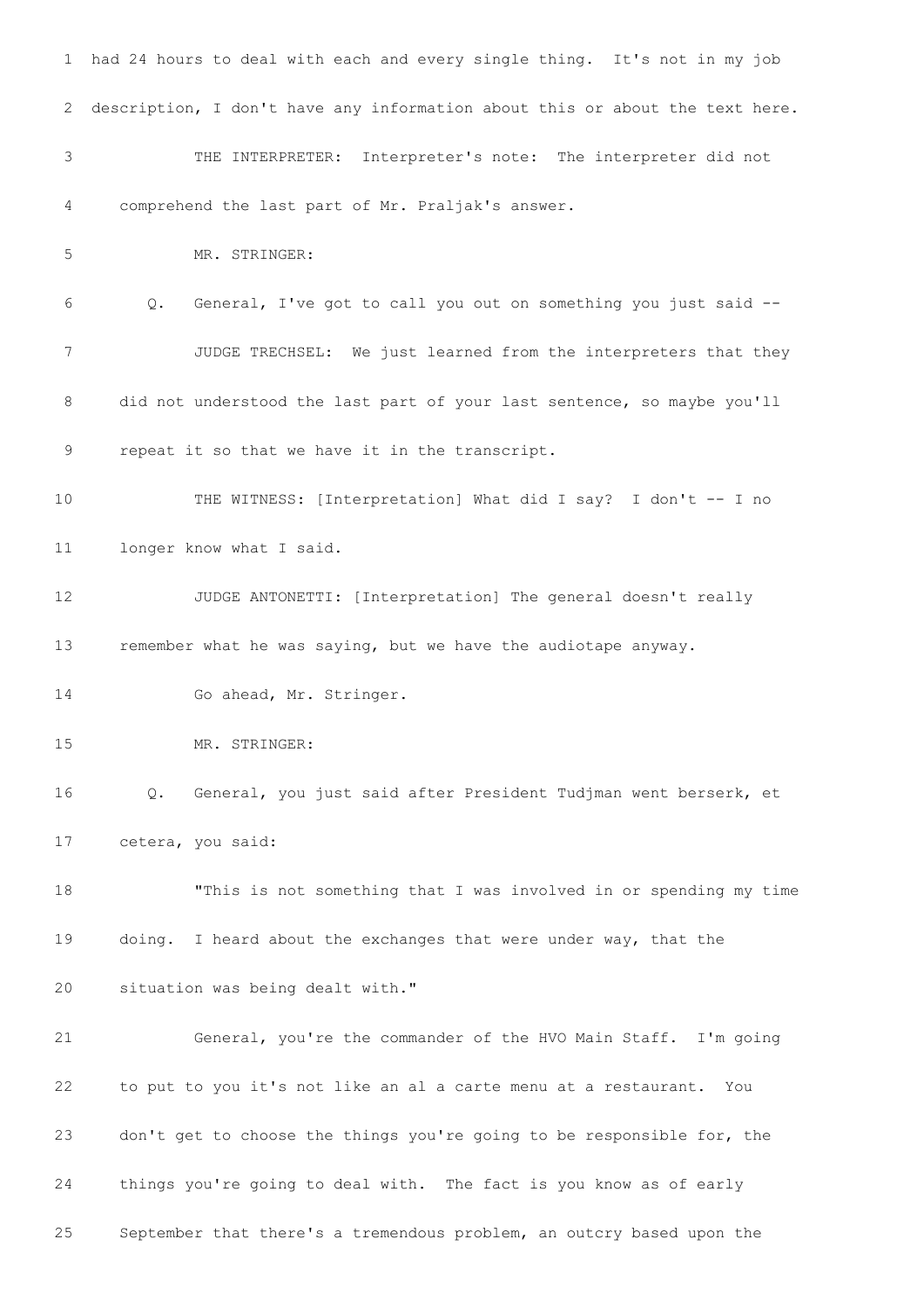had 24 hours to deal with each and every single thing. It's not in my job description, I don't have any information about this or about the text here.

THE INTERPRETER: Interpreter's note: The interpreter did not comprehend the last part of Mr. Praljak's answer.

MR. STRINGER:

Q. General, I've got to call you out on something you just said --

JUDGE TRECHSEL: We just learned from the interpreters that they did not understood the last part of your last sentence, so maybe you'll repeat it so that we have it in the transcript.

THE WITNESS: [Interpretation] What did I say? I don't -- I no longer know what I said.

JUDGE ANTONETTI: [Interpretation] The general doesn't really remember what he was saying, but we have the audiotape anyway.

Go ahead, Mr. Stringer.

MR. STRINGER:

Q. General, you just said after President Tudjman went berserk, et cetera, you said:

"This is not something that I was involved in or spending my time doing. I heard about the exchanges that were under way, that the situation was being dealt with."

General, you're the commander of the HVO Main Staff. I'm going to put to you it's not like an al a carte menu at a restaurant. You don't get to choose the things you're going to be responsible for, the things you're going to deal with. The fact is you know as of early September that there's a tremendous problem, an outcry based upon the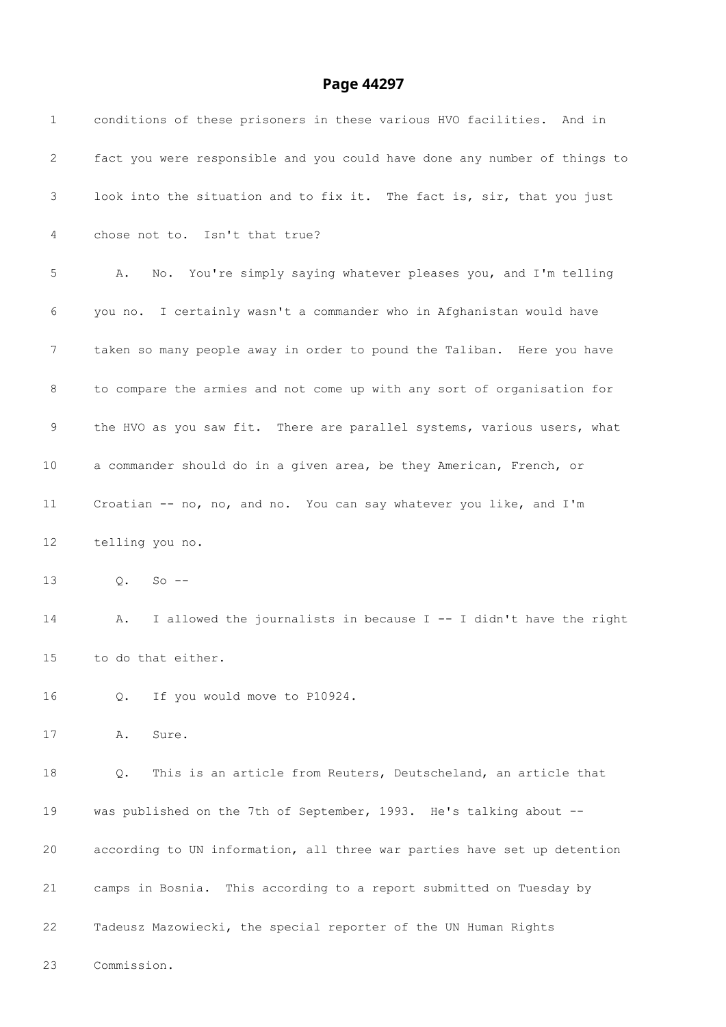conditions of these prisoners in these various HVO facilities. And in fact you were responsible and you could have done any number of things to look into the situation and to fix it. The fact is, sir, that you just chose not to. Isn't that true?

A. No. You're simply saying whatever pleases you, and I'm telling you no. I certainly wasn't a commander who in Afghanistan would have taken so many people away in order to pound the Taliban. Here you have to compare the armies and not come up with any sort of organisation for the HVO as you saw fit. There are parallel systems, various users, what a commander should do in a given area, be they American, French, or Croatian -- no, no, and no. You can say whatever you like, and I'm telling you no.

Q. So --

A. I allowed the journalists in because I -- I didn't have the right to do that either.

Q. If you would move to P10924.

A. Sure.

Q. This is an article from Reuters, Deutscheland, an article that was published on the 7th of September, 1993. He's talking about -- according to UN information, all three war parties have set up detention camps in Bosnia. This according to a report submitted on Tuesday by Tadeusz Mazowiecki, the special reporter of the UN Human Rights Commission.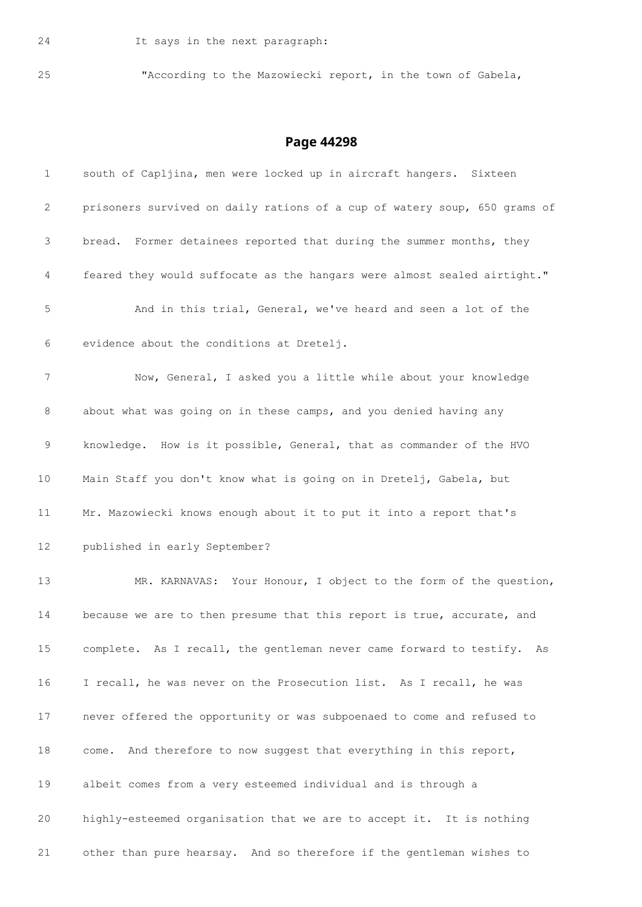24 It says in the next paragraph:

25 "According to the Mazowiecki report, in the town of Gabela,

## Page 44298

1 south of Capljina, men were locked up in aircraft hangers. Sixteen

2 prisoners survived on daily rations of a cup of watery soup, 650 grams of

3 bread. Former detainees reported that during the summer months, they

4 feared they would suffocate as the hangars were almost sealed airtight."

5 And in this trial, General, we've heard and seen a lot of the

6 evidence about the conditions at Dretelj.

7 Now, General, I asked you a little while about your knowledge

8 about what was going on in these camps, and you denied having any

9 knowledge. How is it possible, General, that as commander of the HVO

10 Main Staff you don't know what is going on in Dretelj, Gabela, but

11 Mr. Mazowiecki knows enough about it to put it into a report that's

12 published in early September?

13 MR. KARNAVAS: Your Honour, I object to the form of the question,

14 because we are to then presume that this report is true, accurate, and

15 complete. As I recall, the gentleman never came forward to testify. As

16 I recall, he was never on the Prosecution list. As I recall, he was

17 never offered the opportunity or was subpoenaed to come and refused to

18 come. And therefore to now suggest that everything in this report,

19 albeit comes from a very esteemed individual and is through a

20 highly-esteemed organisation that we are to accept it. It is nothing

21 other than pure hearsay. And so therefore if the gentleman wishes to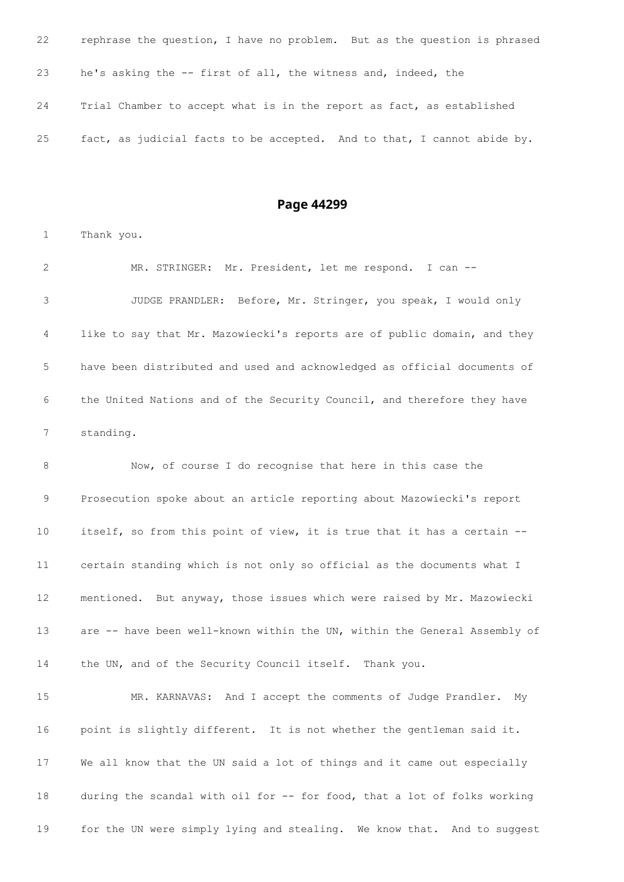22 rephrase the question, I have no problem. But as the question is phrased

23 he's asking the -- first of all, the witness and, indeed, the

24 Trial Chamber to accept what is in the report as fact, as established

25 fact, as judicial facts to be accepted. And to that, I cannot abide by.

## Page 44299

1 Thank you.

2 MR. STRINGER: Mr. President, let me respond. I can --

3 JUDGE PRANDLER: Before, Mr. Stringer, you speak, I would only

4 like to say that Mr. Mazowiecki's reports are of public domain, and they

5 have been distributed and used and acknowledged as official documents of

6 the United Nations and of the Security Council, and therefore they have

7 standing.

8 Now, of course I do recognise that here in this case the

9 Prosecution spoke about an article reporting about Mazowiecki's report

10 itself, so from this point of view, it is true that it has a certain --

11 certain standing which is not only so official as the documents what I

12 mentioned. But anyway, those issues which were raised by Mr. Mazowiecki

13 are -- have been well-known within the UN, within the General Assembly of

14 the UN, and of the Security Council itself. Thank you.

15 MR. KARNAVAS: And I accept the comments of Judge Prandler. My

16 point is slightly different. It is not whether the gentleman said it.

17 We all know that the UN said a lot of things and it came out especially

18 during the scandal with oil for -- for food, that a lot of folks working

19 for the UN were simply lying and stealing. We know that. And to suggest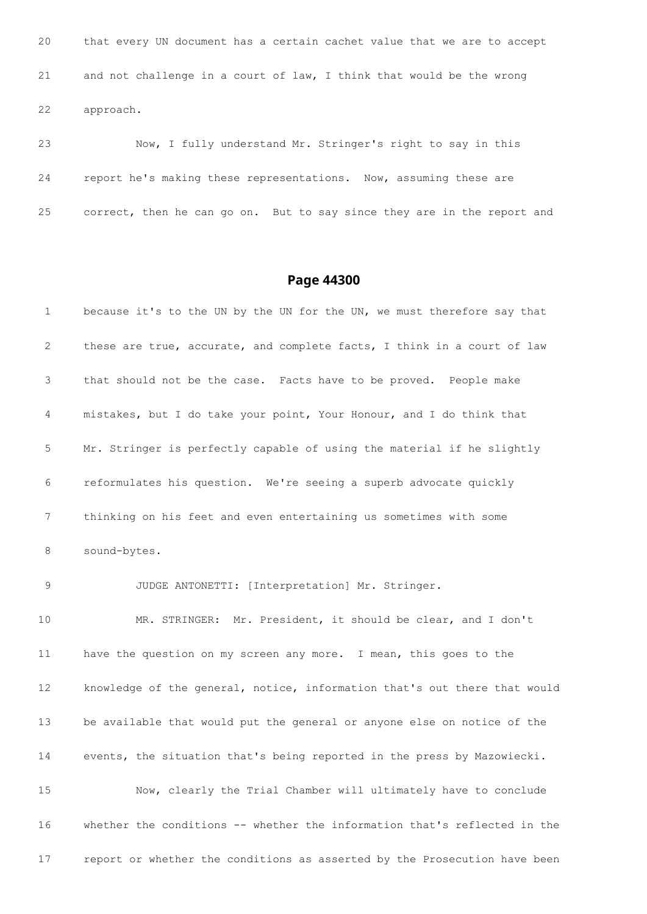20 that every UN document has a certain cachet value that we are to accept

21 and not challenge in a court of law, I think that would be the wrong

22 approach.

23 Now, I fully understand Mr. Stringer's right to say in this

24 report he's making these representations. Now, assuming these are

25 correct, then he can go on. But to say since they are in the report and

## Page 44300

1 because it's to the UN by the UN for the UN, we must therefore say that

2 these are true, accurate, and complete facts, I think in a court of law

3 that should not be the case. Facts have to be proved. People make

4 mistakes, but I do take your point, Your Honour, and I do think that

5 Mr. Stringer is perfectly capable of using the material if he slightly

6 reformulates his question. We're seeing a superb advocate quickly

7 thinking on his feet and even entertaining us sometimes with some

8 sound-bytes.

9 JUDGE ANTONETTI: [Interpretation] Mr. Stringer.

10 MR. STRINGER: Mr. President, it should be clear, and I don't

11 have the question on my screen any more. I mean, this goes to the

12 knowledge of the general, notice, information that's out there that would

13 be available that would put the general or anyone else on notice of the

14 events, the situation that's being reported in the press by Mazowiecki.

15 Now, clearly the Trial Chamber will ultimately have to conclude

16 whether the conditions -- whether the information that's reflected in the

17 report or whether the conditions as asserted by the Prosecution have been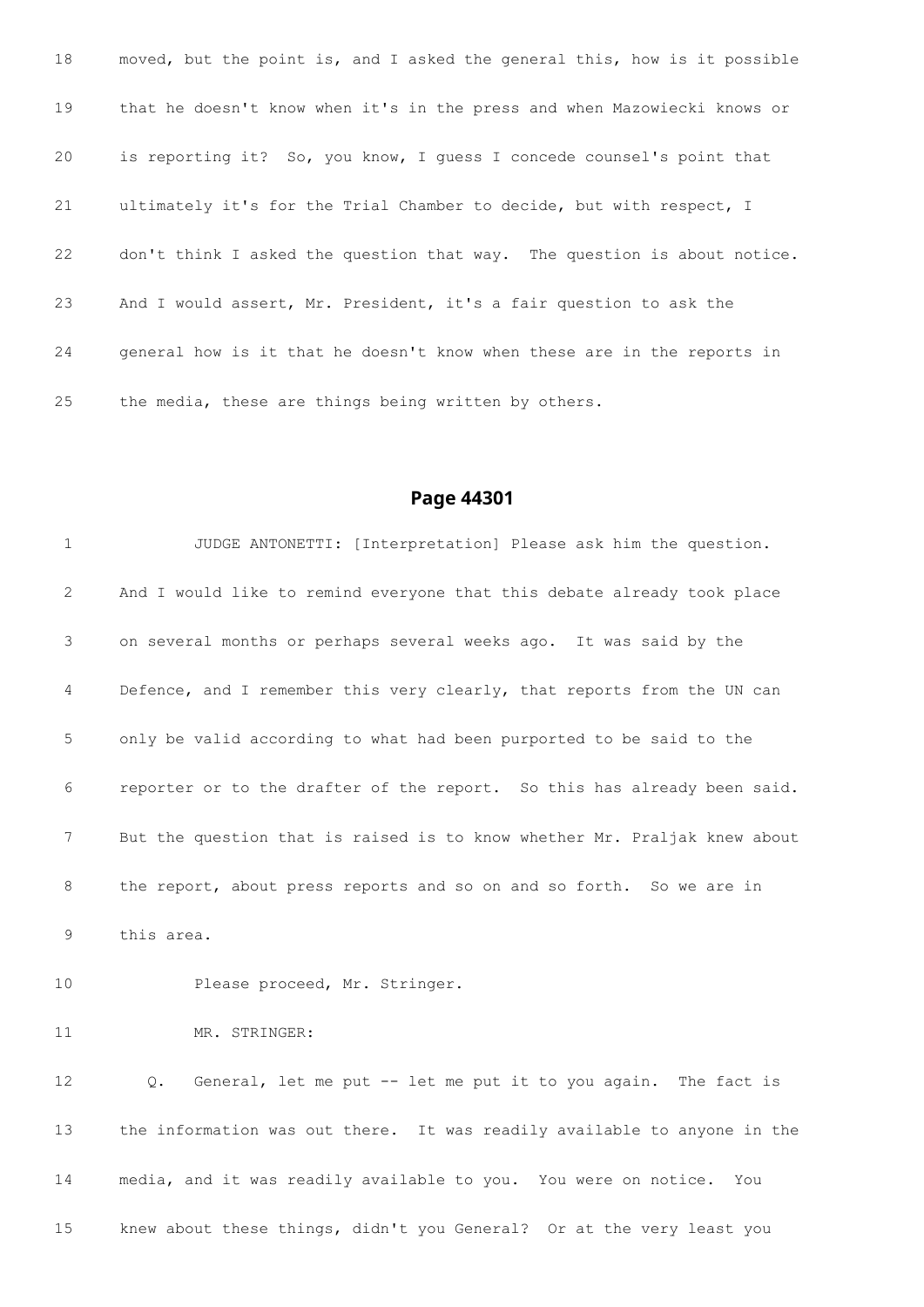18 moved, but the point is, and I asked the general this, how is it possible

19 that he doesn't know when it's in the press and when Mazowiecki knows or

20 is reporting it? So, you know, I guess I concede counsel's point that

21 ultimately it's for the Trial Chamber to decide, but with respect, I

22 don't think I asked the question that way. The question is about notice.

23 And I would assert, Mr. President, it's a fair question to ask the

24 general how is it that he doesn't know when these are in the reports in

25 the media, these are things being written by others.

## Page 44301

1 JUDGE ANTONETTI: [Interpretation] Please ask him the question.

2 And I would like to remind everyone that this debate already took place

3 on several months or perhaps several weeks ago. It was said by the

4 Defence, and I remember this very clearly, that reports from the UN can

5 only be valid according to what had been purported to be said to the

6 reporter or to the drafter of the report. So this has already been said.

7 But the question that is raised is to know whether Mr. Praljak knew about

8 the report, about press reports and so on and so forth. So we are in

9 this area.

10 Please proceed, Mr. Stringer.

11 MR. STRINGER:

12 Q. General, let me put -- let me put it to you again. The fact is

13 the information was out there. It was readily available to anyone in the

14 media, and it was readily available to you. You were on notice. You

15 knew about these things, didn't you General? Or at the very least you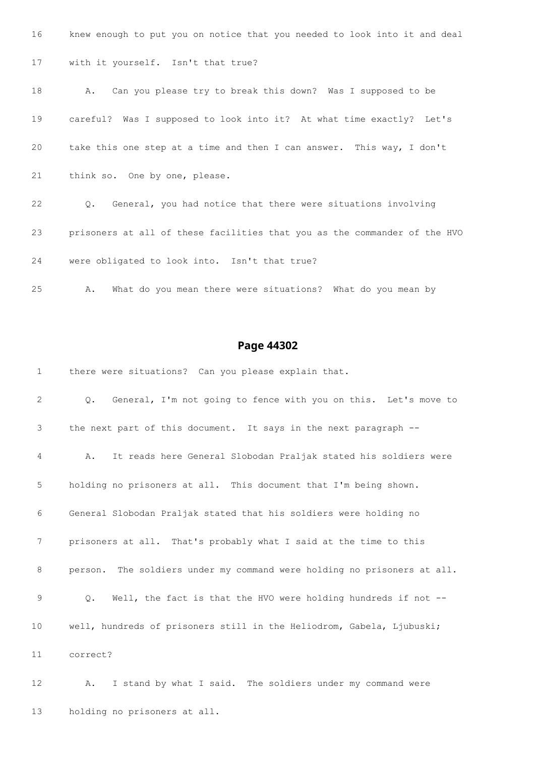16 knew enough to put you on notice that you needed to look into it and deal

17 with it yourself. Isn't that true?

18 A. Can you please try to break this down? Was I supposed to be

19 careful? Was I supposed to look into it? At what time exactly? Let's

20 take this one step at a time and then I can answer. This way, I don't

21 think so. One by one, please.

22 Q. General, you had notice that there were situations involving

23 prisoners at all of these facilities that you as the commander of the HVO

24 were obligated to look into. Isn't that true?

25 A. What do you mean there were situations? What do you mean by

## Page 44302

1 there were situations? Can you please explain that.

2 Q. General, I'm not going to fence with you on this. Let's move to

3 the next part of this document. It says in the next paragraph --

4 A. It reads here General Slobodan Praljak stated his soldiers were

5 holding no prisoners at all. This document that I'm being shown.

6 General Slobodan Praljak stated that his soldiers were holding no

7 prisoners at all. That's probably what I said at the time to this

8 person. The soldiers under my command were holding no prisoners at all.

9 Q. Well, the fact is that the HVO were holding hundreds if not --

10 well, hundreds of prisoners still in the Heliodrom, Gabela, Ljubuski;

11 correct?

12 A. I stand by what I said. The soldiers under my command were

13 holding no prisoners at all.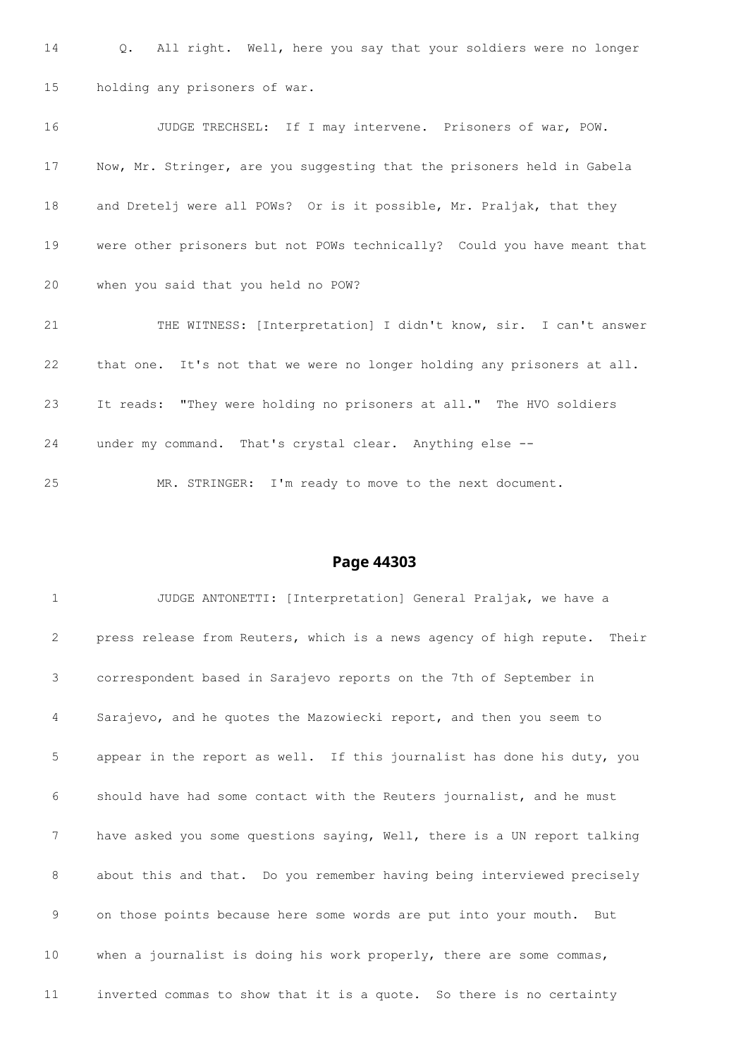14 Q. All right. Well, here you say that your soldiers were no longer

15 holding any prisoners of war.

16 JUDGE TRECHSEL: If I may intervene. Prisoners of war, POW.

17 Now, Mr. Stringer, are you suggesting that the prisoners held in Gabela

18 and Dretelj were all POWs? Or is it possible, Mr. Praljak, that they

19 were other prisoners but not POWs technically? Could you have meant that

20 when you said that you held no POW?

21 THE WITNESS: [Interpretation] I didn't know, sir. I can't answer

22 that one. It's not that we were no longer holding any prisoners at all.

23 It reads: "They were holding no prisoners at all." The HVO soldiers

24 under my command. That's crystal clear. Anything else --

25 MR. STRINGER: I'm ready to move to the next document.

## Page 44303

1 JUDGE ANTONETTI: [Interpretation] General Praljak, we have a

2 press release from Reuters, which is a news agency of high repute. Their

3 correspondent based in Sarajevo reports on the 7th of September in

4 Sarajevo, and he quotes the Mazowiecki report, and then you seem to

5 appear in the report as well. If this journalist has done his duty, you

6 should have had some contact with the Reuters journalist, and he must

7 have asked you some questions saying, Well, there is a UN report talking

8 about this and that. Do you remember having being interviewed precisely

9 on those points because here some words are put into your mouth. But

10 when a journalist is doing his work properly, there are some commas,

11 inverted commas to show that it is a quote. So there is no certainty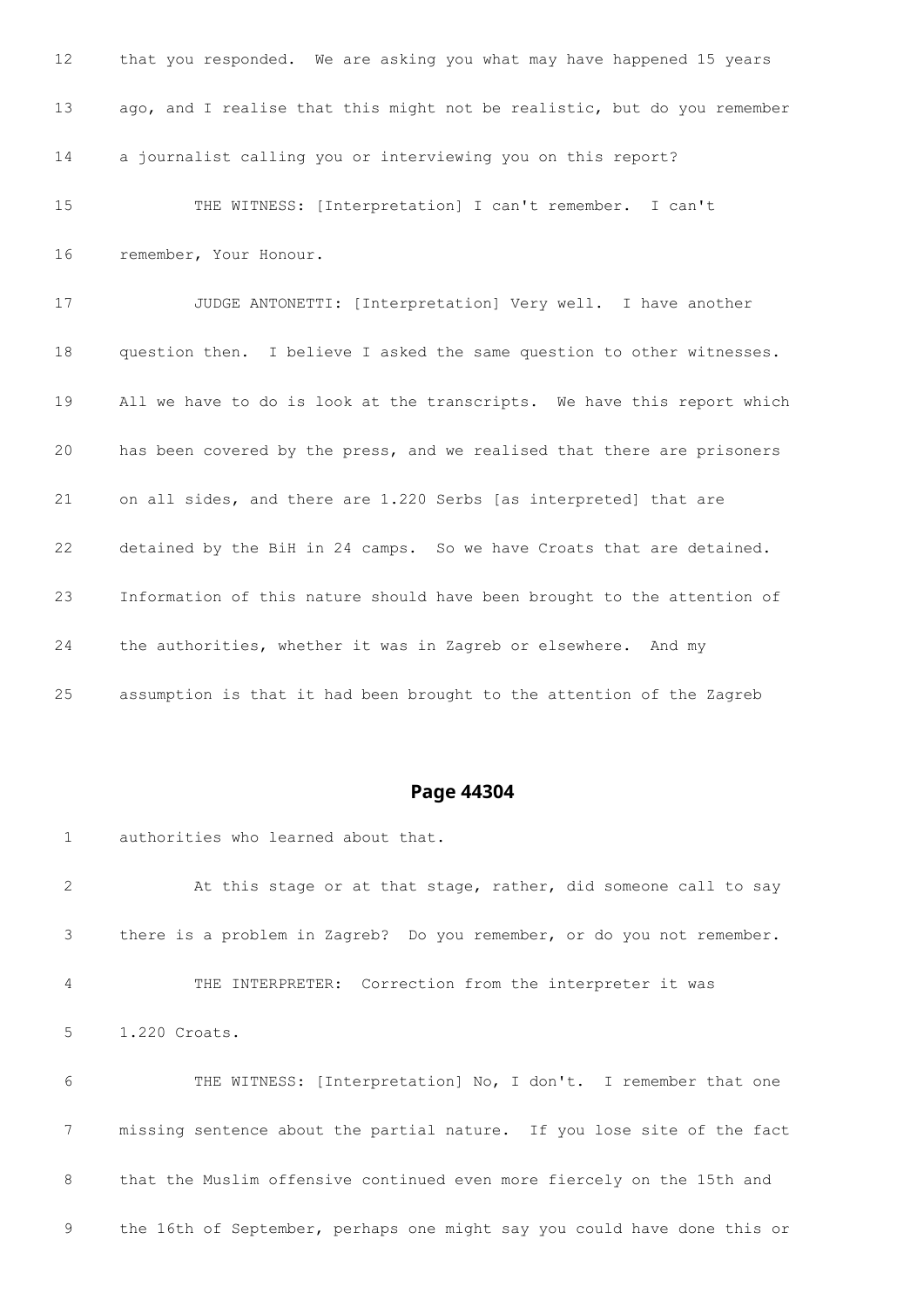12 that you responded. We are asking you what may have happened 15 years

13 ago, and I realise that this might not be realistic, but do you remember

14 a journalist calling you or interviewing you on this report?

15 THE WITNESS: [Interpretation] I can't remember. I can't

16 remember, Your Honour.

17 JUDGE ANTONETTI: [Interpretation] Very well. I have another

18 question then. I believe I asked the same question to other witnesses.

19 All we have to do is look at the transcripts. We have this report which

20 has been covered by the press, and we realised that there are prisoners

21 on all sides, and there are 1.220 Serbs [as interpreted] that are

22 detained by the BiH in 24 camps. So we have Croats that are detained.

23 Information of this nature should have been brought to the attention of

24 the authorities, whether it was in Zagreb or elsewhere. And my

25 assumption is that it had been brought to the attention of the Zagreb

## Page 44304

1 authorities who learned about that.

2 At this stage or at that stage, rather, did someone call to say

3 there is a problem in Zagreb? Do you remember, or do you not remember.

4 THE INTERPRETER: Correction from the interpreter it was

5 1.220 Croats.

6 THE WITNESS: [Interpretation] No, I don't. I remember that one

7 missing sentence about the partial nature. If you lose site of the fact

8 that the Muslim offensive continued even more fiercely on the 15th and

9 the 16th of September, perhaps one might say you could have done this or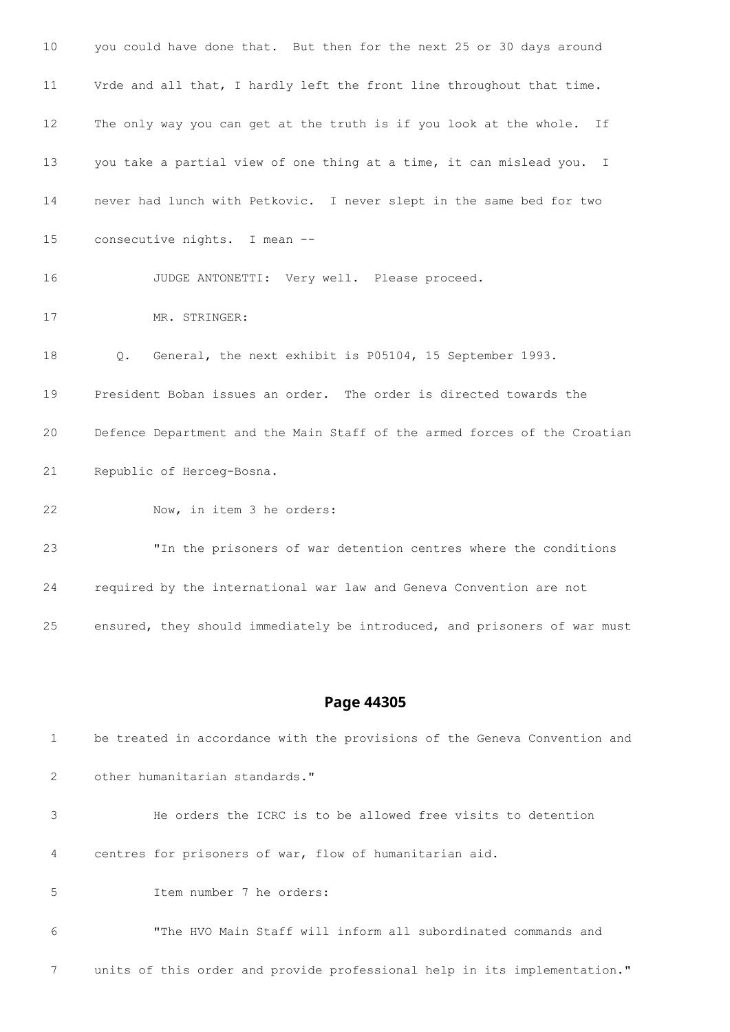10 you could have done that. But then for the next 25 or 30 days around

11 Vrde and all that, I hardly left the front line throughout that time.

12 The only way you can get at the truth is if you look at the whole. If

13 you take a partial view of one thing at a time, it can mislead you. I

14 never had lunch with Petkovic. I never slept in the same bed for two

15 consecutive nights. I mean --

16 JUDGE ANTONETTI: Very well. Please proceed.

17 MR. STRINGER:

18 Q. General, the next exhibit is P05104, 15 September 1993.

19 President Boban issues an order. The order is directed towards the

20 Defence Department and the Main Staff of the armed forces of the Croatian

21 Republic of Herceg-Bosna.

22 Now, in item 3 he orders:

23 "In the prisoners of war detention centres where the conditions

24 required by the international war law and Geneva Convention are not

25 ensured, they should immediately be introduced, and prisoners of war must

## Page 44305

1 be treated in accordance with the provisions of the Geneva Convention and

2 other humanitarian standards."

3 He orders the ICRC is to be allowed free visits to detention

4 centres for prisoners of war, flow of humanitarian aid.

5 Item number 7 he orders:

6 "The HVO Main Staff will inform all subordinated commands and

7 units of this order and provide professional help in its implementation."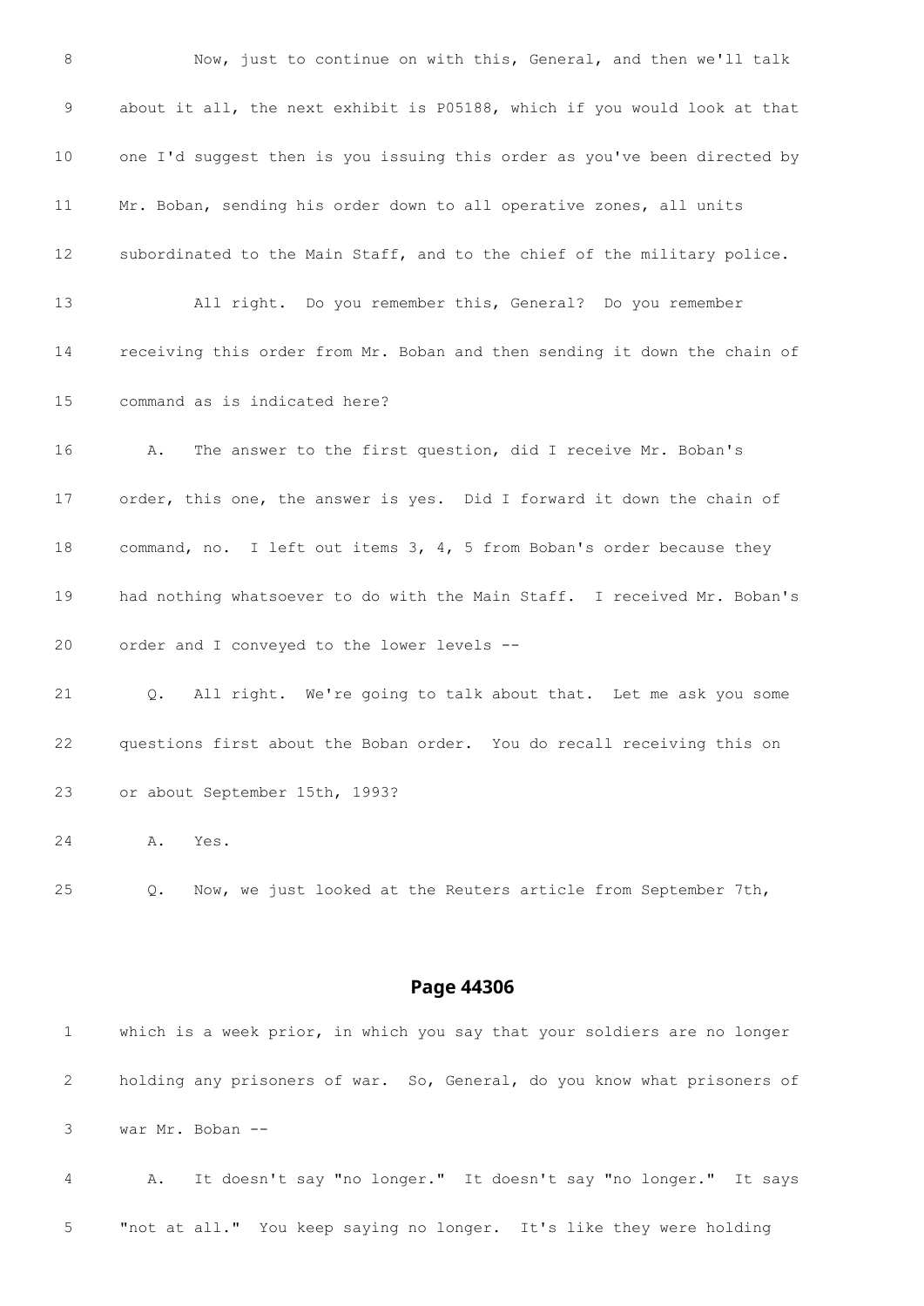8 Now, just to continue on with this, General, and then we'll talk

9 about it all, the next exhibit is P05188, which if you would look at that

10 one I'd suggest then is you issuing this order as you've been directed by

11 Mr. Boban, sending his order down to all operative zones, all units

12 subordinated to the Main Staff, and to the chief of the military police.

13 All right. Do you remember this, General? Do you remember

14 receiving this order from Mr. Boban and then sending it down the chain of

15 command as is indicated here?

16 A. The answer to the first question, did I receive Mr. Boban's

17 order, this one, the answer is yes. Did I forward it down the chain of

18 command, no. I left out items 3, 4, 5 from Boban's order because they

19 had nothing whatsoever to do with the Main Staff. I received Mr. Boban's

20 order and I conveyed to the lower levels --

21 Q. All right. We're going to talk about that. Let me ask you some

22 questions first about the Boban order. You do recall receiving this on

23 or about September 15th, 1993?

24 A. Yes.

25 Q. Now, we just looked at the Reuters article from September 7th,

## Page 44306

1 which is a week prior, in which you say that your soldiers are no longer

2 holding any prisoners of war. So, General, do you know what prisoners of

3 war Mr. Boban --

4 A. It doesn't say "no longer." It doesn't say "no longer." It says

5 "not at all." You keep saying no longer. It's like they were holding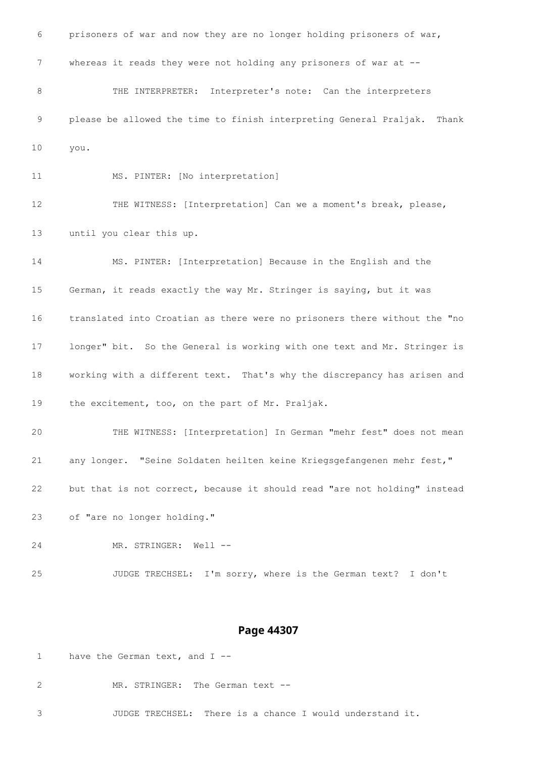6 prisoners of war and now they are no longer holding prisoners of war,

7 whereas it reads they were not holding any prisoners of war at --

8 THE INTERPRETER: Interpreter's note: Can the interpreters

9 please be allowed the time to finish interpreting General Praljak. Thank

10 you.

11 MS. PINTER: [No interpretation]

12 THE WITNESS: [Interpretation] Can we a moment's break, please,

13 until you clear this up.

14 MS. PINTER: [Interpretation] Because in the English and the

15 German, it reads exactly the way Mr. Stringer is saying, but it was

16 translated into Croatian as there were no prisoners there without the "no

17 longer" bit. So the General is working with one text and Mr. Stringer is

18 working with a different text. That's why the discrepancy has arisen and

19 the excitement, too, on the part of Mr. Praljak.

20 THE WITNESS: [Interpretation] In German "mehr fest" does not mean

21 any longer. "Seine Soldaten heilten keine Kriegsgefangenen mehr fest,"

22 but that is not correct, because it should read "are not holding" instead

23 of "are no longer holding."

24 MR. STRINGER: Well --

25 JUDGE TRECHSEL: I'm sorry, where is the German text? I don't

## Page 44307

1 have the German text, and I --

2 MR. STRINGER: The German text --

3 JUDGE TRECHSEL: There is a chance I would understand it.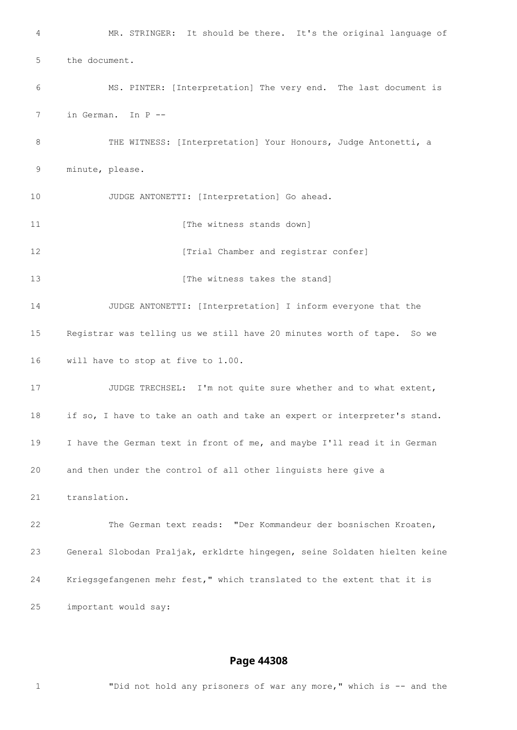4 MR. STRINGER: It should be there. It's the original language of

5 the document.

6 MS. PINTER: [Interpretation] The very end. The last document is

7 in German. In P --

8 THE WITNESS: [Interpretation] Your Honours, Judge Antonetti, a

9 minute, please.

10 JUDGE ANTONETTI: [Interpretation] Go ahead.

11 [The witness stands down]

12 [Trial Chamber and registrar confer]

13 [The witness takes the stand]

14 JUDGE ANTONETTI: [Interpretation] I inform everyone that the

15 Registrar was telling us we still have 20 minutes worth of tape. So we

16 will have to stop at five to 1.00.

17 JUDGE TRECHSEL: I'm not quite sure whether and to what extent,

18 if so, I have to take an oath and take an expert or interpreter's stand.

19 I have the German text in front of me, and maybe I'll read it in German

20 and then under the control of all other linguists here give a

21 translation.

22 The German text reads: "Der Kommandeur der bosnischen Kroaten,

23 General Slobodan Praljak, erkldrte hingegen, seine Soldaten hielten keine

24 Kriegsgefangenen mehr fest," which translated to the extent that it is

25 important would say:

## Page 44308

1 "Did not hold any prisoners of war any more," which is -- and the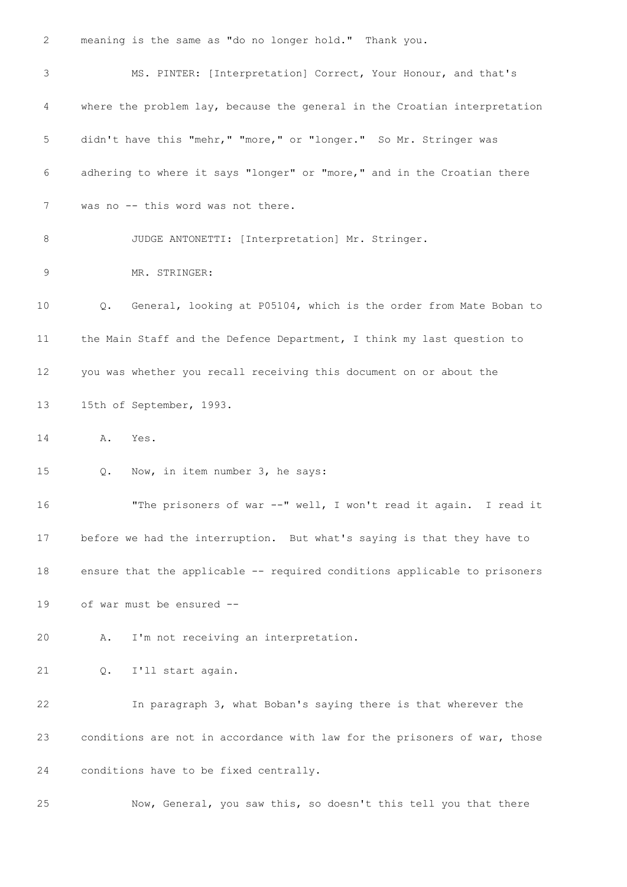meaning is the same as "do no longer hold." Thank you.

MS. PINTER: [Interpretation] Correct, Your Honour, and that's where the problem lay, because the general in the Croatian interpretation didn't have this "mehr," "more," or "longer." So Mr. Stringer was adhering to where it says "longer" or "more," and in the Croatian there was no -- this word was not there.

JUDGE ANTONETTI: [Interpretation] Mr. Stringer.

MR. STRINGER:

Q. General, looking at P05104, which is the order from Mate Boban to the Main Staff and the Defence Department, I think my last question to you was whether you recall receiving this document on or about the 15th of September, 1993.

A. Yes.

Q. Now, in item number 3, he says:

"The prisoners of war --" well, I won't read it again. I read it before we had the interruption. But what's saying is that they have to ensure that the applicable -- required conditions applicable to prisoners of war must be ensured --

A. I'm not receiving an interpretation.

Q. I'll start again.

In paragraph 3, what Boban's saying there is that wherever the conditions are not in accordance with law for the prisoners of war, those conditions have to be fixed centrally.

Now, General, you saw this, so doesn't this tell you that there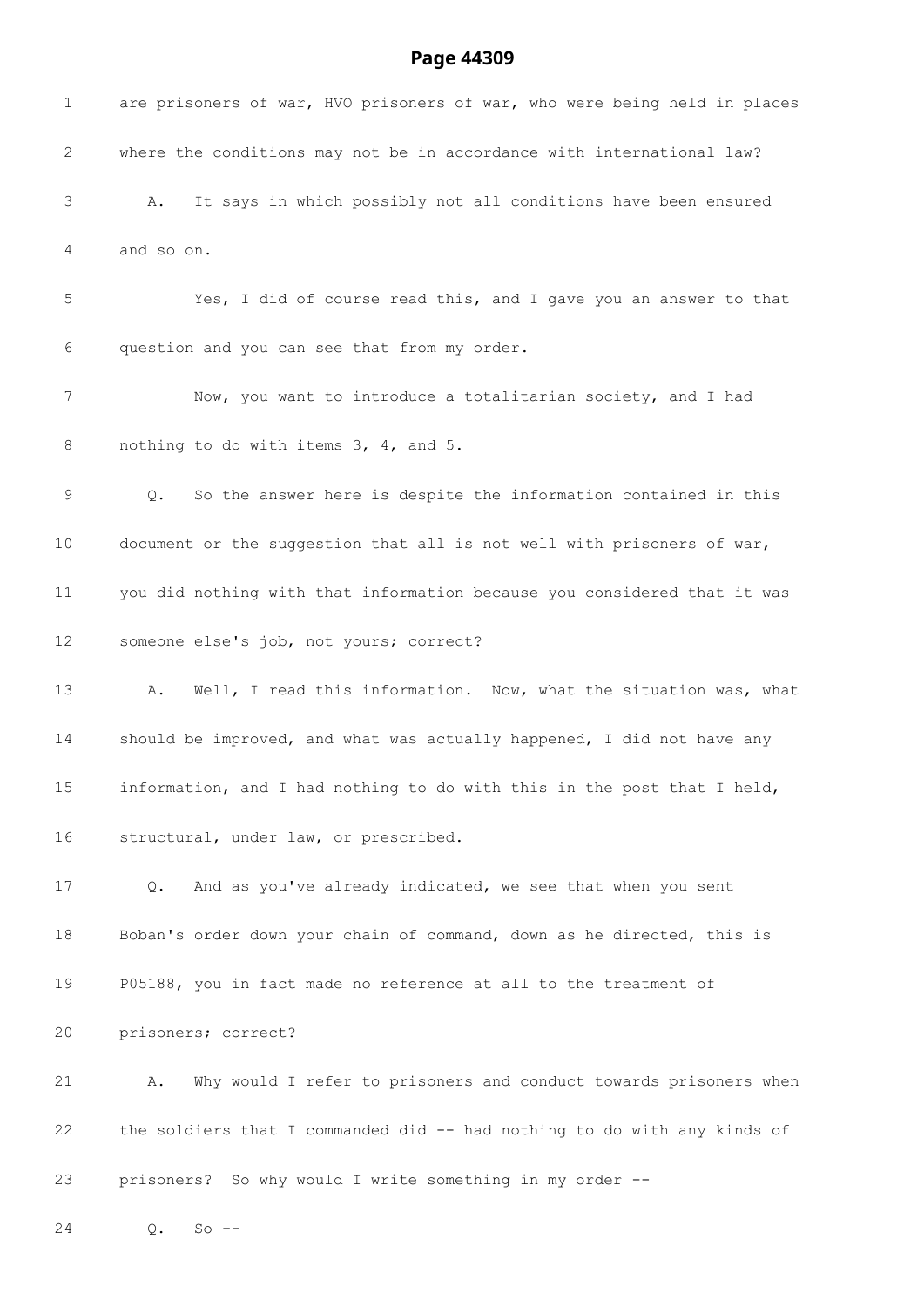are prisoners of war, HVO prisoners of war, who were being held in places where the conditions may not be in accordance with international law?

A. It says in which possibly not all conditions have been ensured and so on.

Yes, I did of course read this, and I gave you an answer to that question and you can see that from my order.

Now, you want to introduce a totalitarian society, and I had nothing to do with items 3, 4, and 5.

Q. So the answer here is despite the information contained in this document or the suggestion that all is not well with prisoners of war, you did nothing with that information because you considered that it was someone else's job, not yours; correct?

A. Well, I read this information. Now, what the situation was, what should be improved, and what was actually happened, I did not have any information, and I had nothing to do with this in the post that I held, structural, under law, or prescribed.

Q. And as you've already indicated, we see that when you sent Boban's order down your chain of command, down as he directed, this is P05188, you in fact made no reference at all to the treatment of prisoners; correct?

A. Why would I refer to prisoners and conduct towards prisoners when the soldiers that I commanded did -- had nothing to do with any kinds of prisoners? So why would I write something in my order --

Q. So --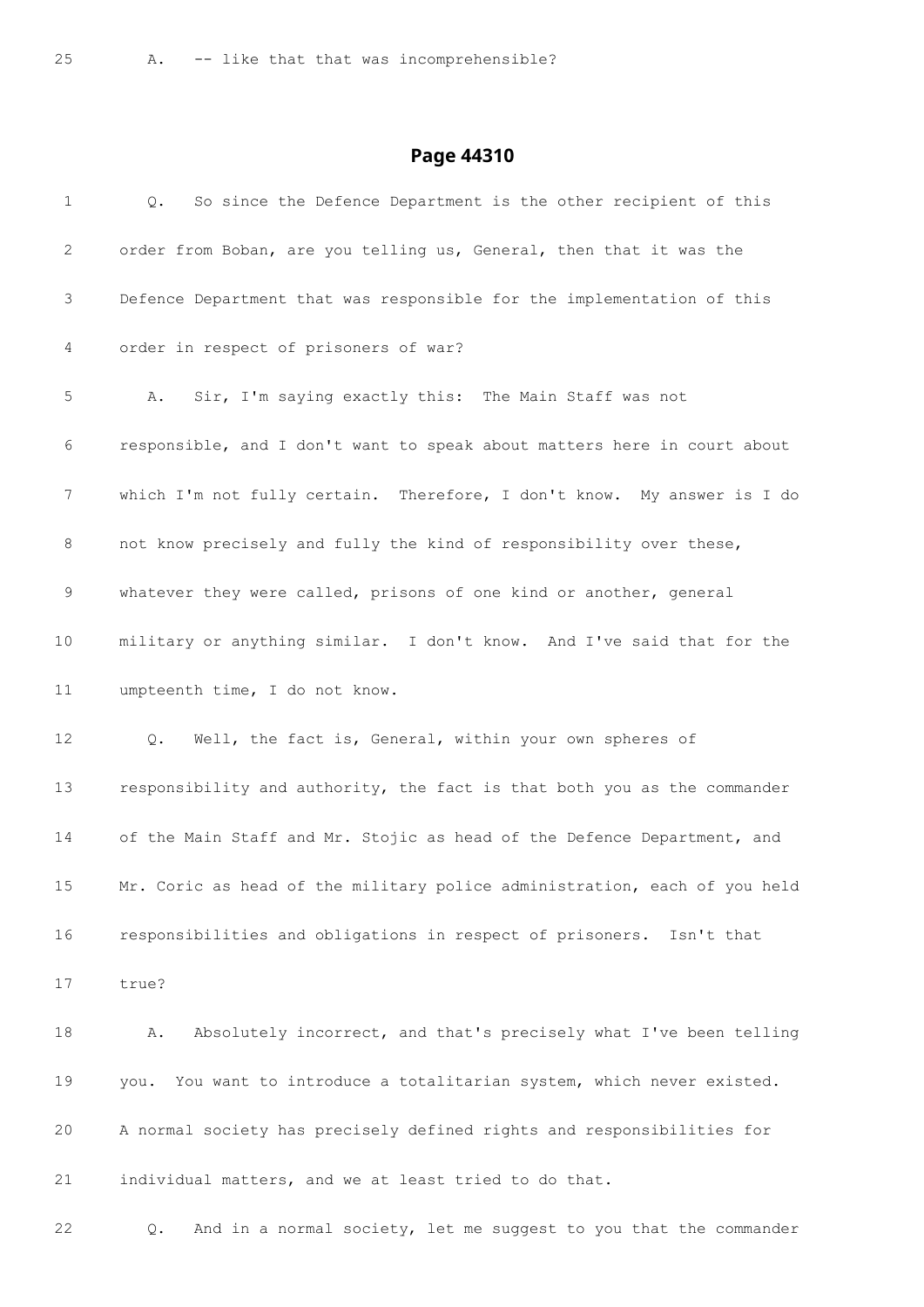25 A. -- like that that was incomprehensible?

## Page 44310

1 Q. So since the Defence Department is the other recipient of this

2 order from Boban, are you telling us, General, then that it was the

3 Defence Department that was responsible for the implementation of this

4 order in respect of prisoners of war?

5 A. Sir, I'm saying exactly this: The Main Staff was not

6 responsible, and I don't want to speak about matters here in court about

7 which I'm not fully certain. Therefore, I don't know. My answer is I do

8 not know precisely and fully the kind of responsibility over these,

9 whatever they were called, prisons of one kind or another, general

10 military or anything similar. I don't know. And I've said that for the

11 umpteenth time, I do not know.

12 Q. Well, the fact is, General, within your own spheres of

13 responsibility and authority, the fact is that both you as the commander

14 of the Main Staff and Mr. Stojic as head of the Defence Department, and

15 Mr. Coric as head of the military police administration, each of you held

16 responsibilities and obligations in respect of prisoners. Isn't that

17 true?

18 A. Absolutely incorrect, and that's precisely what I've been telling

19 you. You want to introduce a totalitarian system, which never existed.

20 A normal society has precisely defined rights and responsibilities for

21 individual matters, and we at least tried to do that.

22 Q. And in a normal society, let me suggest to you that the commander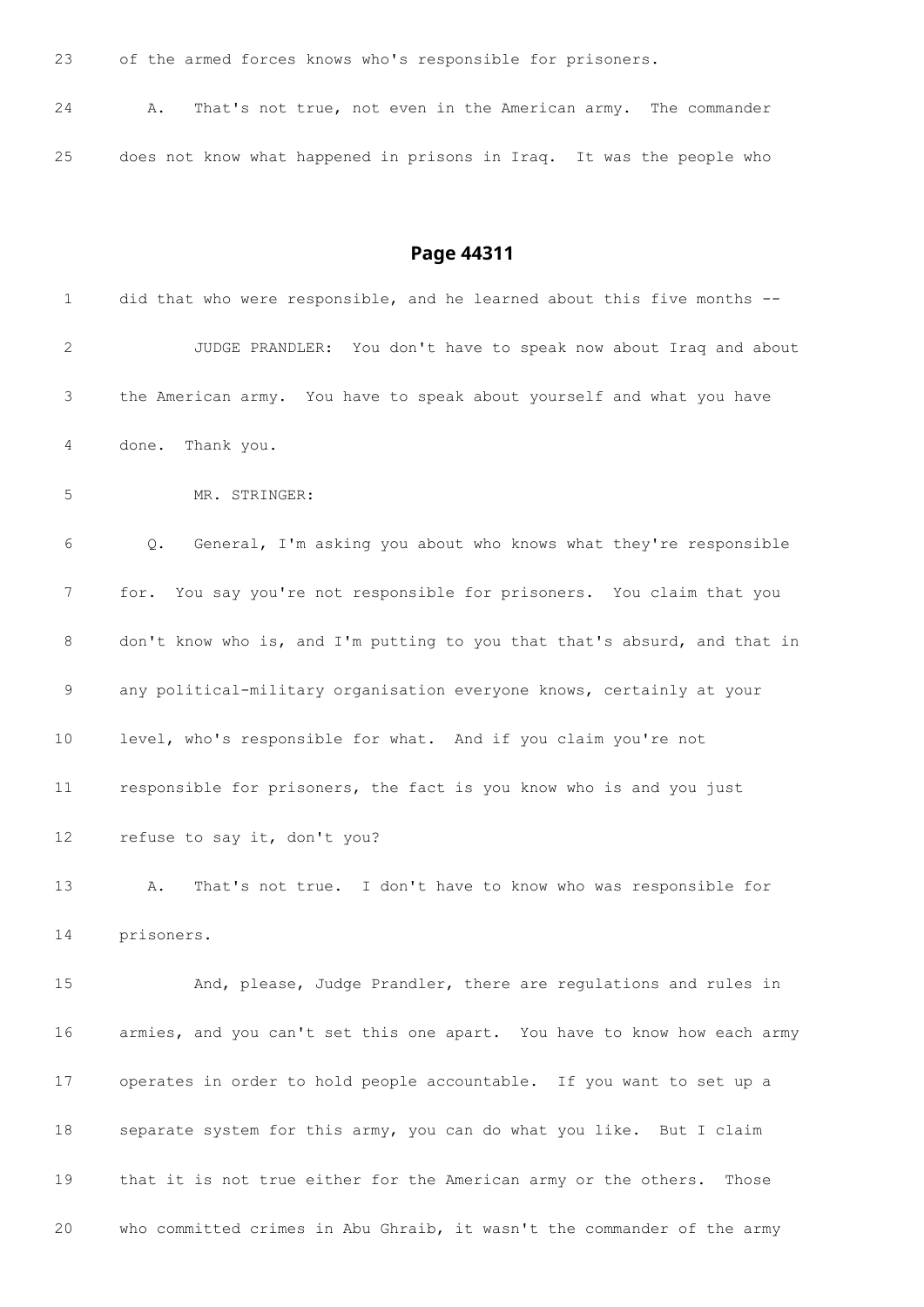23 of the armed forces knows who's responsible for prisoners.

24 A. That's not true, not even in the American army. The commander

25 does not know what happened in prisons in Iraq. It was the people who

## Page 44311

1 did that who were responsible, and he learned about this five months --

2 JUDGE PRANDLER: You don't have to speak now about Iraq and about

3 the American army. You have to speak about yourself and what you have

4 done. Thank you.

5 MR. STRINGER:

6 Q. General, I'm asking you about who knows what they're responsible

7 for. You say you're not responsible for prisoners. You claim that you

8 don't know who is, and I'm putting to you that that's absurd, and that in

9 any political-military organisation everyone knows, certainly at your

10 level, who's responsible for what. And if you claim you're not

11 responsible for prisoners, the fact is you know who is and you just

12 refuse to say it, don't you?

13 A. That's not true. I don't have to know who was responsible for

14 prisoners.

15 And, please, Judge Prandler, there are regulations and rules in

16 armies, and you can't set this one apart. You have to know how each army

17 operates in order to hold people accountable. If you want to set up a

18 separate system for this army, you can do what you like. But I claim

19 that it is not true either for the American army or the others. Those

20 who committed crimes in Abu Ghraib, it wasn't the commander of the army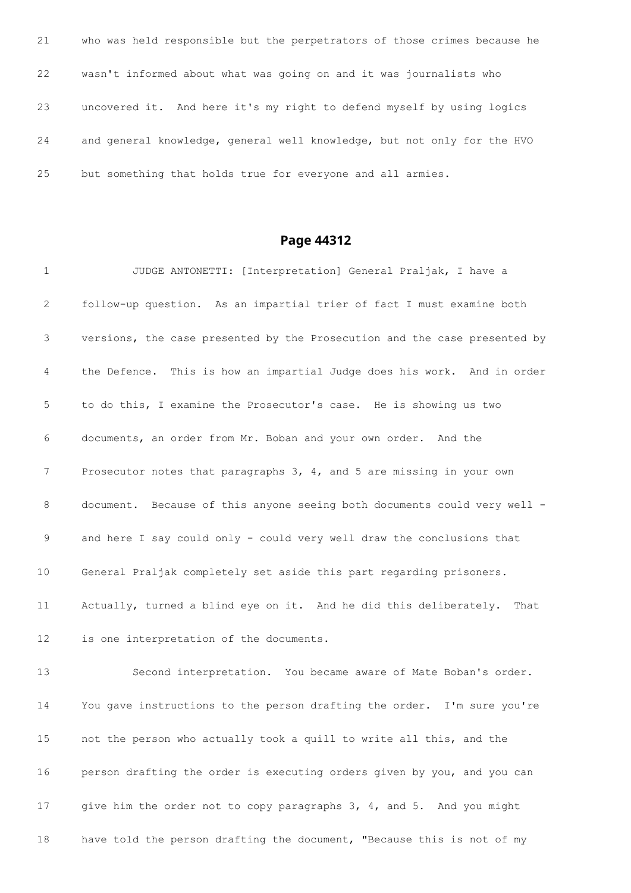21 who was held responsible but the perpetrators of those crimes because he

22 wasn't informed about what was going on and it was journalists who

23 uncovered it. And here it's my right to defend myself by using logics

24 and general knowledge, general well knowledge, but not only for the HVO

25 but something that holds true for everyone and all armies.

## Page 44312

1 JUDGE ANTONETTI: [Interpretation] General Praljak, I have a

2 follow-up question. As an impartial trier of fact I must examine both

3 versions, the case presented by the Prosecution and the case presented by

4 the Defence. This is how an impartial Judge does his work. And in order

5 to do this, I examine the Prosecutor's case. He is showing us two

6 documents, an order from Mr. Boban and your own order. And the

7 Prosecutor notes that paragraphs 3, 4, and 5 are missing in your own

8 document. Because of this anyone seeing both documents could very well -

9 and here I say could only - could very well draw the conclusions that

10 General Praljak completely set aside this part regarding prisoners.

11 Actually, turned a blind eye on it. And he did this deliberately. That

12 is one interpretation of the documents.

13 Second interpretation. You became aware of Mate Boban's order.

14 You gave instructions to the person drafting the order. I'm sure you're

15 not the person who actually took a quill to write all this, and the

16 person drafting the order is executing orders given by you, and you can

17 give him the order not to copy paragraphs 3, 4, and 5. And you might

18 have told the person drafting the document, "Because this is not of my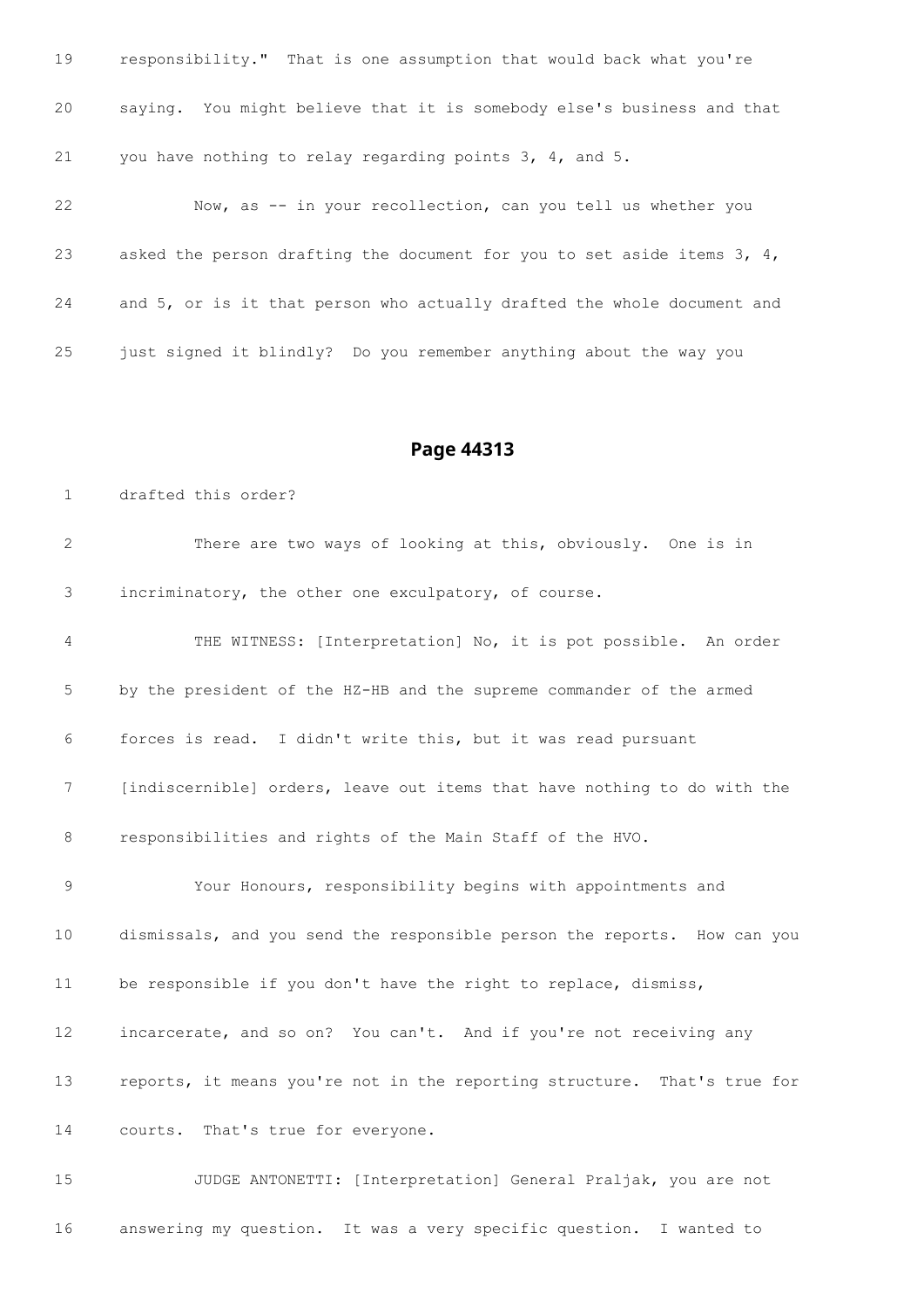19 responsibility." That is one assumption that would back what you're

20 saying. You might believe that it is somebody else's business and that

21 you have nothing to relay regarding points 3, 4, and 5.

22 Now, as -- in your recollection, can you tell us whether you

23 asked the person drafting the document for you to set aside items 3, 4,

24 and 5, or is it that person who actually drafted the whole document and

25 just signed it blindly? Do you remember anything about the way you

## Page 44313

1 drafted this order?

2 There are two ways of looking at this, obviously. One is in

3 incriminatory, the other one exculpatory, of course.

4 THE WITNESS: [Interpretation] No, it is pot possible. An order

5 by the president of the HZ-HB and the supreme commander of the armed

6 forces is read. I didn't write this, but it was read pursuant

7 [indiscernible] orders, leave out items that have nothing to do with the

8 responsibilities and rights of the Main Staff of the HVO.

9 Your Honours, responsibility begins with appointments and

10 dismissals, and you send the responsible person the reports. How can you

11 be responsible if you don't have the right to replace, dismiss,

12 incarcerate, and so on? You can't. And if you're not receiving any

13 reports, it means you're not in the reporting structure. That's true for

14 courts. That's true for everyone.

15 JUDGE ANTONETTI: [Interpretation] General Praljak, you are not

16 answering my question. It was a very specific question. I wanted to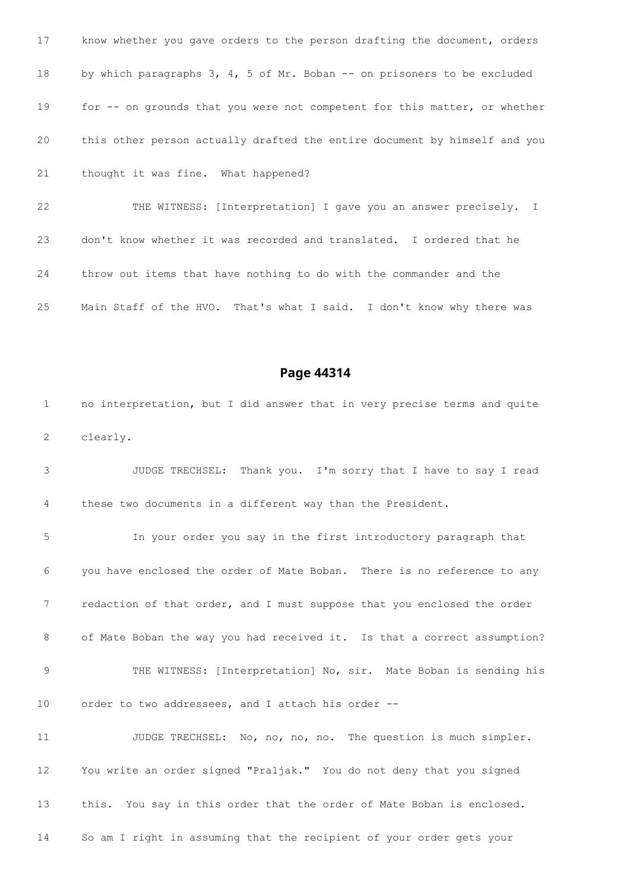17 know whether you gave orders to the person drafting the document, orders

18 by which paragraphs 3, 4, 5 of Mr. Boban -- on prisoners to be excluded

19 for -- on grounds that you were not competent for this matter, or whether

20 this other person actually drafted the entire document by himself and you

21 thought it was fine. What happened?

22 THE WITNESS: [Interpretation] I gave you an answer precisely. I

23 don't know whether it was recorded and translated. I ordered that he

24 throw out items that have nothing to do with the commander and the

25 Main Staff of the HVO. That's what I said. I don't know why there was

## Page 44314

1 no interpretation, but I did answer that in very precise terms and quite

2 clearly.

3 JUDGE TRECHSEL: Thank you. I'm sorry that I have to say I read

4 these two documents in a different way than the President.

5 In your order you say in the first introductory paragraph that

6 you have enclosed the order of Mate Boban. There is no reference to any

7 redaction of that order, and I must suppose that you enclosed the order

8 of Mate Boban the way you had received it. Is that a correct assumption?

9 THE WITNESS: [Interpretation] No, sir. Mate Boban is sending his

10 order to two addressees, and I attach his order --

11 JUDGE TRECHSEL: No, no, no, no. The question is much simpler.

12 You write an order signed "Praljak." You do not deny that you signed

13 this. You say in this order that the order of Mate Boban is enclosed.

14 So am I right in assuming that the recipient of your order gets your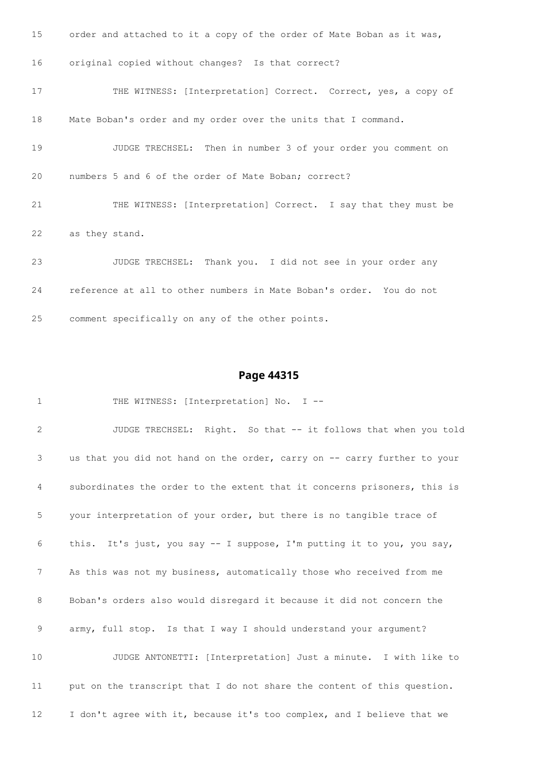15 order and attached to it a copy of the order of Mate Boban as it was,

16 original copied without changes? Is that correct?

17 THE WITNESS: [Interpretation] Correct. Correct, yes, a copy of

18 Mate Boban's order and my order over the units that I command.

19 JUDGE TRECHSEL: Then in number 3 of your order you comment on

20 numbers 5 and 6 of the order of Mate Boban; correct?

21 THE WITNESS: [Interpretation] Correct. I say that they must be

22 as they stand.

23 JUDGE TRECHSEL: Thank you. I did not see in your order any

24 reference at all to other numbers in Mate Boban's order. You do not

25 comment specifically on any of the other points.

## Page 44315

1 THE WITNESS: [Interpretation] No. I --

2 JUDGE TRECHSEL: Right. So that -- it follows that when you told

3 us that you did not hand on the order, carry on -- carry further to your

4 subordinates the order to the extent that it concerns prisoners, this is

5 your interpretation of your order, but there is no tangible trace of

6 this. It's just, you say -- I suppose, I'm putting it to you, you say,

7 As this was not my business, automatically those who received from me

8 Boban's orders also would disregard it because it did not concern the

9 army, full stop. Is that I way I should understand your argument?

10 JUDGE ANTONETTI: [Interpretation] Just a minute. I with like to

11 put on the transcript that I do not share the content of this question.

12 I don't agree with it, because it's too complex, and I believe that we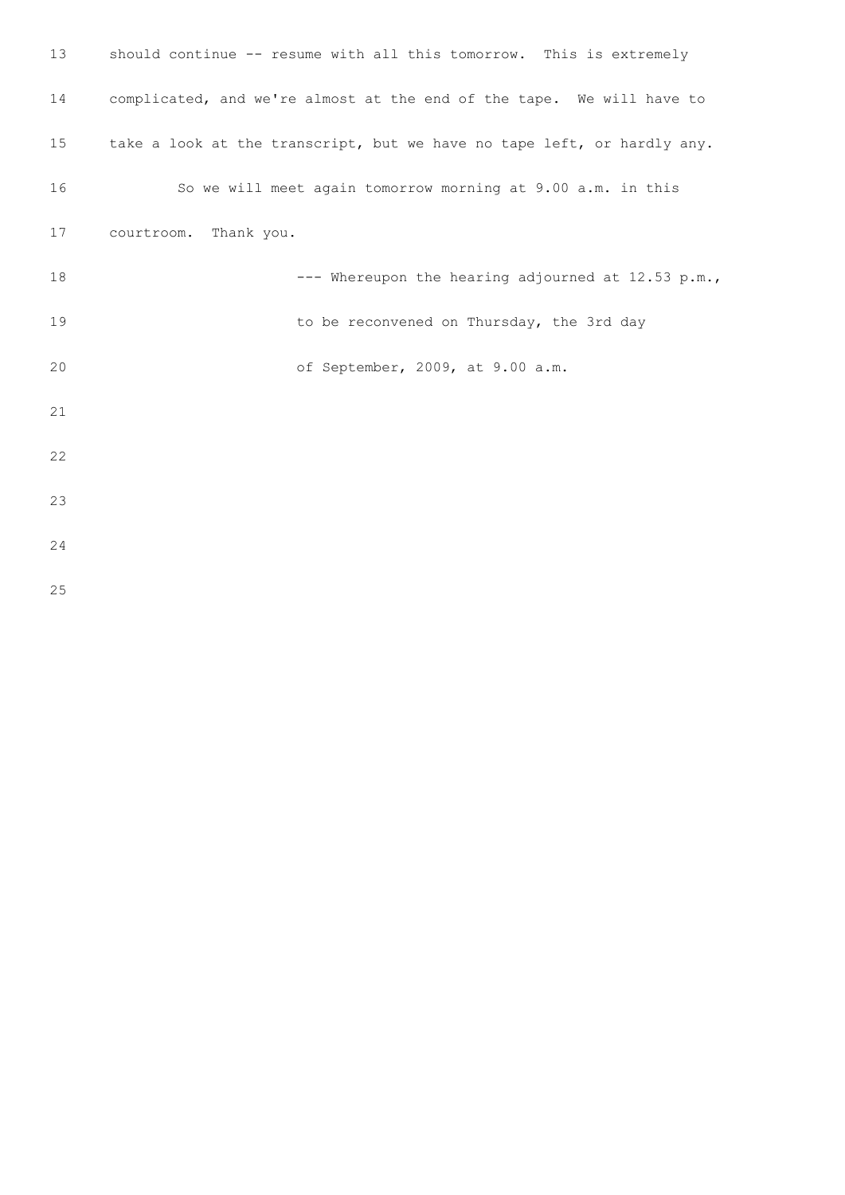should continue -- resume with all this tomorrow. This is extremely complicated, and we're almost at the end of the tape. We will have to take a look at the transcript, but we have no tape left, or hardly any.

So we will meet again tomorrow morning at 9.00 a.m. in this courtroom. Thank you.

--- Whereupon the hearing adjourned at 12.53 p.m., to be reconvened on Thursday, the 3rd day of September, 2009, at 9.00 a.m.